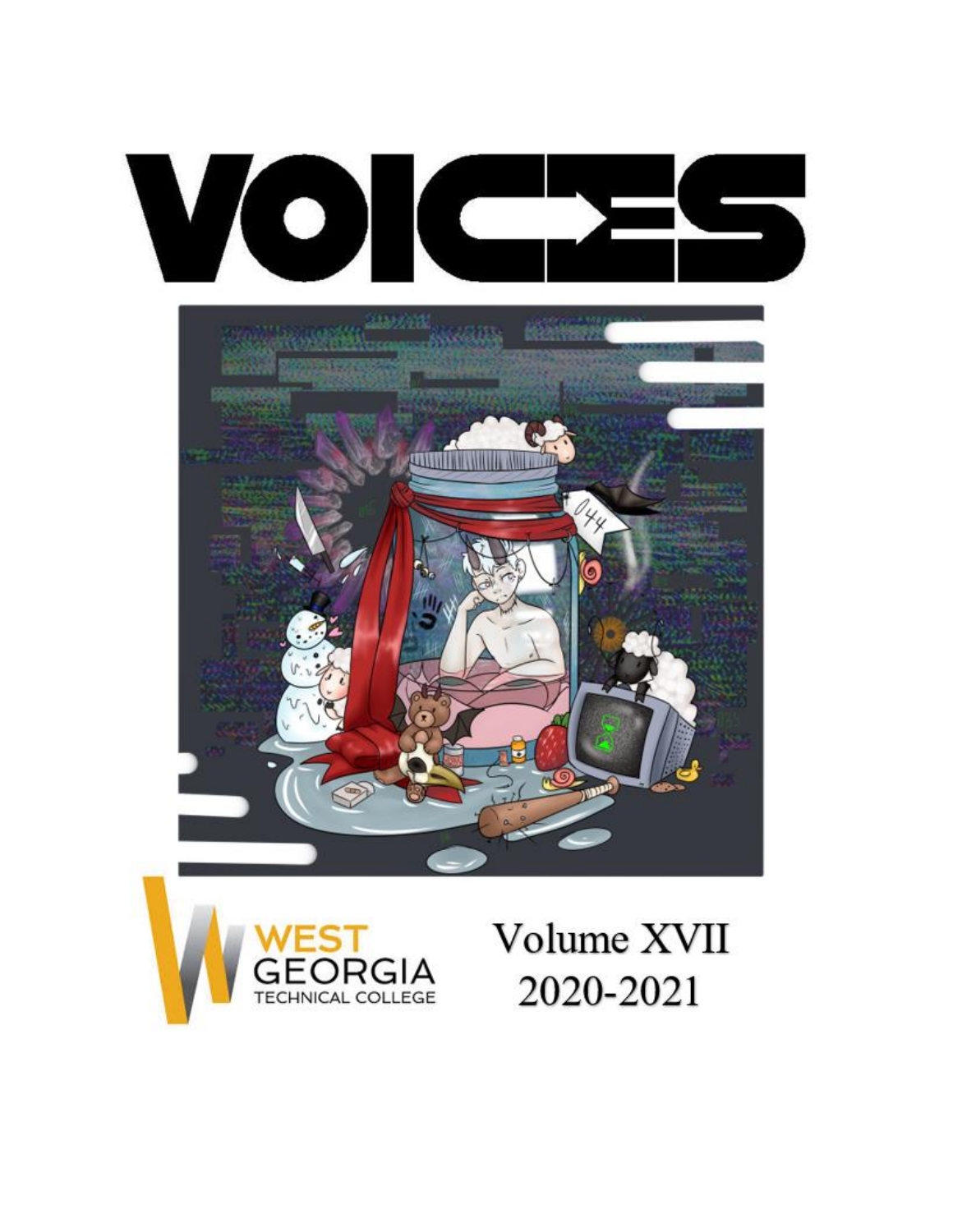# VOICES

WEST GEORGIA TECHNICAL COLLEGE

Volume XVII

2020-2021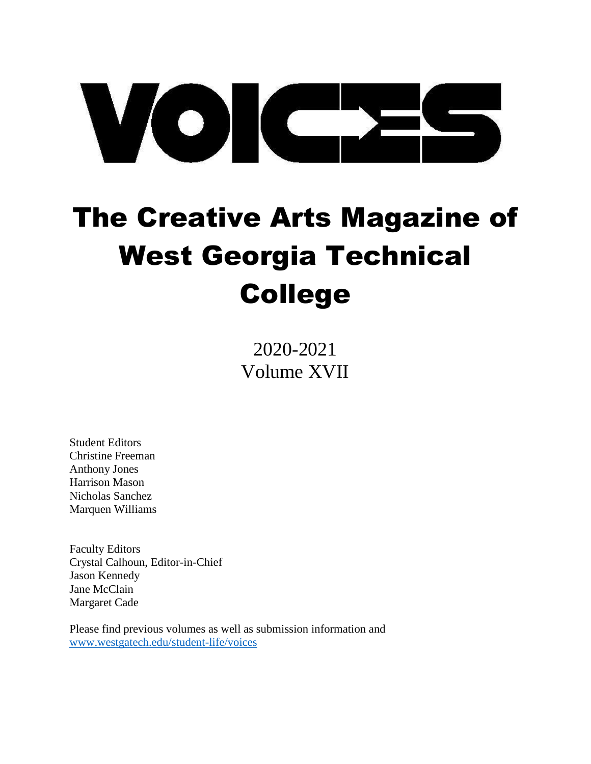# VOICES

# The Creative Arts Magazine of West Georgia Technical College

2020-2021
Volume XVII

Student Editors
Christine Freeman
Anthony Jones
Harrison Mason
Nicholas Sanchez
Marquen Williams

Faculty Editors
Crystal Calhoun, Editor-in-Chief
Jason Kennedy
Jane McClain
Margaret Cade

Please find previous volumes as well as submission information and
[www.westgatech.edu/student-life/voices](www.westgatech.edu/student-life/voices)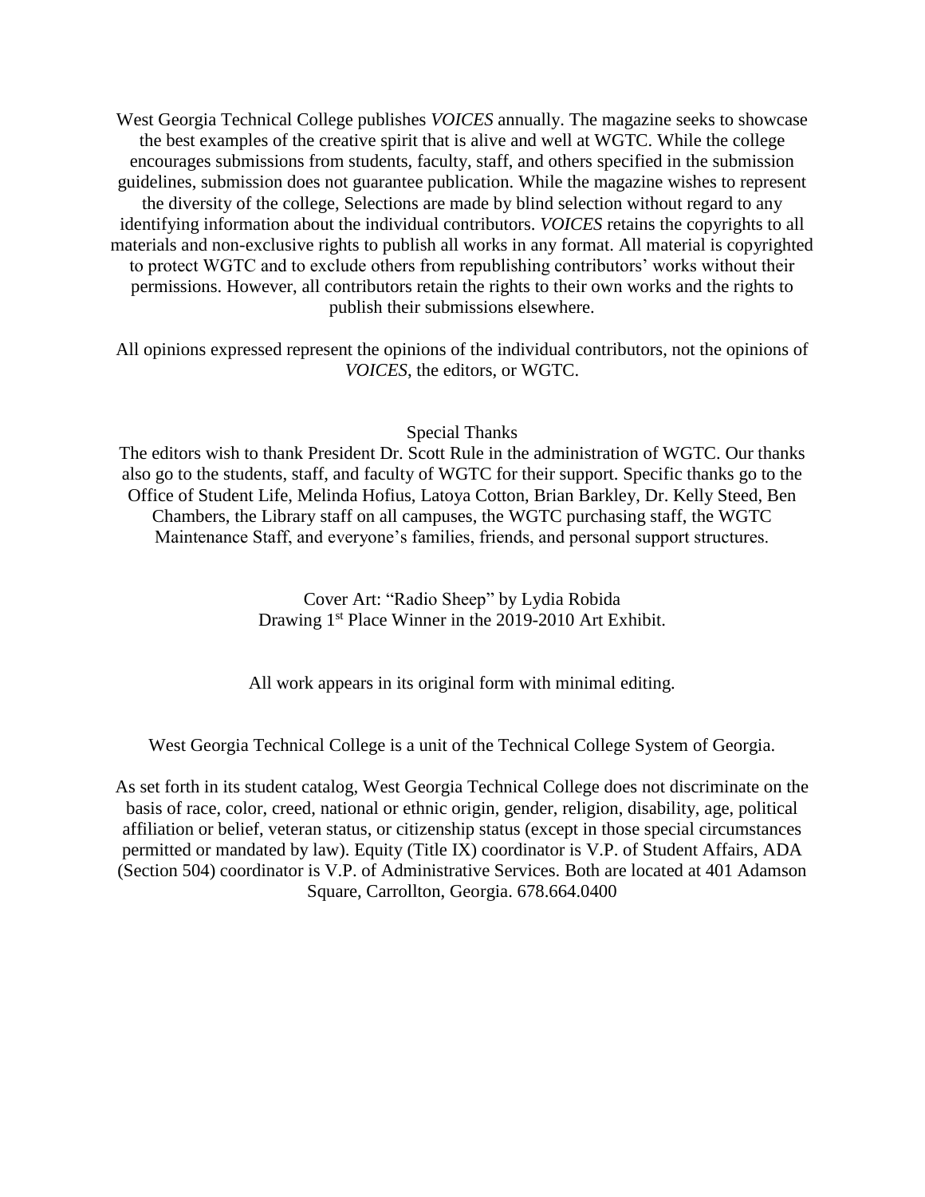West Georgia Technical College publishes *VOICES* annually. The magazine seeks to showcase the best examples of the creative spirit that is alive and well at WGTC. While the college encourages submissions from students, faculty, staff, and others specified in the submission guidelines, submission does not guarantee publication. While the magazine wishes to represent the diversity of the college, Selections are made by blind selection without regard to any identifying information about the individual contributors. *VOICES* retains the copyrights to all materials and non-exclusive rights to publish all works in any format. All material is copyrighted to protect WGTC and to exclude others from republishing contributors' works without their permissions. However, all contributors retain the rights to their own works and the rights to publish their submissions elsewhere.

All opinions expressed represent the opinions of the individual contributors, not the opinions of *VOICES*, the editors, or WGTC.

Special Thanks

The editors wish to thank President Dr. Scott Rule in the administration of WGTC. Our thanks also go to the students, staff, and faculty of WGTC for their support. Specific thanks go to the Office of Student Life, Melinda Hofius, Latoya Cotton, Brian Barkley, Dr. Kelly Steed, Ben Chambers, the Library staff on all campuses, the WGTC purchasing staff, the WGTC Maintenance Staff, and everyone's families, friends, and personal support structures.

Cover Art: "Radio Sheep" by Lydia Robida
Drawing 1st Place Winner in the 2019-2010 Art Exhibit.

All work appears in its original form with minimal editing.

West Georgia Technical College is a unit of the Technical College System of Georgia.

As set forth in its student catalog, West Georgia Technical College does not discriminate on the basis of race, color, creed, national or ethnic origin, gender, religion, disability, age, political affiliation or belief, veteran status, or citizenship status (except in those special circumstances permitted or mandated by law). Equity (Title IX) coordinator is V.P. of Student Affairs, ADA (Section 504) coordinator is V.P. of Administrative Services. Both are located at 401 Adamson Square, Carrollton, Georgia. 678.664.0400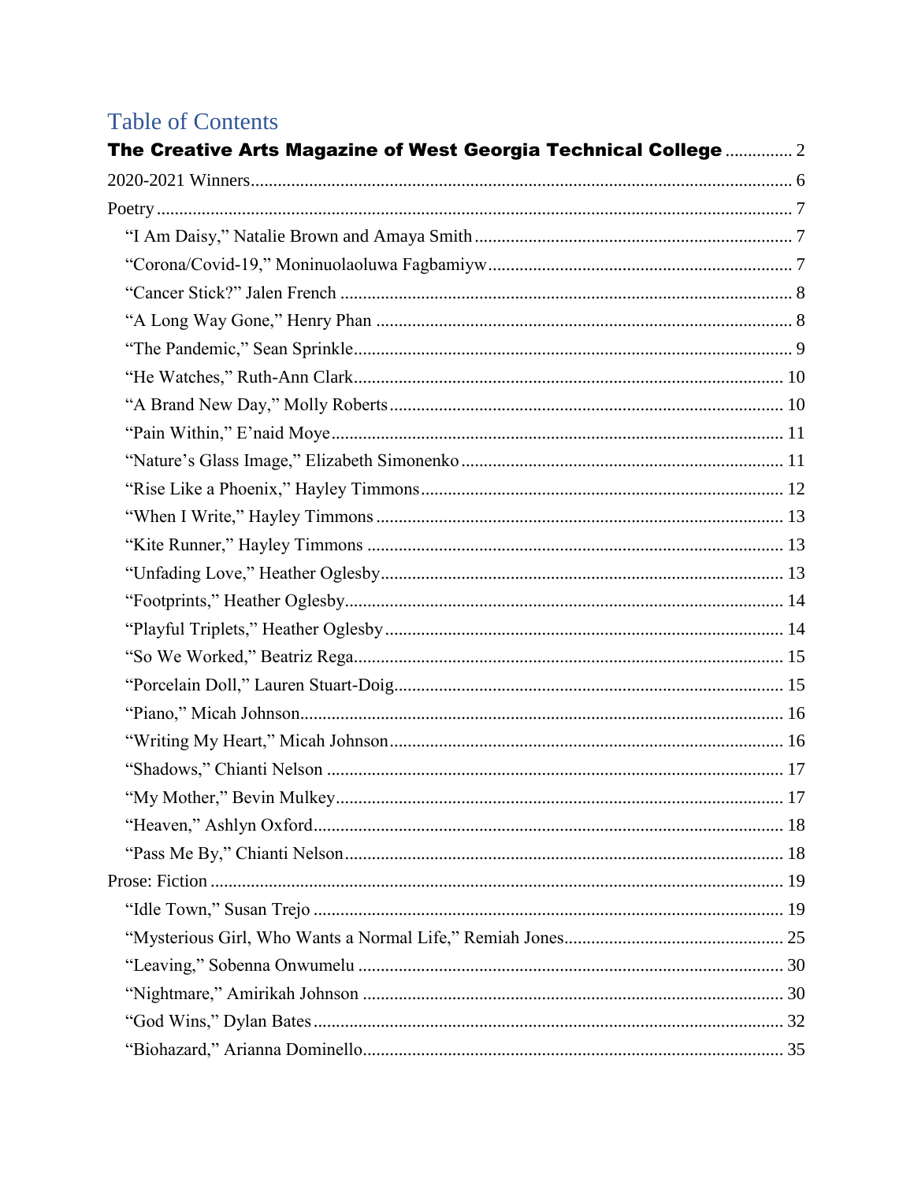# Table of Contents

**The Creative Arts Magazine of West Georgia Technical College** ............... 2

2020-2021 Winners ........................................................................................................... 6

Poetry ............................................................................................................................... 7

- "I Am Daisy," Natalie Brown and Amaya Smith ........................................................ 7
- "Corona/Covid-19," Moninuolaoluwa Fagbamiyw ..................................................... 7
- "Cancer Stick?" Jalen French ..................................................................................... 8
- "A Long Way Gone," Henry Phan .............................................................................. 8
- "The Pandemic," Sean Sprinkle .................................................................................. 9
- "He Watches," Ruth-Ann Clark ................................................................................. 10
- "A Brand New Day," Molly Roberts ......................................................................... 10
- "Pain Within," E'naid Moye ...................................................................................... 11
- "Nature's Glass Image," Elizabeth Simonenko ......................................................... 11
- "Rise Like a Phoenix," Hayley Timmons .................................................................. 12
- "When I Write," Hayley Timmons ............................................................................ 13
- "Kite Runner," Hayley Timmons .............................................................................. 13
- "Unfading Love," Heather Oglesby ........................................................................... 13
- "Footprints," Heather Oglesby ................................................................................... 14
- "Playful Triplets," Heather Oglesby ........................................................................... 14
- "So We Worked," Beatriz Rega ................................................................................. 15
- "Porcelain Doll," Lauren Stuart-Doig ........................................................................ 15
- "Piano," Micah Johnson ............................................................................................. 16
- "Writing My Heart," Micah Johnson ......................................................................... 16
- "Shadows," Chianti Nelson ....................................................................................... 17
- "My Mother," Bevin Mulkey ..................................................................................... 17
- "Heaven," Ashlyn Oxford .......................................................................................... 18
- "Pass Me By," Chianti Nelson ................................................................................... 18

Prose: Fiction ................................................................................................................. 19

- "Idle Town," Susan Trejo .......................................................................................... 19
- "Mysterious Girl, Who Wants a Normal Life," Remiah Jones .................................. 25
- "Leaving," Sobenna Onwumelu ................................................................................ 30
- "Nightmare," Amirikah Johnson ............................................................................... 30
- "God Wins," Dylan Bates .......................................................................................... 32
- "Biohazard," Arianna Dominello ............................................................................... 35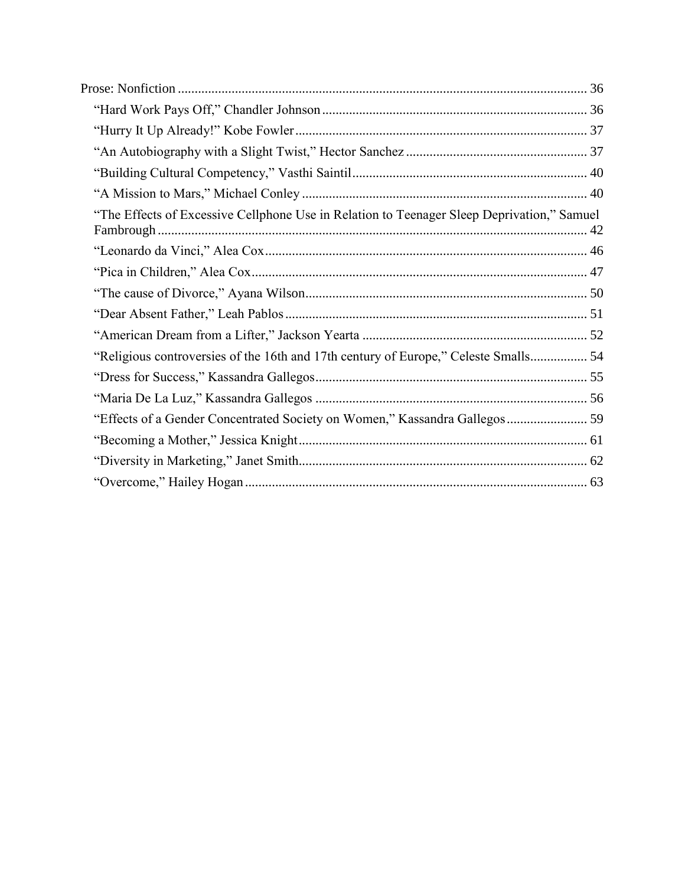Prose: Nonfiction ........................................................................................................................ 36

- "Hard Work Pays Off," Chandler Johnson .............................................................................. 36
- "Hurry It Up Already!" Kobe Fowler ..................................................................................... 37
- "An Autobiography with a Slight Twist," Hector Sanchez ..................................................... 37
- "Building Cultural Competency," Vasthi Saintil ..................................................................... 40
- "A Mission to Mars," Michael Conley .................................................................................... 40
- "The Effects of Excessive Cellphone Use in Relation to Teenager Sleep Deprivation," Samuel Fambrough .............................................................................................................................. 42
- "Leonardo da Vinci," Alea Cox ............................................................................................... 46
- "Pica in Children," Alea Cox ................................................................................................... 47
- "The cause of Divorce," Ayana Wilson ................................................................................... 50
- "Dear Absent Father," Leah Pablos ......................................................................................... 51
- "American Dream from a Lifter," Jackson Yearta .................................................................. 52
- "Religious controversies of the 16th and 17th century of Europe," Celeste Smalls ................. 54
- "Dress for Success," Kassandra Gallegos ................................................................................ 55
- "Maria De La Luz," Kassandra Gallegos ................................................................................ 56
- "Effects of a Gender Concentrated Society on Women," Kassandra Gallegos ........................ 59
- "Becoming a Mother," Jessica Knight ..................................................................................... 61
- "Diversity in Marketing," Janet Smith ..................................................................................... 62
- "Overcome," Hailey Hogan ..................................................................................................... 63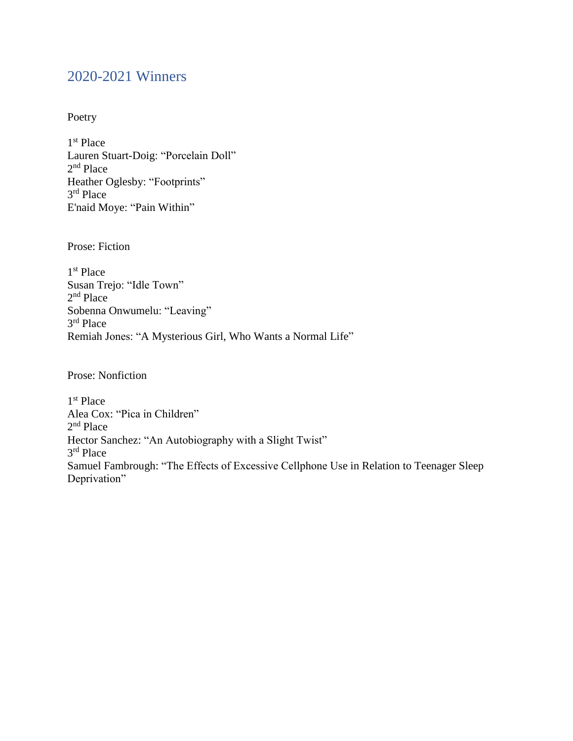## 2020-2021 Winners

Poetry

1st Place
Lauren Stuart-Doig: "Porcelain Doll"
2nd Place
Heather Oglesby: "Footprints"
3rd Place
E'naid Moye: "Pain Within"

Prose: Fiction

1st Place
Susan Trejo: "Idle Town"
2nd Place
Sobenna Onwumelu: "Leaving"
3rd Place
Remiah Jones: "A Mysterious Girl, Who Wants a Normal Life"

Prose: Nonfiction

1st Place
Alea Cox: "Pica in Children"
2nd Place
Hector Sanchez: "An Autobiography with a Slight Twist"
3rd Place
Samuel Fambrough: "The Effects of Excessive Cellphone Use in Relation to Teenager Sleep Deprivation"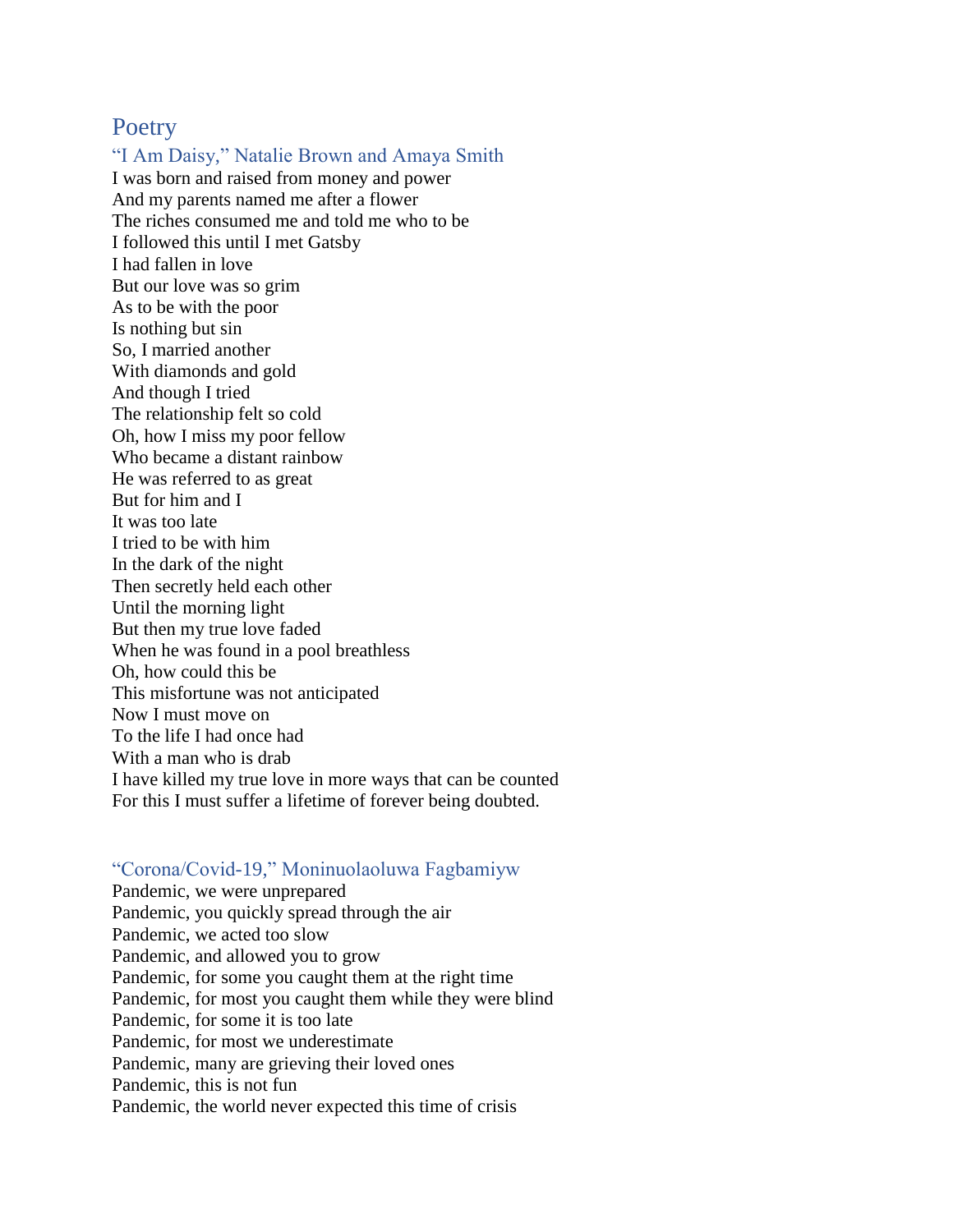# Poetry

## "I Am Daisy," Natalie Brown and Amaya Smith

I was born and raised from money and power
And my parents named me after a flower
The riches consumed me and told me who to be
I followed this until I met Gatsby
I had fallen in love
But our love was so grim
As to be with the poor
Is nothing but sin
So, I married another
With diamonds and gold
And though I tried
The relationship felt so cold
Oh, how I miss my poor fellow
Who became a distant rainbow
He was referred to as great
But for him and I
It was too late
I tried to be with him
In the dark of the night
Then secretly held each other
Until the morning light
But then my true love faded
When he was found in a pool breathless
Oh, how could this be
This misfortune was not anticipated
Now I must move on
To the life I had once had
With a man who is drab
I have killed my true love in more ways that can be counted
For this I must suffer a lifetime of forever being doubted.

## "Corona/Covid-19," Moninuolaoluwa Fagbamiyw

Pandemic, we were unprepared
Pandemic, you quickly spread through the air
Pandemic, we acted too slow
Pandemic, and allowed you to grow
Pandemic, for some you caught them at the right time
Pandemic, for most you caught them while they were blind
Pandemic, for some it is too late
Pandemic, for most we underestimate
Pandemic, many are grieving their loved ones
Pandemic, this is not fun
Pandemic, the world never expected this time of crisis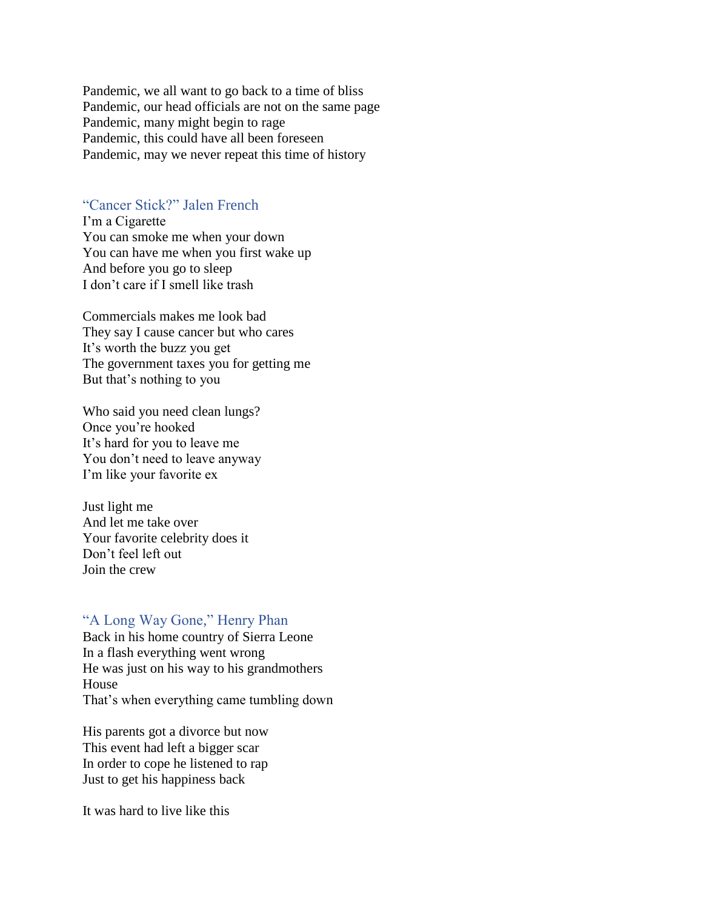Pandemic, we all want to go back to a time of bliss
Pandemic, our head officials are not on the same page
Pandemic, many might begin to rage
Pandemic, this could have all been foreseen
Pandemic, may we never repeat this time of history

### "Cancer Stick?" Jalen French

I'm a Cigarette
You can smoke me when your down
You can have me when you first wake up
And before you go to sleep
I don't care if I smell like trash

Commercials makes me look bad
They say I cause cancer but who cares
It's worth the buzz you get
The government taxes you for getting me
But that's nothing to you

Who said you need clean lungs?
Once you're hooked
It's hard for you to leave me
You don't need to leave anyway
I'm like your favorite ex

Just light me
And let me take over
Your favorite celebrity does it
Don't feel left out
Join the crew

### "A Long Way Gone," Henry Phan

Back in his home country of Sierra Leone
In a flash everything went wrong
He was just on his way to his grandmothers
House
That's when everything came tumbling down

His parents got a divorce but now
This event had left a bigger scar
In order to cope he listened to rap
Just to get his happiness back

It was hard to live like this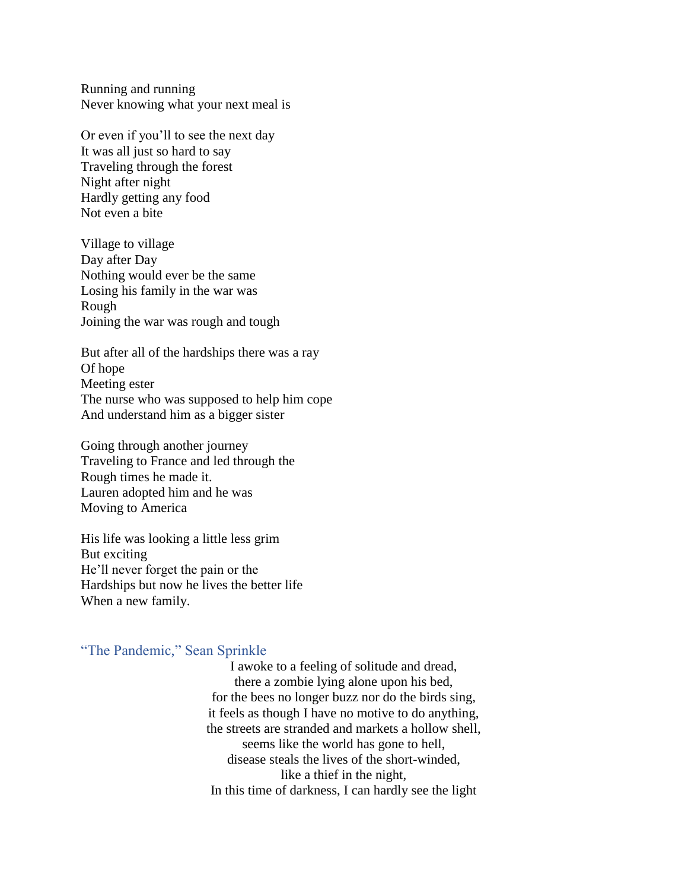Running and running
Never knowing what your next meal is

Or even if you'll to see the next day
It was all just so hard to say
Traveling through the forest
Night after night
Hardly getting any food
Not even a bite

Village to village
Day after Day
Nothing would ever be the same
Losing his family in the war was
Rough
Joining the war was rough and tough

But after all of the hardships there was a ray
Of hope
Meeting ester
The nurse who was supposed to help him cope
And understand him as a bigger sister

Going through another journey
Traveling to France and led through the
Rough times he made it.
Lauren adopted him and he was
Moving to America

His life was looking a little less grim
But exciting
He'll never forget the pain or the
Hardships but now he lives the better life
When a new family.

## "The Pandemic," Sean Sprinkle

I awoke to a feeling of solitude and dread,
there a zombie lying alone upon his bed,
for the bees no longer buzz nor do the birds sing,
it feels as though I have no motive to do anything,
the streets are stranded and markets a hollow shell,
seems like the world has gone to hell,
disease steals the lives of the short-winded,
like a thief in the night,
In this time of darkness, I can hardly see the light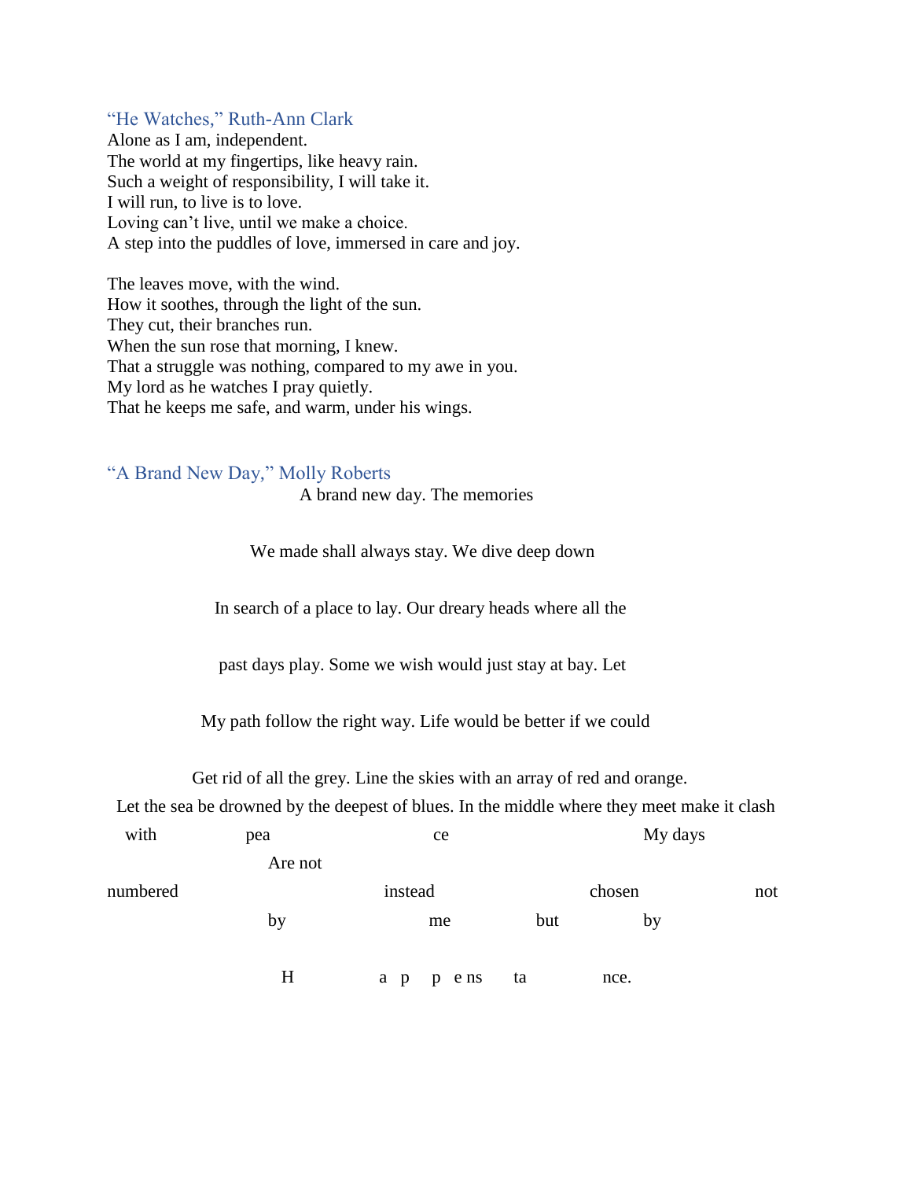### “He Watches,” Ruth-Ann Clark

Alone as I am, independent.
The world at my fingertips, like heavy rain.
Such a weight of responsibility, I will take it.
I will run, to live is to love.
Loving can’t live, until we make a choice.
A step into the puddles of love, immersed in care and joy.

The leaves move, with the wind.
How it soothes, through the light of the sun.
They cut, their branches run.
When the sun rose that morning, I knew.
That a struggle was nothing, compared to my awe in you.
My lord as he watches I pray quietly.
That he keeps me safe, and warm, under his wings.

### “A Brand New Day,” Molly Roberts

A brand new day. The memories

We made shall always stay. We dive deep down

In search of a place to lay. Our dreary heads where all the

past days play. Some we wish would just stay at bay. Let

My path follow the right way. Life would be better if we could

Get rid of all the grey. Line the skies with an array of red and orange.

Let the sea be drowned by the deepest of blues. In the middle where they meet make it clash

with pea ce My days

Are not

numbered instead chosen not

by me but by

H a p p e ns ta nce.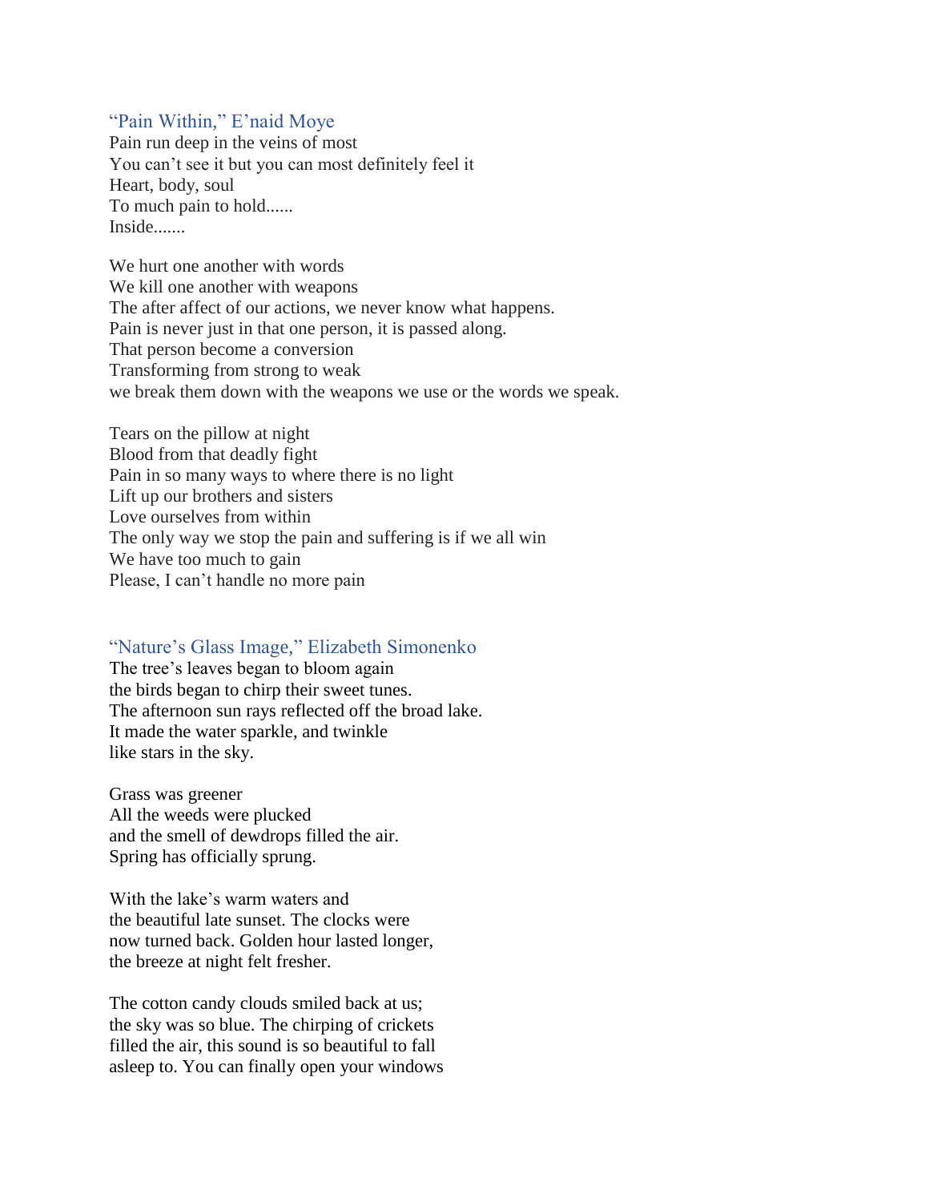## "Pain Within," E'naid Moye

Pain run deep in the veins of most  
You can't see it but you can most definitely feel it  
Heart, body, soul  
To much pain to hold......  
Inside.......

We hurt one another with words  
We kill one another with weapons  
The after affect of our actions, we never know what happens.  
Pain is never just in that one person, it is passed along.  
That person become a conversion  
Transforming from strong to weak  
we break them down with the weapons we use or the words we speak.

Tears on the pillow at night  
Blood from that deadly fight  
Pain in so many ways to where there is no light  
Lift up our brothers and sisters  
Love ourselves from within  
The only way we stop the pain and suffering is if we all win  
We have too much to gain  
Please, I can't handle no more pain

## "Nature's Glass Image," Elizabeth Simonenko

The tree's leaves began to bloom again  
the birds began to chirp their sweet tunes.  
The afternoon sun rays reflected off the broad lake.  
It made the water sparkle, and twinkle  
like stars in the sky.

Grass was greener  
All the weeds were plucked  
and the smell of dewdrops filled the air.  
Spring has officially sprung.

With the lake's warm waters and  
the beautiful late sunset. The clocks were  
now turned back. Golden hour lasted longer,  
the breeze at night felt fresher.

The cotton candy clouds smiled back at us;  
the sky was so blue. The chirping of crickets  
filled the air, this sound is so beautiful to fall  
asleep to. You can finally open your windows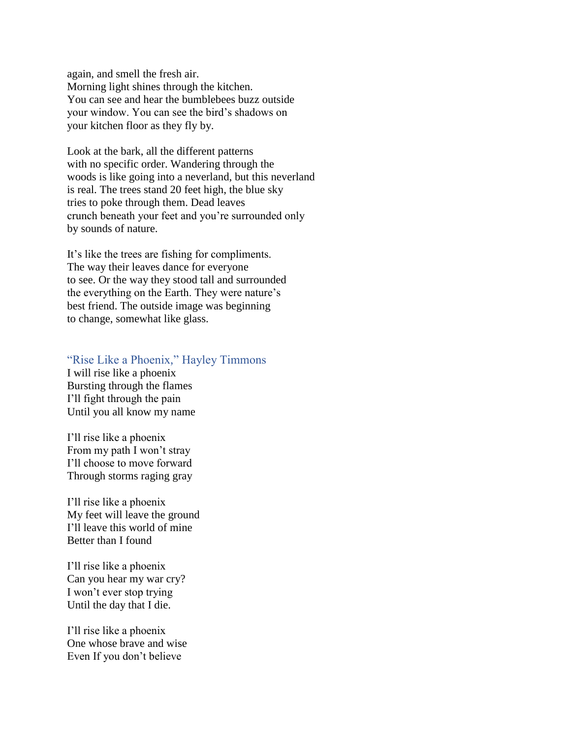again, and smell the fresh air.
Morning light shines through the kitchen.
You can see and hear the bumblebees buzz outside
your window. You can see the bird's shadows on
your kitchen floor as they fly by.

Look at the bark, all the different patterns
with no specific order. Wandering through the
woods is like going into a neverland, but this neverland
is real. The trees stand 20 feet high, the blue sky
tries to poke through them. Dead leaves
crunch beneath your feet and you're surrounded only
by sounds of nature.

It's like the trees are fishing for compliments.
The way their leaves dance for everyone
to see. Or the way they stood tall and surrounded
the everything on the Earth. They were nature's
best friend. The outside image was beginning
to change, somewhat like glass.

### "Rise Like a Phoenix," Hayley Timmons

I will rise like a phoenix
Bursting through the flames
I'll fight through the pain
Until you all know my name

I'll rise like a phoenix
From my path I won't stray
I'll choose to move forward
Through storms raging gray

I'll rise like a phoenix
My feet will leave the ground
I'll leave this world of mine
Better than I found

I'll rise like a phoenix
Can you hear my war cry?
I won't ever stop trying
Until the day that I die.

I'll rise like a phoenix
One whose brave and wise
Even If you don't believe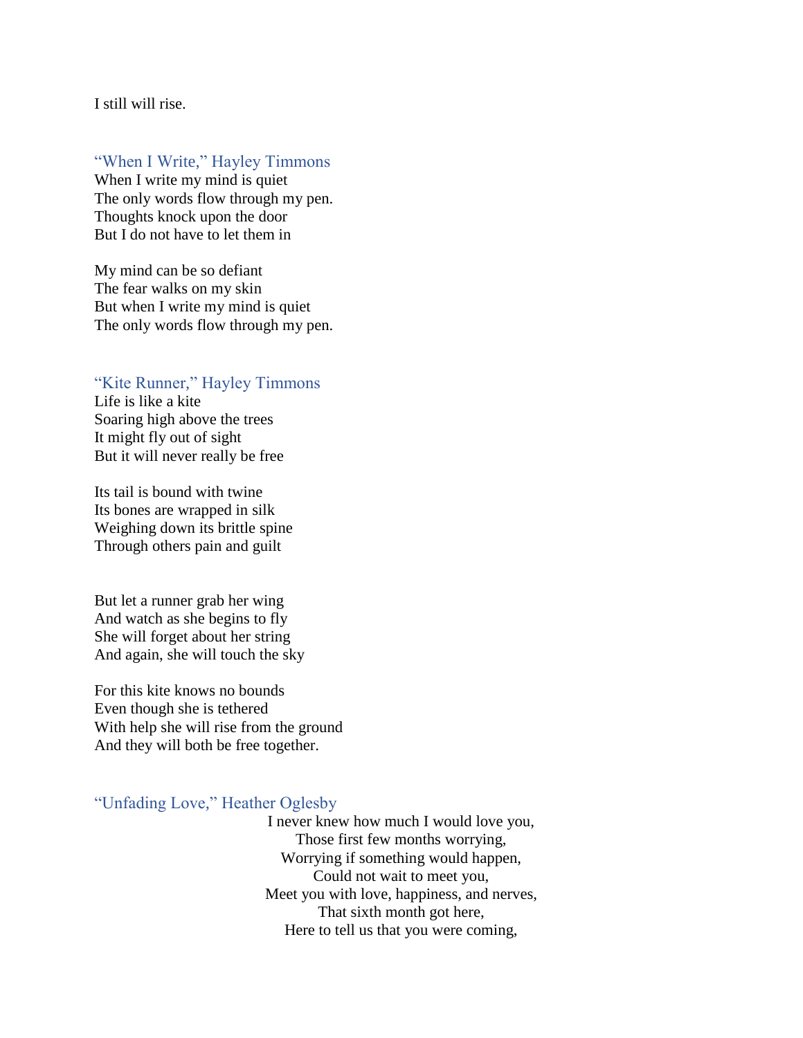I still will rise.

### "When I Write," Hayley Timmons

When I write my mind is quiet  
The only words flow through my pen.  
Thoughts knock upon the door  
But I do not have to let them in

My mind can be so defiant  
The fear walks on my skin  
But when I write my mind is quiet  
The only words flow through my pen.

### "Kite Runner," Hayley Timmons

Life is like a kite  
Soaring high above the trees  
It might fly out of sight  
But it will never really be free

Its tail is bound with twine  
Its bones are wrapped in silk  
Weighing down its brittle spine  
Through others pain and guilt

But let a runner grab her wing  
And watch as she begins to fly  
She will forget about her string  
And again, she will touch the sky

For this kite knows no bounds  
Even though she is tethered  
With help she will rise from the ground  
And they will both be free together.

### "Unfading Love," Heather Oglesby

I never knew how much I would love you,  
Those first few months worrying,  
Worrying if something would happen,  
Could not wait to meet you,  
Meet you with love, happiness, and nerves,  
That sixth month got here,  
Here to tell us that you were coming,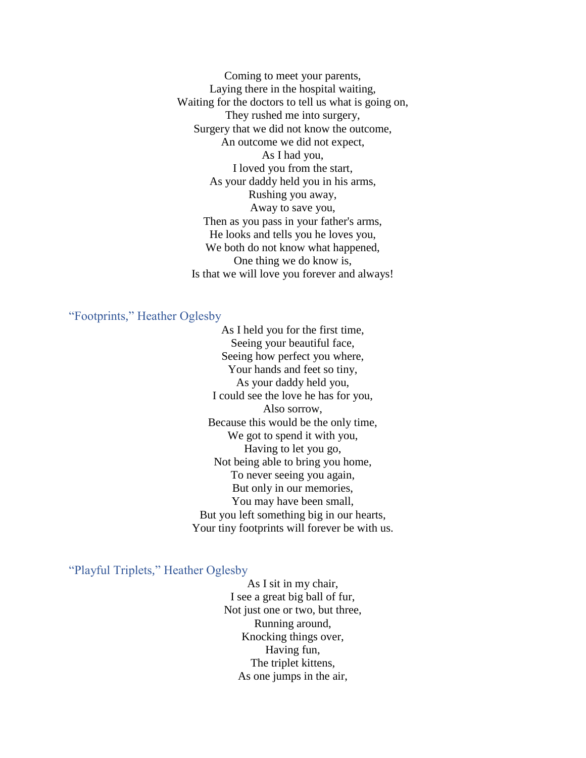Coming to meet your parents,  
Laying there in the hospital waiting,  
Waiting for the doctors to tell us what is going on,  
They rushed me into surgery,  
Surgery that we did not know the outcome,  
An outcome we did not expect,  
As I had you,  
I loved you from the start,  
As your daddy held you in his arms,  
Rushing you away,  
Away to save you,  
Then as you pass in your father's arms,  
He looks and tells you he loves you,  
We both do not know what happened,  
One thing we do know is,  
Is that we will love you forever and always!

### "Footprints," Heather Oglesby

As I held you for the first time,  
Seeing your beautiful face,  
Seeing how perfect you where,  
Your hands and feet so tiny,  
As your daddy held you,  
I could see the love he has for you,  
Also sorrow,  
Because this would be the only time,  
We got to spend it with you,  
Having to let you go,  
Not being able to bring you home,  
To never seeing you again,  
But only in our memories,  
You may have been small,  
But you left something big in our hearts,  
Your tiny footprints will forever be with us.

### "Playful Triplets," Heather Oglesby

As I sit in my chair,  
I see a great big ball of fur,  
Not just one or two, but three,  
Running around,  
Knocking things over,  
Having fun,  
The triplet kittens,  
As one jumps in the air,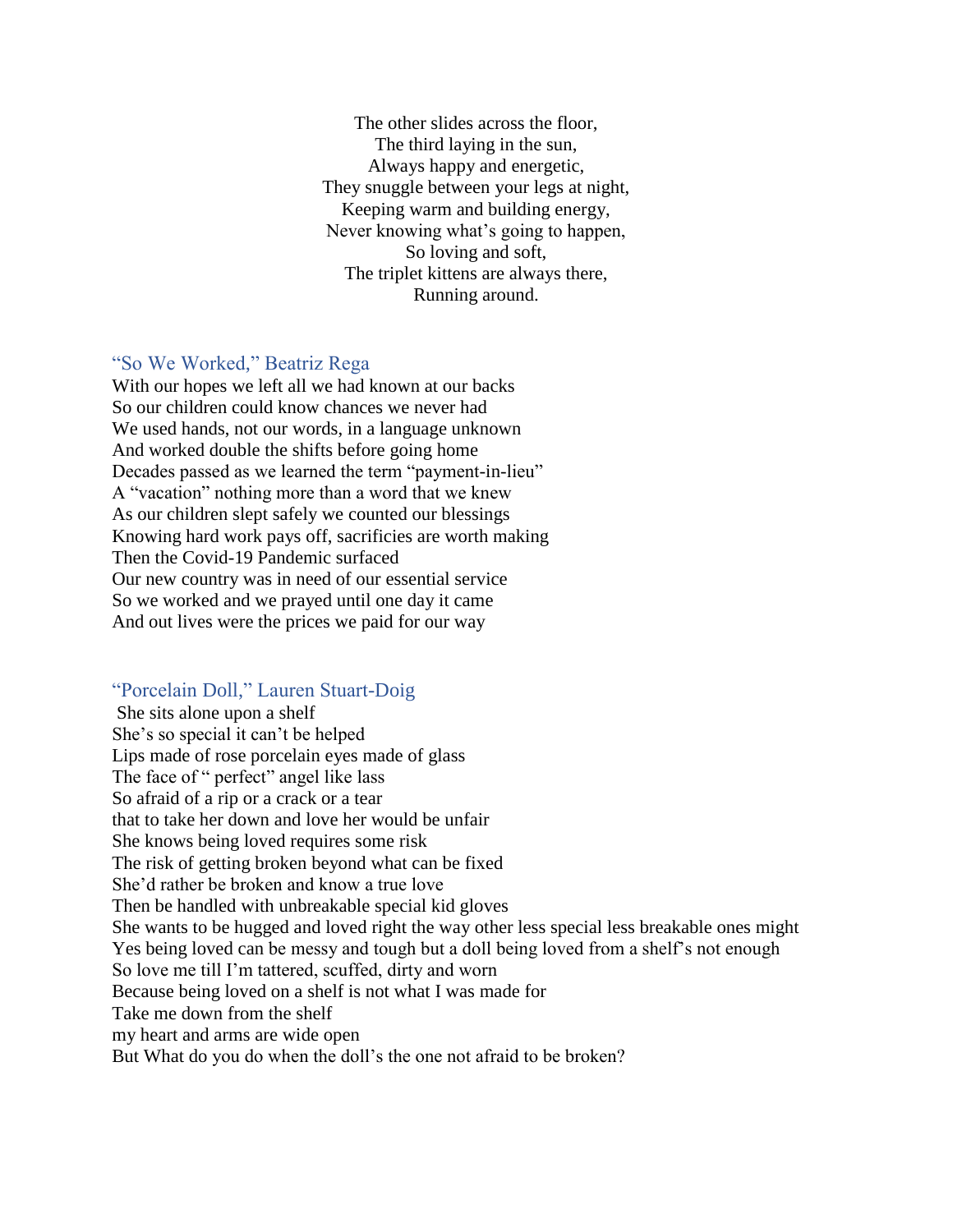The other slides across the floor,  
The third laying in the sun,  
Always happy and energetic,  
They snuggle between your legs at night,  
Keeping warm and building energy,  
Never knowing what's going to happen,  
So loving and soft,  
The triplet kittens are always there,  
Running around.

### "So We Worked," Beatriz Rega

With our hopes we left all we had known at our backs  
So our children could know chances we never had  
We used hands, not our words, in a language unknown  
And worked double the shifts before going home  
Decades passed as we learned the term "payment-in-lieu"  
A "vacation" nothing more than a word that we knew  
As our children slept safely we counted our blessings  
Knowing hard work pays off, sacrificies are worth making  
Then the Covid-19 Pandemic surfaced  
Our new country was in need of our essential service  
So we worked and we prayed until one day it came  
And out lives were the prices we paid for our way

### "Porcelain Doll," Lauren Stuart-Doig

She sits alone upon a shelf  
She's so special it can't be helped  
Lips made of rose porcelain eyes made of glass  
The face of " perfect" angel like lass  
So afraid of a rip or a crack or a tear  
that to take her down and love her would be unfair  
She knows being loved requires some risk  
The risk of getting broken beyond what can be fixed  
She'd rather be broken and know a true love  
Then be handled with unbreakable special kid gloves  
She wants to be hugged and loved right the way other less special less breakable ones might  
Yes being loved can be messy and tough but a doll being loved from a shelf's not enough  
So love me till I'm tattered, scuffed, dirty and worn  
Because being loved on a shelf is not what I was made for  
Take me down from the shelf  
my heart and arms are wide open  
But What do you do when the doll's the one not afraid to be broken?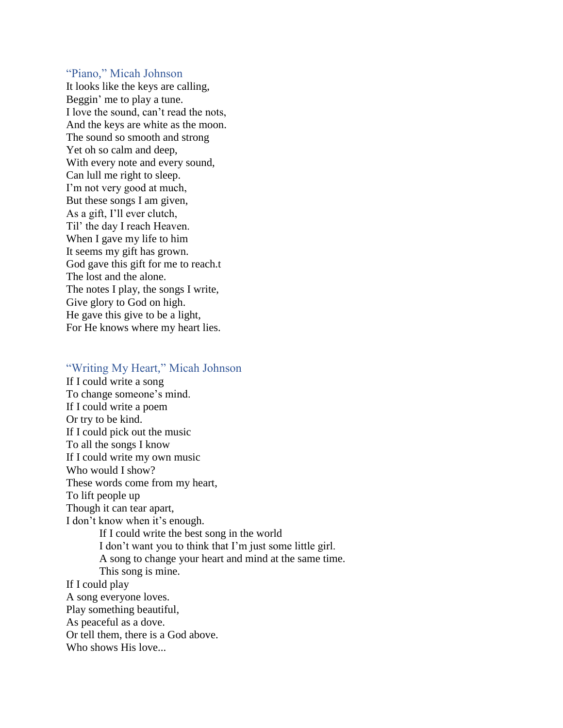## "Piano," Micah Johnson

It looks like the keys are calling,  
Beggin' me to play a tune.  
I love the sound, can't read the nots,  
And the keys are white as the moon.  
The sound so smooth and strong  
Yet oh so calm and deep,  
With every note and every sound,  
Can lull me right to sleep.  
I'm not very good at much,  
But these songs I am given,  
As a gift, I'll ever clutch,  
Til' the day I reach Heaven.  
When I gave my life to him  
It seems my gift has grown.  
God gave this gift for me to reach.t  
The lost and the alone.  
The notes I play, the songs I write,  
Give glory to God on high.  
He gave this give to be a light,  
For He knows where my heart lies.

## "Writing My Heart," Micah Johnson

If I could write a song  
To change someone's mind.  
If I could write a poem  
Or try to be kind.  
If I could pick out the music  
To all the songs I know  
If I could write my own music  
Who would I show?  
These words come from my heart,  
To lift people up  
Though it can tear apart,  
I don't know when it's enough.

> If I could write the best song in the world  
> I don't want you to think that I'm just some little girl.  
> A song to change your heart and mind at the same time.  
> This song is mine.

If I could play  
A song everyone loves.  
Play something beautiful,  
As peaceful as a dove.  
Or tell them, there is a God above.  
Who shows His love...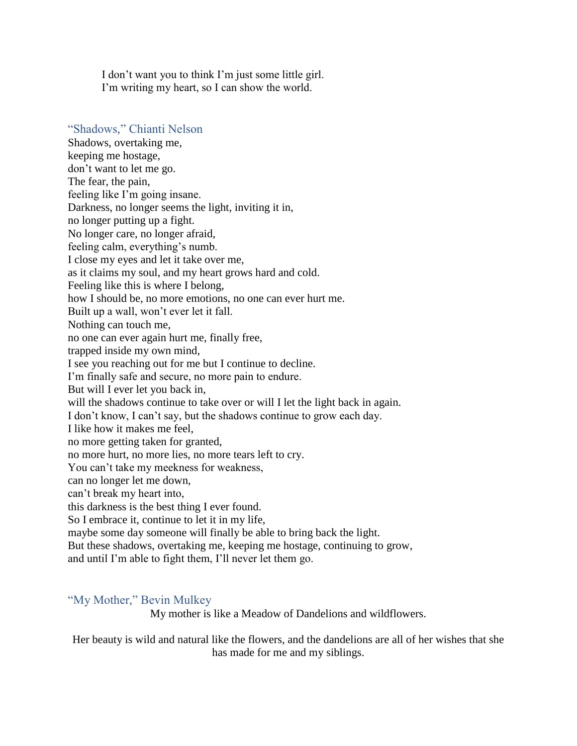I don’t want you to think I’m just some little girl.
I’m writing my heart, so I can show the world.

### “Shadows,” Chianti Nelson

Shadows, overtaking me,
keeping me hostage,
don’t want to let me go.
The fear, the pain,
feeling like I’m going insane.
Darkness, no longer seems the light, inviting it in,
no longer putting up a fight.
No longer care, no longer afraid,
feeling calm, everything’s numb.
I close my eyes and let it take over me,
as it claims my soul, and my heart grows hard and cold.
Feeling like this is where I belong,
how I should be, no more emotions, no one can ever hurt me.
Built up a wall, won’t ever let it fall.
Nothing can touch me,
no one can ever again hurt me, finally free,
trapped inside my own mind,
I see you reaching out for me but I continue to decline.
I’m finally safe and secure, no more pain to endure.
But will I ever let you back in,
will the shadows continue to take over or will I let the light back in again.
I don’t know, I can’t say, but the shadows continue to grow each day.
I like how it makes me feel,
no more getting taken for granted,
no more hurt, no more lies, no more tears left to cry.
You can’t take my meekness for weakness,
can no longer let me down,
can’t break my heart into,
this darkness is the best thing I ever found.
So I embrace it, continue to let it in my life,
maybe some day someone will finally be able to bring back the light.
But these shadows, overtaking me, keeping me hostage, continuing to grow,
and until I’m able to fight them, I’ll never let them go.

### “My Mother,” Bevin Mulkey

My mother is like a Meadow of Dandelions and wildflowers.

Her beauty is wild and natural like the flowers, and the dandelions are all of her wishes that she has made for me and my siblings.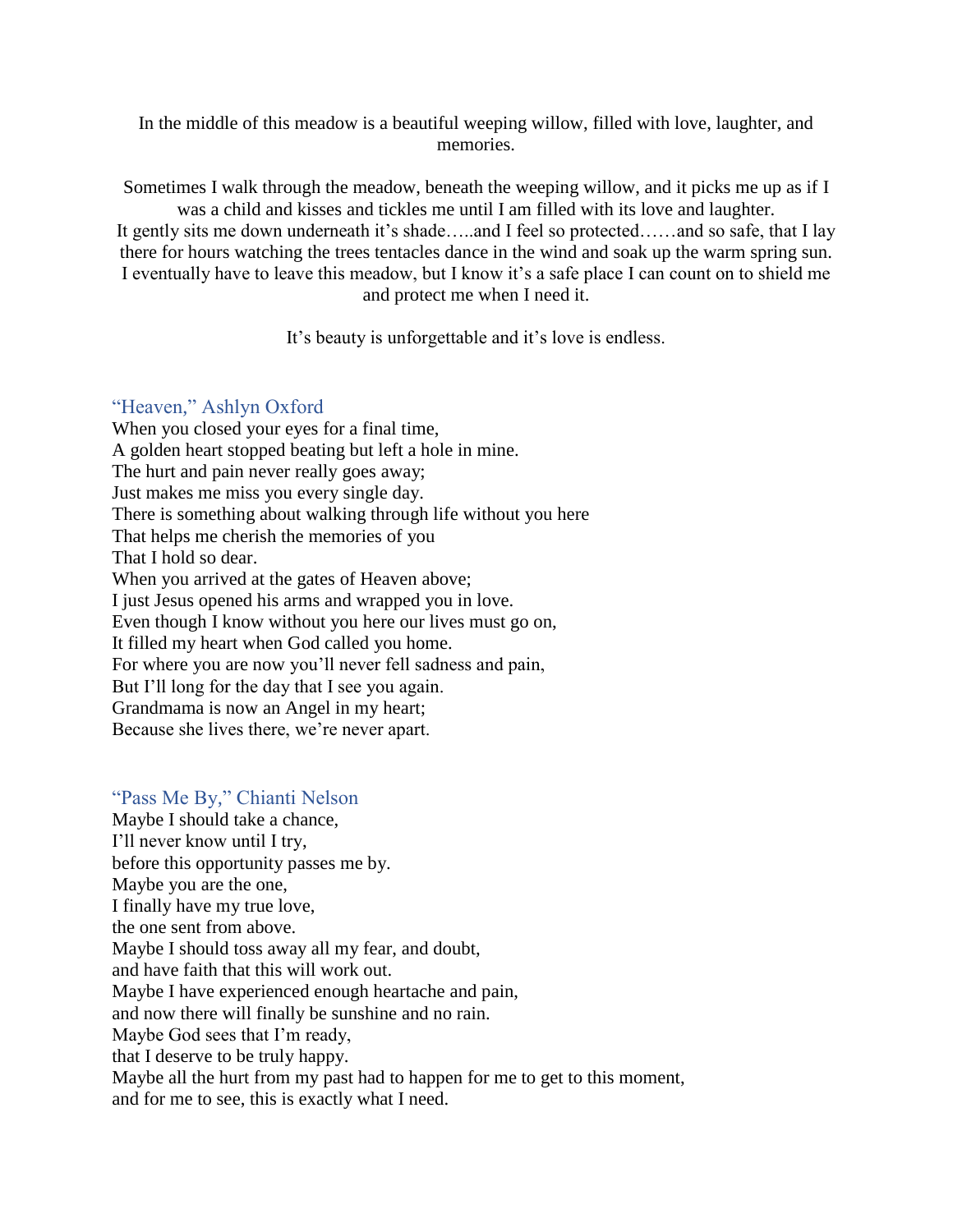In the middle of this meadow is a beautiful weeping willow, filled with love, laughter, and memories.

Sometimes I walk through the meadow, beneath the weeping willow, and it picks me up as if I was a child and kisses and tickles me until I am filled with its love and laughter.
It gently sits me down underneath it's shade…..and I feel so protected……and so safe, that I lay there for hours watching the trees tentacles dance in the wind and soak up the warm spring sun.
I eventually have to leave this meadow, but I know it's a safe place I can count on to shield me and protect me when I need it.

It's beauty is unforgettable and it's love is endless.

### "Heaven," Ashlyn Oxford

When you closed your eyes for a final time,
A golden heart stopped beating but left a hole in mine.
The hurt and pain never really goes away;
Just makes me miss you every single day.
There is something about walking through life without you here
That helps me cherish the memories of you
That I hold so dear.
When you arrived at the gates of Heaven above;
I just Jesus opened his arms and wrapped you in love.
Even though I know without you here our lives must go on,
It filled my heart when God called you home.
For where you are now you'll never fell sadness and pain,
But I'll long for the day that I see you again.
Grandmama is now an Angel in my heart;
Because she lives there, we're never apart.

### "Pass Me By," Chianti Nelson

Maybe I should take a chance,
I'll never know until I try,
before this opportunity passes me by.
Maybe you are the one,
I finally have my true love,
the one sent from above.
Maybe I should toss away all my fear, and doubt,
and have faith that this will work out.
Maybe I have experienced enough heartache and pain,
and now there will finally be sunshine and no rain.
Maybe God sees that I'm ready,
that I deserve to be truly happy.
Maybe all the hurt from my past had to happen for me to get to this moment,
and for me to see, this is exactly what I need.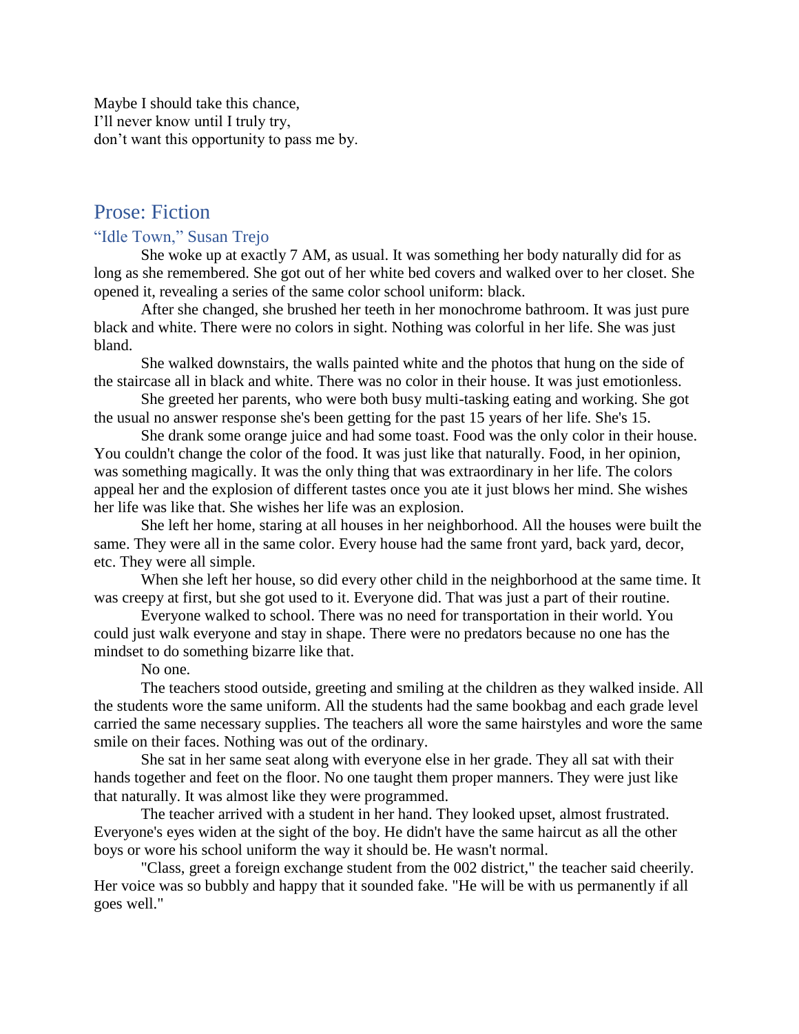Maybe I should take this chance,  
I'll never know until I truly try,  
don't want this opportunity to pass me by.

## Prose: Fiction

### "Idle Town," Susan Trejo

She woke up at exactly 7 AM, as usual. It was something her body naturally did for as long as she remembered. She got out of her white bed covers and walked over to her closet. She opened it, revealing a series of the same color school uniform: black.

After she changed, she brushed her teeth in her monochrome bathroom. It was just pure black and white. There were no colors in sight. Nothing was colorful in her life. She was just bland.

She walked downstairs, the walls painted white and the photos that hung on the side of the staircase all in black and white. There was no color in their house. It was just emotionless.

She greeted her parents, who were both busy multi-tasking eating and working. She got the usual no answer response she's been getting for the past 15 years of her life. She's 15.

She drank some orange juice and had some toast. Food was the only color in their house. You couldn't change the color of the food. It was just like that naturally. Food, in her opinion, was something magically. It was the only thing that was extraordinary in her life. The colors appeal her and the explosion of different tastes once you ate it just blows her mind. She wishes her life was like that. She wishes her life was an explosion.

She left her home, staring at all houses in her neighborhood. All the houses were built the same. They were all in the same color. Every house had the same front yard, back yard, decor, etc. They were all simple.

When she left her house, so did every other child in the neighborhood at the same time. It was creepy at first, but she got used to it. Everyone did. That was just a part of their routine.

Everyone walked to school. There was no need for transportation in their world. You could just walk everyone and stay in shape. There were no predators because no one has the mindset to do something bizarre like that.

No one.

The teachers stood outside, greeting and smiling at the children as they walked inside. All the students wore the same uniform. All the students had the same bookbag and each grade level carried the same necessary supplies. The teachers all wore the same hairstyles and wore the same smile on their faces. Nothing was out of the ordinary.

She sat in her same seat along with everyone else in her grade. They all sat with their hands together and feet on the floor. No one taught them proper manners. They were just like that naturally. It was almost like they were programmed.

The teacher arrived with a student in her hand. They looked upset, almost frustrated. Everyone's eyes widen at the sight of the boy. He didn't have the same haircut as all the other boys or wore his school uniform the way it should be. He wasn't normal.

"Class, greet a foreign exchange student from the 002 district," the teacher said cheerily. Her voice was so bubbly and happy that it sounded fake. "He will be with us permanently if all goes well."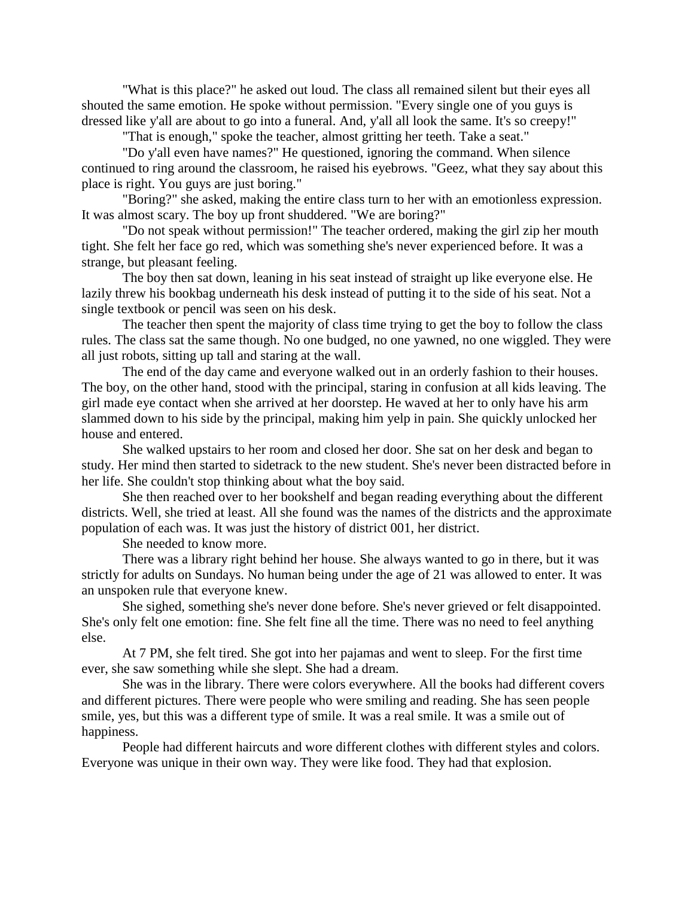"What is this place?" he asked out loud. The class all remained silent but their eyes all shouted the same emotion. He spoke without permission. "Every single one of you guys is dressed like y'all are about to go into a funeral. And, y'all all look the same. It's so creepy!"

"That is enough," spoke the teacher, almost gritting her teeth. Take a seat."

"Do y'all even have names?" He questioned, ignoring the command. When silence continued to ring around the classroom, he raised his eyebrows. "Geez, what they say about this place is right. You guys are just boring."

"Boring?" she asked, making the entire class turn to her with an emotionless expression. It was almost scary. The boy up front shuddered. "We are boring?"

"Do not speak without permission!" The teacher ordered, making the girl zip her mouth tight. She felt her face go red, which was something she's never experienced before. It was a strange, but pleasant feeling.

The boy then sat down, leaning in his seat instead of straight up like everyone else. He lazily threw his bookbag underneath his desk instead of putting it to the side of his seat. Not a single textbook or pencil was seen on his desk.

The teacher then spent the majority of class time trying to get the boy to follow the class rules. The class sat the same though. No one budged, no one yawned, no one wiggled. They were all just robots, sitting up tall and staring at the wall.

The end of the day came and everyone walked out in an orderly fashion to their houses. The boy, on the other hand, stood with the principal, staring in confusion at all kids leaving. The girl made eye contact when she arrived at her doorstep. He waved at her to only have his arm slammed down to his side by the principal, making him yelp in pain. She quickly unlocked her house and entered.

She walked upstairs to her room and closed her door. She sat on her desk and began to study. Her mind then started to sidetrack to the new student. She's never been distracted before in her life. She couldn't stop thinking about what the boy said.

She then reached over to her bookshelf and began reading everything about the different districts. Well, she tried at least. All she found was the names of the districts and the approximate population of each was. It was just the history of district 001, her district.

She needed to know more.

There was a library right behind her house. She always wanted to go in there, but it was strictly for adults on Sundays. No human being under the age of 21 was allowed to enter. It was an unspoken rule that everyone knew.

She sighed, something she's never done before. She's never grieved or felt disappointed. She's only felt one emotion: fine. She felt fine all the time. There was no need to feel anything else.

At 7 PM, she felt tired. She got into her pajamas and went to sleep. For the first time ever, she saw something while she slept. She had a dream.

She was in the library. There were colors everywhere. All the books had different covers and different pictures. There were people who were smiling and reading. She has seen people smile, yes, but this was a different type of smile. It was a real smile. It was a smile out of happiness.

People had different haircuts and wore different clothes with different styles and colors. Everyone was unique in their own way. They were like food. They had that explosion.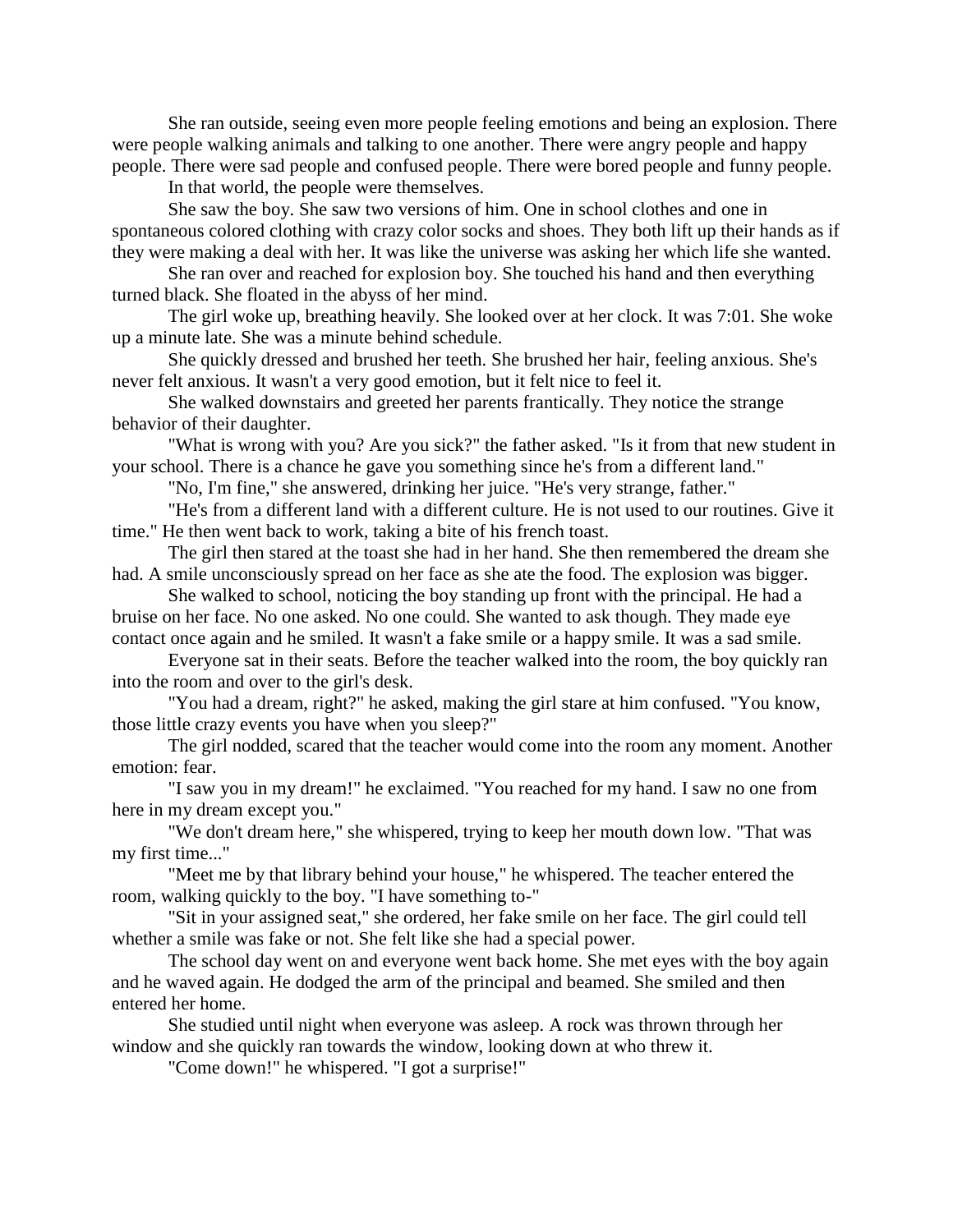She ran outside, seeing even more people feeling emotions and being an explosion. There were people walking animals and talking to one another. There were angry people and happy people. There were sad people and confused people. There were bored people and funny people.

In that world, the people were themselves.

She saw the boy. She saw two versions of him. One in school clothes and one in spontaneous colored clothing with crazy color socks and shoes. They both lift up their hands as if they were making a deal with her. It was like the universe was asking her which life she wanted.

She ran over and reached for explosion boy. She touched his hand and then everything turned black. She floated in the abyss of her mind.

The girl woke up, breathing heavily. She looked over at her clock. It was 7:01. She woke up a minute late. She was a minute behind schedule.

She quickly dressed and brushed her teeth. She brushed her hair, feeling anxious. She's never felt anxious. It wasn't a very good emotion, but it felt nice to feel it.

She walked downstairs and greeted her parents frantically. They notice the strange behavior of their daughter.

"What is wrong with you? Are you sick?" the father asked. "Is it from that new student in your school. There is a chance he gave you something since he's from a different land."

"No, I'm fine," she answered, drinking her juice. "He's very strange, father."

"He's from a different land with a different culture. He is not used to our routines. Give it time." He then went back to work, taking a bite of his french toast.

The girl then stared at the toast she had in her hand. She then remembered the dream she had. A smile unconsciously spread on her face as she ate the food. The explosion was bigger.

She walked to school, noticing the boy standing up front with the principal. He had a bruise on her face. No one asked. No one could. She wanted to ask though. They made eye contact once again and he smiled. It wasn't a fake smile or a happy smile. It was a sad smile.

Everyone sat in their seats. Before the teacher walked into the room, the boy quickly ran into the room and over to the girl's desk.

"You had a dream, right?" he asked, making the girl stare at him confused. "You know, those little crazy events you have when you sleep?"

The girl nodded, scared that the teacher would come into the room any moment. Another emotion: fear.

"I saw you in my dream!" he exclaimed. "You reached for my hand. I saw no one from here in my dream except you."

"We don't dream here," she whispered, trying to keep her mouth down low. "That was my first time..."

"Meet me by that library behind your house," he whispered. The teacher entered the room, walking quickly to the boy. "I have something to-"

"Sit in your assigned seat," she ordered, her fake smile on her face. The girl could tell whether a smile was fake or not. She felt like she had a special power.

The school day went on and everyone went back home. She met eyes with the boy again and he waved again. He dodged the arm of the principal and beamed. She smiled and then entered her home.

She studied until night when everyone was asleep. A rock was thrown through her window and she quickly ran towards the window, looking down at who threw it.

"Come down!" he whispered. "I got a surprise!"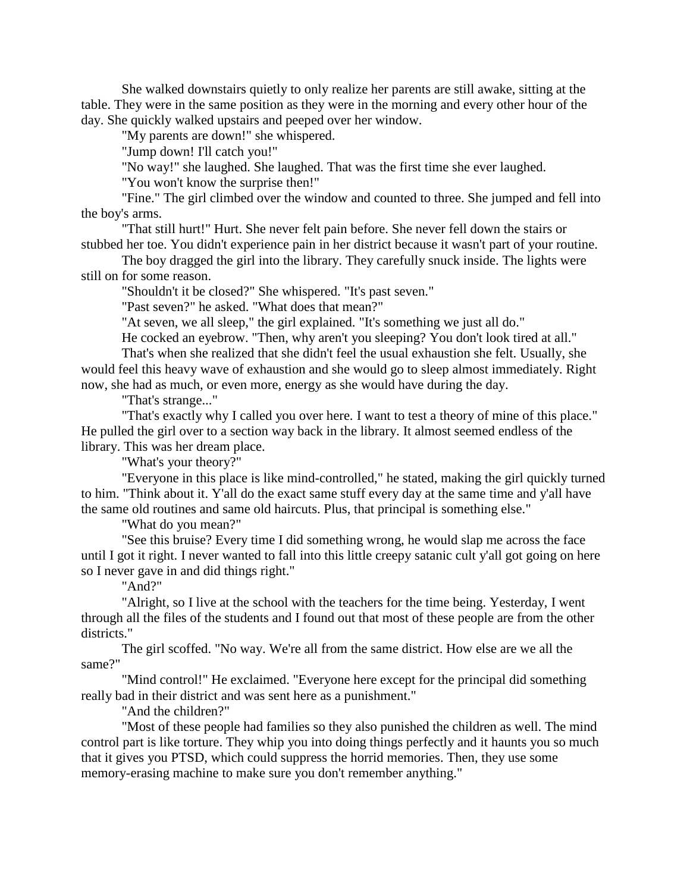She walked downstairs quietly to only realize her parents are still awake, sitting at the table. They were in the same position as they were in the morning and every other hour of the day. She quickly walked upstairs and peeped over her window.

"My parents are down!" she whispered.

"Jump down! I'll catch you!"

"No way!" she laughed. She laughed. That was the first time she ever laughed.

"You won't know the surprise then!"

"Fine." The girl climbed over the window and counted to three. She jumped and fell into the boy's arms.

"That still hurt!" Hurt. She never felt pain before. She never fell down the stairs or stubbed her toe. You didn't experience pain in her district because it wasn't part of your routine.

The boy dragged the girl into the library. They carefully snuck inside. The lights were still on for some reason.

"Shouldn't it be closed?" She whispered. "It's past seven."

"Past seven?" he asked. "What does that mean?"

"At seven, we all sleep," the girl explained. "It's something we just all do."

He cocked an eyebrow. "Then, why aren't you sleeping? You don't look tired at all."

That's when she realized that she didn't feel the usual exhaustion she felt. Usually, she would feel this heavy wave of exhaustion and she would go to sleep almost immediately. Right now, she had as much, or even more, energy as she would have during the day.

"That's strange..."

"That's exactly why I called you over here. I want to test a theory of mine of this place." He pulled the girl over to a section way back in the library. It almost seemed endless of the library. This was her dream place.

"What's your theory?"

"Everyone in this place is like mind-controlled," he stated, making the girl quickly turned to him. "Think about it. Y'all do the exact same stuff every day at the same time and y'all have the same old routines and same old haircuts. Plus, that principal is something else."

"What do you mean?"

"See this bruise? Every time I did something wrong, he would slap me across the face until I got it right. I never wanted to fall into this little creepy satanic cult y'all got going on here so I never gave in and did things right."

"And?"

"Alright, so I live at the school with the teachers for the time being. Yesterday, I went through all the files of the students and I found out that most of these people are from the other districts."

The girl scoffed. "No way. We're all from the same district. How else are we all the same?"

"Mind control!" He exclaimed. "Everyone here except for the principal did something really bad in their district and was sent here as a punishment."

"And the children?"

"Most of these people had families so they also punished the children as well. The mind control part is like torture. They whip you into doing things perfectly and it haunts you so much that it gives you PTSD, which could suppress the horrid memories. Then, they use some memory-erasing machine to make sure you don't remember anything."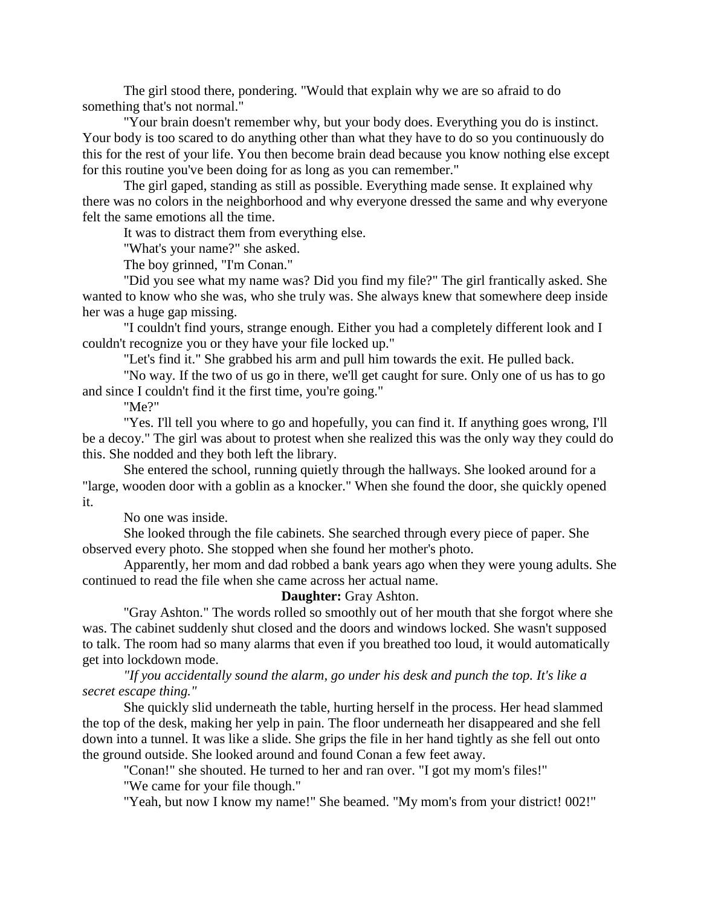The girl stood there, pondering. "Would that explain why we are so afraid to do something that's not normal."

"Your brain doesn't remember why, but your body does. Everything you do is instinct. Your body is too scared to do anything other than what they have to do so you continuously do this for the rest of your life. You then become brain dead because you know nothing else except for this routine you've been doing for as long as you can remember."

The girl gaped, standing as still as possible. Everything made sense. It explained why there was no colors in the neighborhood and why everyone dressed the same and why everyone felt the same emotions all the time.

It was to distract them from everything else.

"What's your name?" she asked.

The boy grinned, "I'm Conan."

"Did you see what my name was? Did you find my file?" The girl frantically asked. She wanted to know who she was, who she truly was. She always knew that somewhere deep inside her was a huge gap missing.

"I couldn't find yours, strange enough. Either you had a completely different look and I couldn't recognize you or they have your file locked up."

"Let's find it." She grabbed his arm and pull him towards the exit. He pulled back.

"No way. If the two of us go in there, we'll get caught for sure. Only one of us has to go and since I couldn't find it the first time, you're going."

"Me?"

"Yes. I'll tell you where to go and hopefully, you can find it. If anything goes wrong, I'll be a decoy." The girl was about to protest when she realized this was the only way they could do this. She nodded and they both left the library.

She entered the school, running quietly through the hallways. She looked around for a "large, wooden door with a goblin as a knocker." When she found the door, she quickly opened it.

No one was inside.

She looked through the file cabinets. She searched through every piece of paper. She observed every photo. She stopped when she found her mother's photo.

Apparently, her mom and dad robbed a bank years ago when they were young adults. She continued to read the file when she came across her actual name.

**Daughter:** Gray Ashton.

"Gray Ashton." The words rolled so smoothly out of her mouth that she forgot where she was. The cabinet suddenly shut closed and the doors and windows locked. She wasn't supposed to talk. The room had so many alarms that even if you breathed too loud, it would automatically get into lockdown mode.

*"If you accidentally sound the alarm, go under his desk and punch the top. It's like a secret escape thing."*

She quickly slid underneath the table, hurting herself in the process. Her head slammed the top of the desk, making her yelp in pain. The floor underneath her disappeared and she fell down into a tunnel. It was like a slide. She grips the file in her hand tightly as she fell out onto the ground outside. She looked around and found Conan a few feet away.

"Conan!" she shouted. He turned to her and ran over. "I got my mom's files!"

"We came for your file though."

"Yeah, but now I know my name!" She beamed. "My mom's from your district! 002!"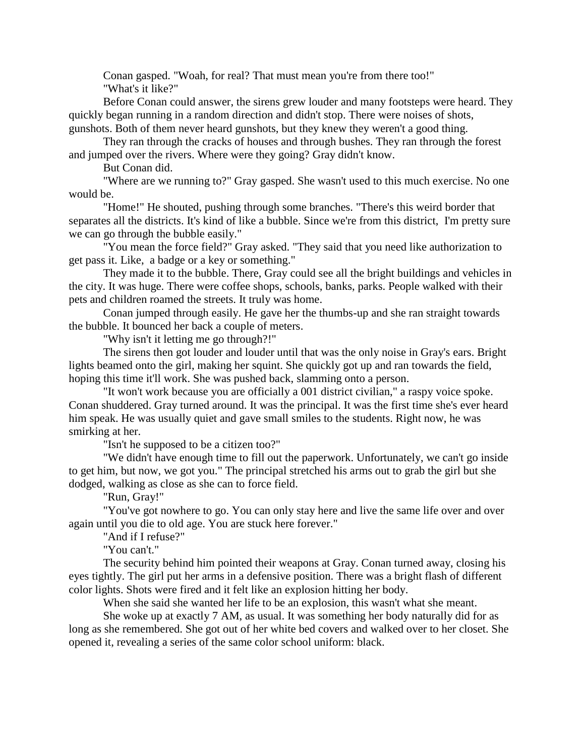Conan gasped. "Woah, for real? That must mean you're from there too!"

"What's it like?"

Before Conan could answer, the sirens grew louder and many footsteps were heard. They quickly began running in a random direction and didn't stop. There were noises of shots, gunshots. Both of them never heard gunshots, but they knew they weren't a good thing.

They ran through the cracks of houses and through bushes. They ran through the forest and jumped over the rivers. Where were they going? Gray didn't know.

But Conan did.

"Where are we running to?" Gray gasped. She wasn't used to this much exercise. No one would be.

"Home!" He shouted, pushing through some branches. "There's this weird border that separates all the districts. It's kind of like a bubble. Since we're from this district, I'm pretty sure we can go through the bubble easily."

"You mean the force field?" Gray asked. "They said that you need like authorization to get pass it. Like, a badge or a key or something."

They made it to the bubble. There, Gray could see all the bright buildings and vehicles in the city. It was huge. There were coffee shops, schools, banks, parks. People walked with their pets and children roamed the streets. It truly was home.

Conan jumped through easily. He gave her the thumbs-up and she ran straight towards the bubble. It bounced her back a couple of meters.

"Why isn't it letting me go through?!"

The sirens then got louder and louder until that was the only noise in Gray's ears. Bright lights beamed onto the girl, making her squint. She quickly got up and ran towards the field, hoping this time it'll work. She was pushed back, slamming onto a person.

"It won't work because you are officially a 001 district civilian," a raspy voice spoke. Conan shuddered. Gray turned around. It was the principal. It was the first time she's ever heard him speak. He was usually quiet and gave small smiles to the students. Right now, he was smirking at her.

"Isn't he supposed to be a citizen too?"

"We didn't have enough time to fill out the paperwork. Unfortunately, we can't go inside to get him, but now, we got you." The principal stretched his arms out to grab the girl but she dodged, walking as close as she can to force field.

"Run, Gray!"

"You've got nowhere to go. You can only stay here and live the same life over and over again until you die to old age. You are stuck here forever."

"And if I refuse?"

"You can't."

The security behind him pointed their weapons at Gray. Conan turned away, closing his eyes tightly. The girl put her arms in a defensive position. There was a bright flash of different color lights. Shots were fired and it felt like an explosion hitting her body.

When she said she wanted her life to be an explosion, this wasn't what she meant.

She woke up at exactly 7 AM, as usual. It was something her body naturally did for as long as she remembered. She got out of her white bed covers and walked over to her closet. She opened it, revealing a series of the same color school uniform: black.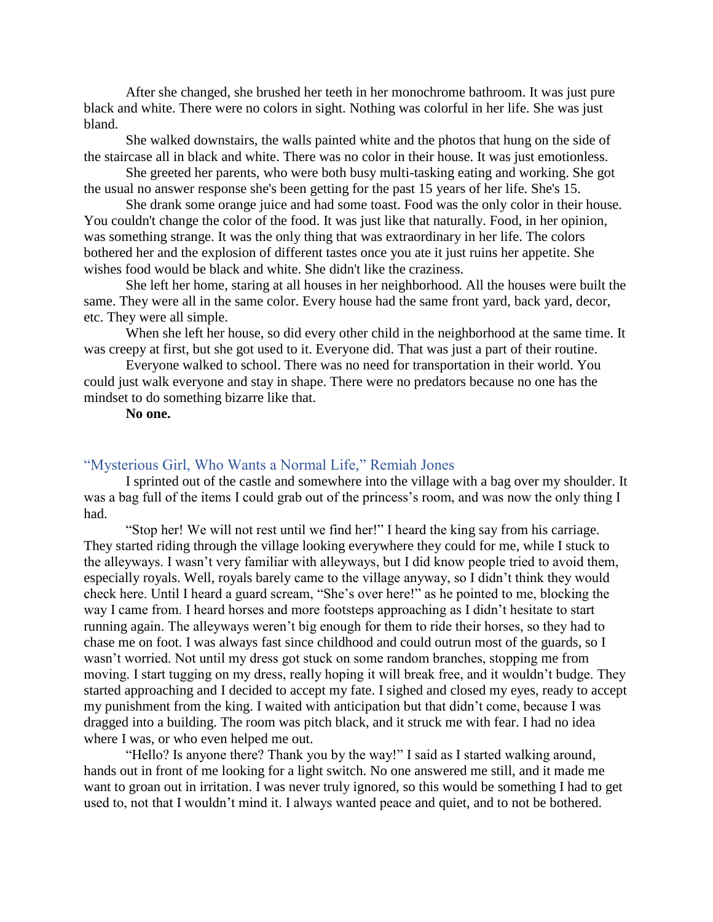After she changed, she brushed her teeth in her monochrome bathroom. It was just pure black and white. There were no colors in sight. Nothing was colorful in her life. She was just bland.

She walked downstairs, the walls painted white and the photos that hung on the side of the staircase all in black and white. There was no color in their house. It was just emotionless.

She greeted her parents, who were both busy multi-tasking eating and working. She got the usual no answer response she's been getting for the past 15 years of her life. She's 15.

She drank some orange juice and had some toast. Food was the only color in their house. You couldn't change the color of the food. It was just like that naturally. Food, in her opinion, was something strange. It was the only thing that was extraordinary in her life. The colors bothered her and the explosion of different tastes once you ate it just ruins her appetite. She wishes food would be black and white. She didn't like the craziness.

She left her home, staring at all houses in her neighborhood. All the houses were built the same. They were all in the same color. Every house had the same front yard, back yard, decor, etc. They were all simple.

When she left her house, so did every other child in the neighborhood at the same time. It was creepy at first, but she got used to it. Everyone did. That was just a part of their routine.

Everyone walked to school. There was no need for transportation in their world. You could just walk everyone and stay in shape. There were no predators because no one has the mindset to do something bizarre like that.

**No one.**

## "Mysterious Girl, Who Wants a Normal Life," Remiah Jones

I sprinted out of the castle and somewhere into the village with a bag over my shoulder. It was a bag full of the items I could grab out of the princess's room, and was now the only thing I had.

"Stop her! We will not rest until we find her!" I heard the king say from his carriage. They started riding through the village looking everywhere they could for me, while I stuck to the alleyways. I wasn't very familiar with alleyways, but I did know people tried to avoid them, especially royals. Well, royals barely came to the village anyway, so I didn't think they would check here. Until I heard a guard scream, "She's over here!" as he pointed to me, blocking the way I came from. I heard horses and more footsteps approaching as I didn't hesitate to start running again. The alleyways weren't big enough for them to ride their horses, so they had to chase me on foot. I was always fast since childhood and could outrun most of the guards, so I wasn't worried. Not until my dress got stuck on some random branches, stopping me from moving. I start tugging on my dress, really hoping it will break free, and it wouldn't budge. They started approaching and I decided to accept my fate. I sighed and closed my eyes, ready to accept my punishment from the king. I waited with anticipation but that didn't come, because I was dragged into a building. The room was pitch black, and it struck me with fear. I had no idea where I was, or who even helped me out.

"Hello? Is anyone there? Thank you by the way!" I said as I started walking around, hands out in front of me looking for a light switch. No one answered me still, and it made me want to groan out in irritation. I was never truly ignored, so this would be something I had to get used to, not that I wouldn't mind it. I always wanted peace and quiet, and to not be bothered.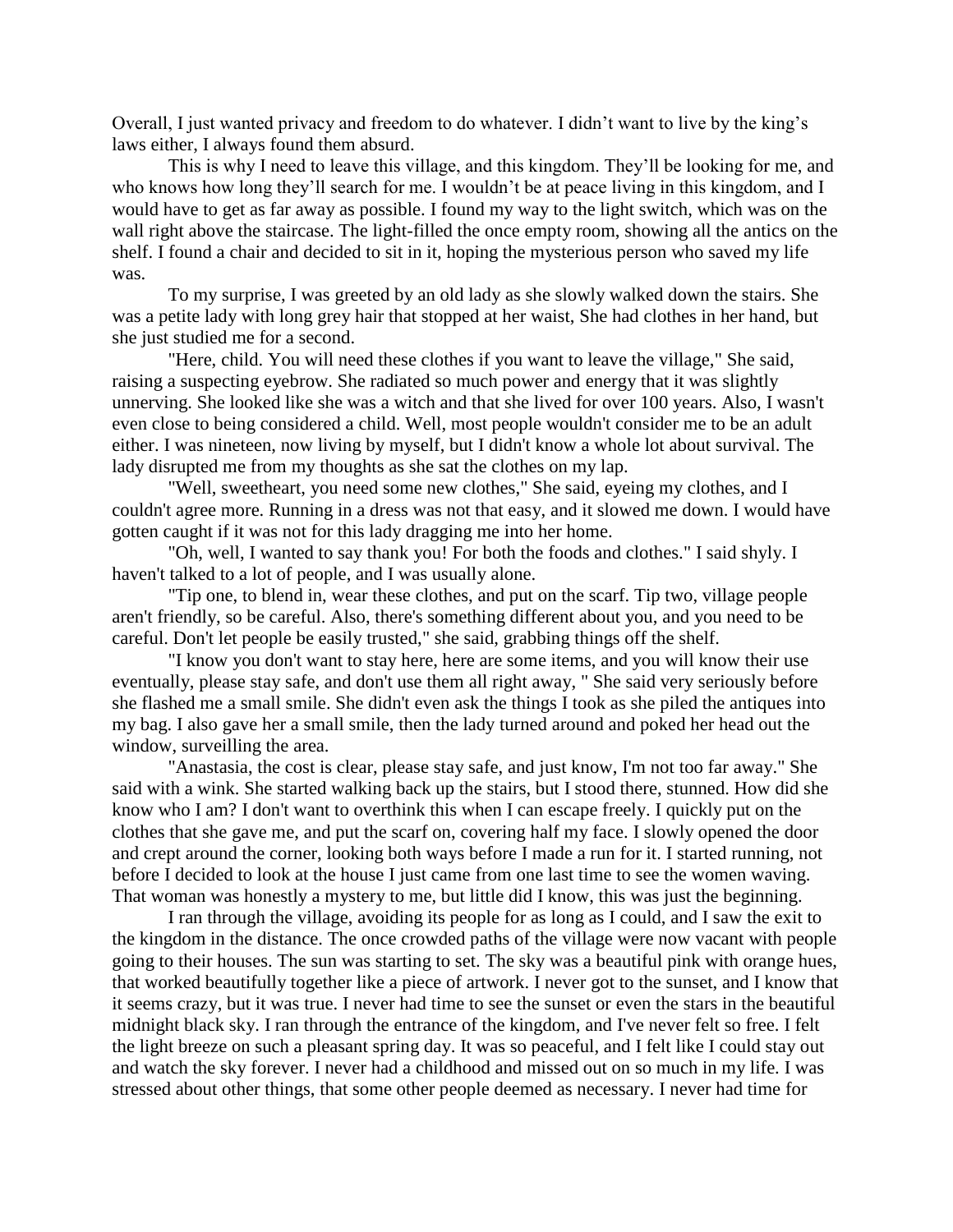Overall, I just wanted privacy and freedom to do whatever. I didn't want to live by the king's laws either, I always found them absurd.

This is why I need to leave this village, and this kingdom. They'll be looking for me, and who knows how long they'll search for me. I wouldn't be at peace living in this kingdom, and I would have to get as far away as possible. I found my way to the light switch, which was on the wall right above the staircase. The light-filled the once empty room, showing all the antics on the shelf. I found a chair and decided to sit in it, hoping the mysterious person who saved my life was.

To my surprise, I was greeted by an old lady as she slowly walked down the stairs. She was a petite lady with long grey hair that stopped at her waist, She had clothes in her hand, but she just studied me for a second.

"Here, child. You will need these clothes if you want to leave the village," She said, raising a suspecting eyebrow. She radiated so much power and energy that it was slightly unnerving. She looked like she was a witch and that she lived for over 100 years. Also, I wasn't even close to being considered a child. Well, most people wouldn't consider me to be an adult either. I was nineteen, now living by myself, but I didn't know a whole lot about survival. The lady disrupted me from my thoughts as she sat the clothes on my lap.

"Well, sweetheart, you need some new clothes," She said, eyeing my clothes, and I couldn't agree more. Running in a dress was not that easy, and it slowed me down. I would have gotten caught if it was not for this lady dragging me into her home.

"Oh, well, I wanted to say thank you! For both the foods and clothes." I said shyly. I haven't talked to a lot of people, and I was usually alone.

"Tip one, to blend in, wear these clothes, and put on the scarf. Tip two, village people aren't friendly, so be careful. Also, there's something different about you, and you need to be careful. Don't let people be easily trusted," she said, grabbing things off the shelf.

"I know you don't want to stay here, here are some items, and you will know their use eventually, please stay safe, and don't use them all right away, " She said very seriously before she flashed me a small smile. She didn't even ask the things I took as she piled the antiques into my bag. I also gave her a small smile, then the lady turned around and poked her head out the window, surveilling the area.

"Anastasia, the cost is clear, please stay safe, and just know, I'm not too far away." She said with a wink. She started walking back up the stairs, but I stood there, stunned. How did she know who I am? I don't want to overthink this when I can escape freely. I quickly put on the clothes that she gave me, and put the scarf on, covering half my face. I slowly opened the door and crept around the corner, looking both ways before I made a run for it. I started running, not before I decided to look at the house I just came from one last time to see the women waving. That woman was honestly a mystery to me, but little did I know, this was just the beginning.

I ran through the village, avoiding its people for as long as I could, and I saw the exit to the kingdom in the distance. The once crowded paths of the village were now vacant with people going to their houses. The sun was starting to set. The sky was a beautiful pink with orange hues, that worked beautifully together like a piece of artwork. I never got to the sunset, and I know that it seems crazy, but it was true. I never had time to see the sunset or even the stars in the beautiful midnight black sky. I ran through the entrance of the kingdom, and I've never felt so free. I felt the light breeze on such a pleasant spring day. It was so peaceful, and I felt like I could stay out and watch the sky forever. I never had a childhood and missed out on so much in my life. I was stressed about other things, that some other people deemed as necessary. I never had time for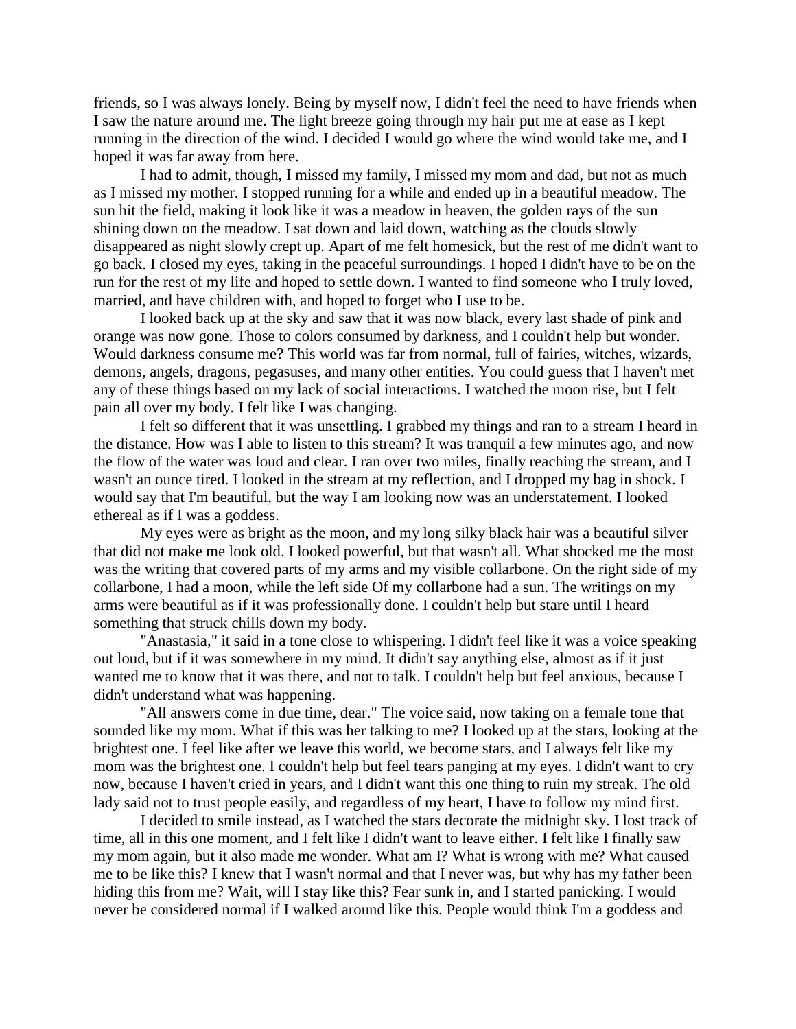friends, so I was always lonely. Being by myself now, I didn't feel the need to have friends when I saw the nature around me. The light breeze going through my hair put me at ease as I kept running in the direction of the wind. I decided I would go where the wind would take me, and I hoped it was far away from here.

I had to admit, though, I missed my family, I missed my mom and dad, but not as much as I missed my mother. I stopped running for a while and ended up in a beautiful meadow. The sun hit the field, making it look like it was a meadow in heaven, the golden rays of the sun shining down on the meadow. I sat down and laid down, watching as the clouds slowly disappeared as night slowly crept up. Apart of me felt homesick, but the rest of me didn't want to go back. I closed my eyes, taking in the peaceful surroundings. I hoped I didn't have to be on the run for the rest of my life and hoped to settle down. I wanted to find someone who I truly loved, married, and have children with, and hoped to forget who I use to be.

I looked back up at the sky and saw that it was now black, every last shade of pink and orange was now gone. Those to colors consumed by darkness, and I couldn't help but wonder. Would darkness consume me? This world was far from normal, full of fairies, witches, wizards, demons, angels, dragons, pegasuses, and many other entities. You could guess that I haven't met any of these things based on my lack of social interactions. I watched the moon rise, but I felt pain all over my body. I felt like I was changing.

I felt so different that it was unsettling. I grabbed my things and ran to a stream I heard in the distance. How was I able to listen to this stream? It was tranquil a few minutes ago, and now the flow of the water was loud and clear. I ran over two miles, finally reaching the stream, and I wasn't an ounce tired. I looked in the stream at my reflection, and I dropped my bag in shock. I would say that I'm beautiful, but the way I am looking now was an understatement. I looked ethereal as if I was a goddess.

My eyes were as bright as the moon, and my long silky black hair was a beautiful silver that did not make me look old. I looked powerful, but that wasn't all. What shocked me the most was the writing that covered parts of my arms and my visible collarbone. On the right side of my collarbone, I had a moon, while the left side Of my collarbone had a sun. The writings on my arms were beautiful as if it was professionally done. I couldn't help but stare until I heard something that struck chills down my body.

"Anastasia," it said in a tone close to whispering. I didn't feel like it was a voice speaking out loud, but if it was somewhere in my mind. It didn't say anything else, almost as if it just wanted me to know that it was there, and not to talk. I couldn't help but feel anxious, because I didn't understand what was happening.

"All answers come in due time, dear." The voice said, now taking on a female tone that sounded like my mom. What if this was her talking to me? I looked up at the stars, looking at the brightest one. I feel like after we leave this world, we become stars, and I always felt like my mom was the brightest one. I couldn't help but feel tears panging at my eyes. I didn't want to cry now, because I haven't cried in years, and I didn't want this one thing to ruin my streak. The old lady said not to trust people easily, and regardless of my heart, I have to follow my mind first.

I decided to smile instead, as I watched the stars decorate the midnight sky. I lost track of time, all in this one moment, and I felt like I didn't want to leave either. I felt like I finally saw my mom again, but it also made me wonder. What am I? What is wrong with me? What caused me to be like this? I knew that I wasn't normal and that I never was, but why has my father been hiding this from me? Wait, will I stay like this? Fear sunk in, and I started panicking. I would never be considered normal if I walked around like this. People would think I'm a goddess and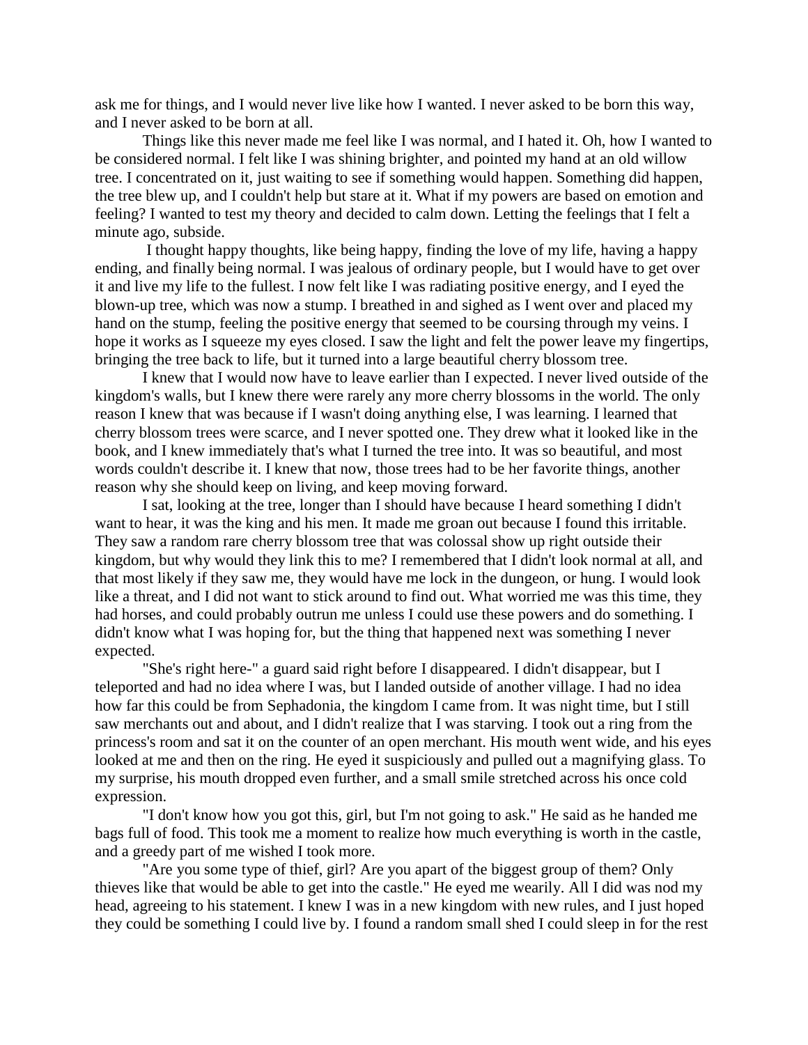ask me for things, and I would never live like how I wanted. I never asked to be born this way, and I never asked to be born at all.

Things like this never made me feel like I was normal, and I hated it. Oh, how I wanted to be considered normal. I felt like I was shining brighter, and pointed my hand at an old willow tree. I concentrated on it, just waiting to see if something would happen. Something did happen, the tree blew up, and I couldn't help but stare at it. What if my powers are based on emotion and feeling? I wanted to test my theory and decided to calm down. Letting the feelings that I felt a minute ago, subside.

I thought happy thoughts, like being happy, finding the love of my life, having a happy ending, and finally being normal. I was jealous of ordinary people, but I would have to get over it and live my life to the fullest. I now felt like I was radiating positive energy, and I eyed the blown-up tree, which was now a stump. I breathed in and sighed as I went over and placed my hand on the stump, feeling the positive energy that seemed to be coursing through my veins. I hope it works as I squeeze my eyes closed. I saw the light and felt the power leave my fingertips, bringing the tree back to life, but it turned into a large beautiful cherry blossom tree.

I knew that I would now have to leave earlier than I expected. I never lived outside of the kingdom's walls, but I knew there were rarely any more cherry blossoms in the world. The only reason I knew that was because if I wasn't doing anything else, I was learning. I learned that cherry blossom trees were scarce, and I never spotted one. They drew what it looked like in the book, and I knew immediately that's what I turned the tree into. It was so beautiful, and most words couldn't describe it. I knew that now, those trees had to be her favorite things, another reason why she should keep on living, and keep moving forward.

I sat, looking at the tree, longer than I should have because I heard something I didn't want to hear, it was the king and his men. It made me groan out because I found this irritable. They saw a random rare cherry blossom tree that was colossal show up right outside their kingdom, but why would they link this to me? I remembered that I didn't look normal at all, and that most likely if they saw me, they would have me lock in the dungeon, or hung. I would look like a threat, and I did not want to stick around to find out. What worried me was this time, they had horses, and could probably outrun me unless I could use these powers and do something. I didn't know what I was hoping for, but the thing that happened next was something I never expected.

"She's right here-" a guard said right before I disappeared. I didn't disappear, but I teleported and had no idea where I was, but I landed outside of another village. I had no idea how far this could be from Sephadonia, the kingdom I came from. It was night time, but I still saw merchants out and about, and I didn't realize that I was starving. I took out a ring from the princess's room and sat it on the counter of an open merchant. His mouth went wide, and his eyes looked at me and then on the ring. He eyed it suspiciously and pulled out a magnifying glass. To my surprise, his mouth dropped even further, and a small smile stretched across his once cold expression.

"I don't know how you got this, girl, but I'm not going to ask." He said as he handed me bags full of food. This took me a moment to realize how much everything is worth in the castle, and a greedy part of me wished I took more.

"Are you some type of thief, girl? Are you apart of the biggest group of them? Only thieves like that would be able to get into the castle." He eyed me wearily. All I did was nod my head, agreeing to his statement. I knew I was in a new kingdom with new rules, and I just hoped they could be something I could live by. I found a random small shed I could sleep in for the rest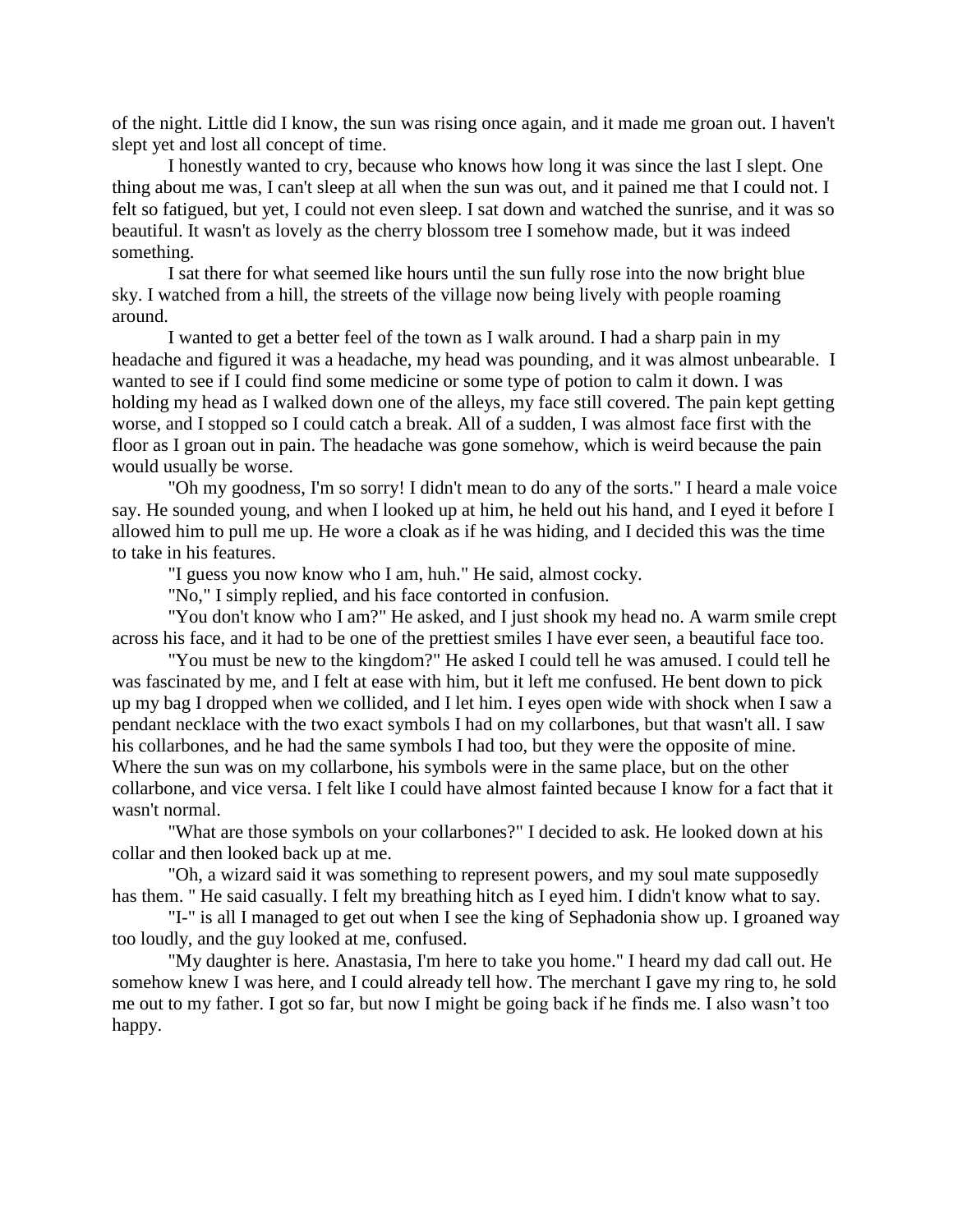of the night. Little did I know, the sun was rising once again, and it made me groan out. I haven't slept yet and lost all concept of time.

I honestly wanted to cry, because who knows how long it was since the last I slept. One thing about me was, I can't sleep at all when the sun was out, and it pained me that I could not. I felt so fatigued, but yet, I could not even sleep. I sat down and watched the sunrise, and it was so beautiful. It wasn't as lovely as the cherry blossom tree I somehow made, but it was indeed something.

I sat there for what seemed like hours until the sun fully rose into the now bright blue sky. I watched from a hill, the streets of the village now being lively with people roaming around.

I wanted to get a better feel of the town as I walk around. I had a sharp pain in my headache and figured it was a headache, my head was pounding, and it was almost unbearable. I wanted to see if I could find some medicine or some type of potion to calm it down. I was holding my head as I walked down one of the alleys, my face still covered. The pain kept getting worse, and I stopped so I could catch a break. All of a sudden, I was almost face first with the floor as I groan out in pain. The headache was gone somehow, which is weird because the pain would usually be worse.

"Oh my goodness, I'm so sorry! I didn't mean to do any of the sorts." I heard a male voice say. He sounded young, and when I looked up at him, he held out his hand, and I eyed it before I allowed him to pull me up. He wore a cloak as if he was hiding, and I decided this was the time to take in his features.

"I guess you now know who I am, huh." He said, almost cocky.

"No," I simply replied, and his face contorted in confusion.

"You don't know who I am?" He asked, and I just shook my head no. A warm smile crept across his face, and it had to be one of the prettiest smiles I have ever seen, a beautiful face too.

"You must be new to the kingdom?" He asked I could tell he was amused. I could tell he was fascinated by me, and I felt at ease with him, but it left me confused. He bent down to pick up my bag I dropped when we collided, and I let him. I eyes open wide with shock when I saw a pendant necklace with the two exact symbols I had on my collarbones, but that wasn't all. I saw his collarbones, and he had the same symbols I had too, but they were the opposite of mine. Where the sun was on my collarbone, his symbols were in the same place, but on the other collarbone, and vice versa. I felt like I could have almost fainted because I know for a fact that it wasn't normal.

"What are those symbols on your collarbones?" I decided to ask. He looked down at his collar and then looked back up at me.

"Oh, a wizard said it was something to represent powers, and my soul mate supposedly has them. " He said casually. I felt my breathing hitch as I eyed him. I didn't know what to say.

"I-" is all I managed to get out when I see the king of Sephadonia show up. I groaned way too loudly, and the guy looked at me, confused.

"My daughter is here. Anastasia, I'm here to take you home." I heard my dad call out. He somehow knew I was here, and I could already tell how. The merchant I gave my ring to, he sold me out to my father. I got so far, but now I might be going back if he finds me. I also wasn't too happy.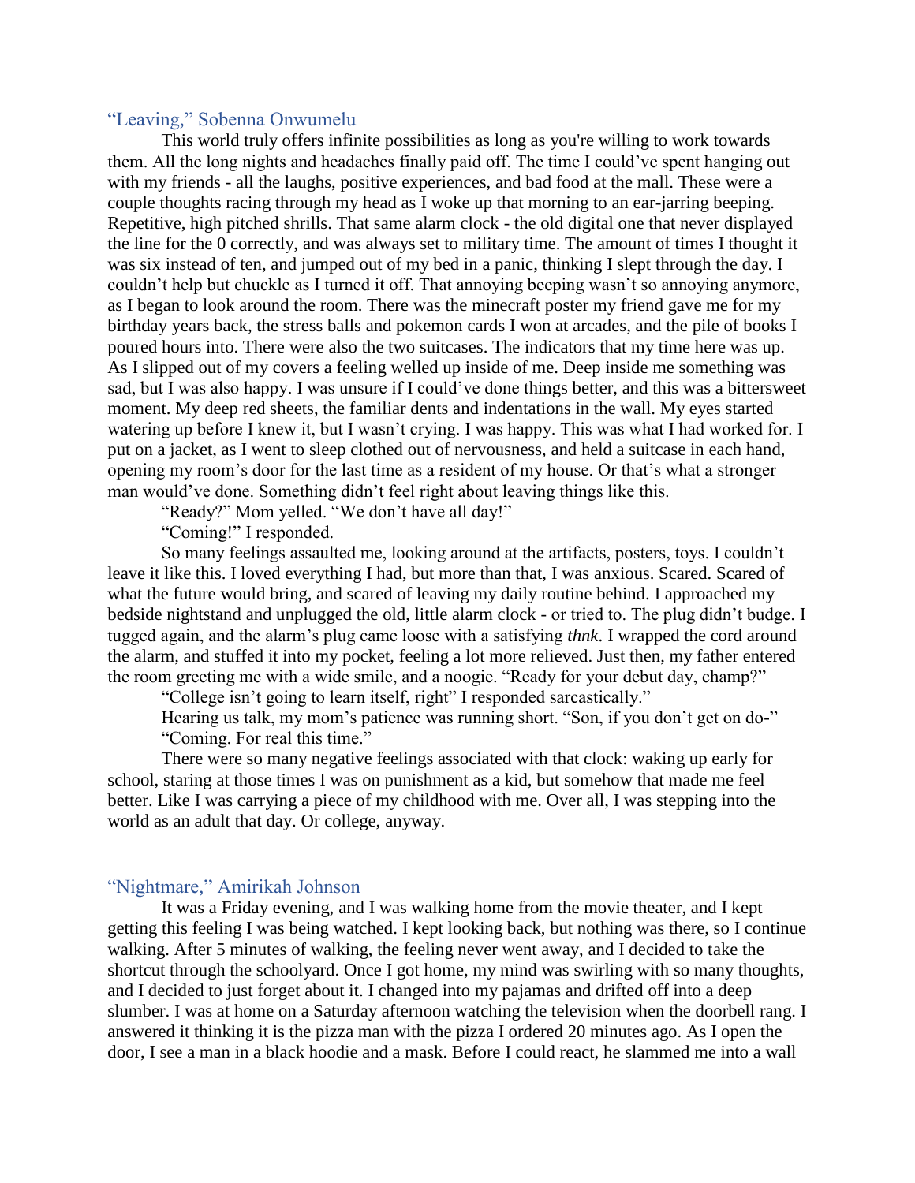### "Leaving," Sobenna Onwumelu

This world truly offers infinite possibilities as long as you're willing to work towards them. All the long nights and headaches finally paid off. The time I could've spent hanging out with my friends - all the laughs, positive experiences, and bad food at the mall. These were a couple thoughts racing through my head as I woke up that morning to an ear-jarring beeping. Repetitive, high pitched shrills. That same alarm clock - the old digital one that never displayed the line for the 0 correctly, and was always set to military time. The amount of times I thought it was six instead of ten, and jumped out of my bed in a panic, thinking I slept through the day. I couldn't help but chuckle as I turned it off. That annoying beeping wasn't so annoying anymore, as I began to look around the room. There was the minecraft poster my friend gave me for my birthday years back, the stress balls and pokemon cards I won at arcades, and the pile of books I poured hours into. There were also the two suitcases. The indicators that my time here was up. As I slipped out of my covers a feeling welled up inside of me. Deep inside me something was sad, but I was also happy. I was unsure if I could've done things better, and this was a bittersweet moment. My deep red sheets, the familiar dents and indentations in the wall. My eyes started watering up before I knew it, but I wasn't crying. I was happy. This was what I had worked for. I put on a jacket, as I went to sleep clothed out of nervousness, and held a suitcase in each hand, opening my room's door for the last time as a resident of my house. Or that's what a stronger man would've done. Something didn't feel right about leaving things like this.

"Ready?" Mom yelled. "We don't have all day!"

"Coming!" I responded.

So many feelings assaulted me, looking around at the artifacts, posters, toys. I couldn't leave it like this. I loved everything I had, but more than that, I was anxious. Scared. Scared of what the future would bring, and scared of leaving my daily routine behind. I approached my bedside nightstand and unplugged the old, little alarm clock - or tried to. The plug didn't budge. I tugged again, and the alarm's plug came loose with a satisfying *thnk*. I wrapped the cord around the alarm, and stuffed it into my pocket, feeling a lot more relieved. Just then, my father entered the room greeting me with a wide smile, and a noogie. "Ready for your debut day, champ?"

"College isn't going to learn itself, right" I responded sarcastically."

Hearing us talk, my mom's patience was running short. "Son, if you don't get on do-"

"Coming. For real this time."

There were so many negative feelings associated with that clock: waking up early for school, staring at those times I was on punishment as a kid, but somehow that made me feel better. Like I was carrying a piece of my childhood with me. Over all, I was stepping into the world as an adult that day. Or college, anyway.

### "Nightmare," Amirikah Johnson

It was a Friday evening, and I was walking home from the movie theater, and I kept getting this feeling I was being watched. I kept looking back, but nothing was there, so I continue walking. After 5 minutes of walking, the feeling never went away, and I decided to take the shortcut through the schoolyard. Once I got home, my mind was swirling with so many thoughts, and I decided to just forget about it. I changed into my pajamas and drifted off into a deep slumber. I was at home on a Saturday afternoon watching the television when the doorbell rang. I answered it thinking it is the pizza man with the pizza I ordered 20 minutes ago. As I open the door, I see a man in a black hoodie and a mask. Before I could react, he slammed me into a wall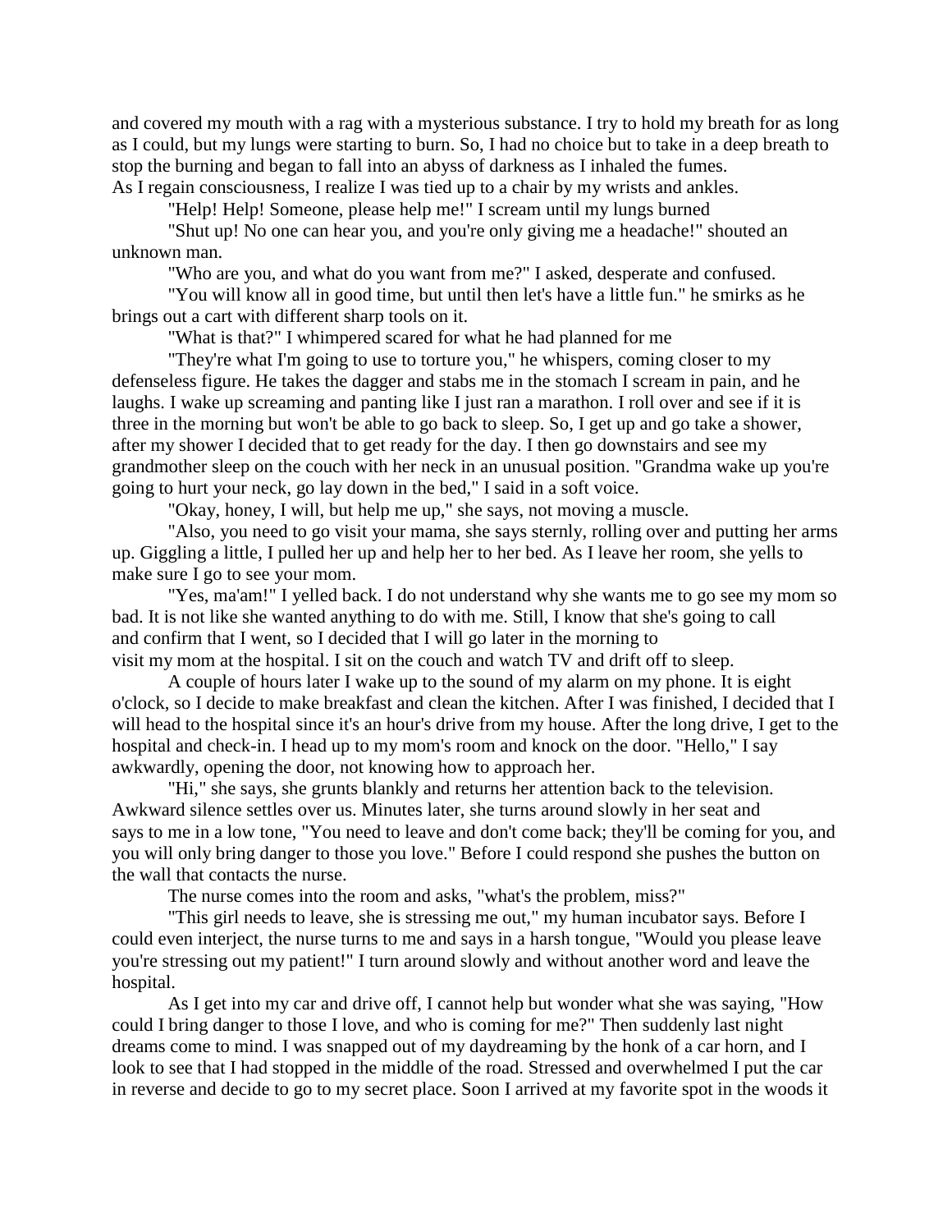and covered my mouth with a rag with a mysterious substance. I try to hold my breath for as long as I could, but my lungs were starting to burn. So, I had no choice but to take in a deep breath to stop the burning and began to fall into an abyss of darkness as I inhaled the fumes.
As I regain consciousness, I realize I was tied up to a chair by my wrists and ankles.

"Help! Help! Someone, please help me!" I scream until my lungs burned

"Shut up! No one can hear you, and you're only giving me a headache!" shouted an unknown man.

"Who are you, and what do you want from me?" I asked, desperate and confused.

"You will know all in good time, but until then let's have a little fun." he smirks as he brings out a cart with different sharp tools on it.

"What is that?" I whimpered scared for what he had planned for me

"They're what I'm going to use to torture you," he whispers, coming closer to my defenseless figure. He takes the dagger and stabs me in the stomach I scream in pain, and he laughs. I wake up screaming and panting like I just ran a marathon. I roll over and see if it is three in the morning but won't be able to go back to sleep. So, I get up and go take a shower, after my shower I decided that to get ready for the day. I then go downstairs and see my grandmother sleep on the couch with her neck in an unusual position. "Grandma wake up you're going to hurt your neck, go lay down in the bed," I said in a soft voice.

"Okay, honey, I will, but help me up," she says, not moving a muscle.

"Also, you need to go visit your mama, she says sternly, rolling over and putting her arms up. Giggling a little, I pulled her up and help her to her bed. As I leave her room, she yells to make sure I go to see your mom.

"Yes, ma'am!" I yelled back. I do not understand why she wants me to go see my mom so bad. It is not like she wanted anything to do with me. Still, I know that she's going to call and confirm that I went, so I decided that I will go later in the morning to visit my mom at the hospital. I sit on the couch and watch TV and drift off to sleep.

A couple of hours later I wake up to the sound of my alarm on my phone. It is eight o'clock, so I decide to make breakfast and clean the kitchen. After I was finished, I decided that I will head to the hospital since it's an hour's drive from my house. After the long drive, I get to the hospital and check-in. I head up to my mom's room and knock on the door. "Hello," I say awkwardly, opening the door, not knowing how to approach her.

"Hi," she says, she grunts blankly and returns her attention back to the television. Awkward silence settles over us. Minutes later, she turns around slowly in her seat and says to me in a low tone, "You need to leave and don't come back; they'll be coming for you, and you will only bring danger to those you love." Before I could respond she pushes the button on the wall that contacts the nurse.

The nurse comes into the room and asks, "what's the problem, miss?"

"This girl needs to leave, she is stressing me out," my human incubator says. Before I could even interject, the nurse turns to me and says in a harsh tongue, "Would you please leave you're stressing out my patient!" I turn around slowly and without another word and leave the hospital.

As I get into my car and drive off, I cannot help but wonder what she was saying, "How could I bring danger to those I love, and who is coming for me?" Then suddenly last night dreams come to mind. I was snapped out of my daydreaming by the honk of a car horn, and I look to see that I had stopped in the middle of the road. Stressed and overwhelmed I put the car in reverse and decide to go to my secret place. Soon I arrived at my favorite spot in the woods it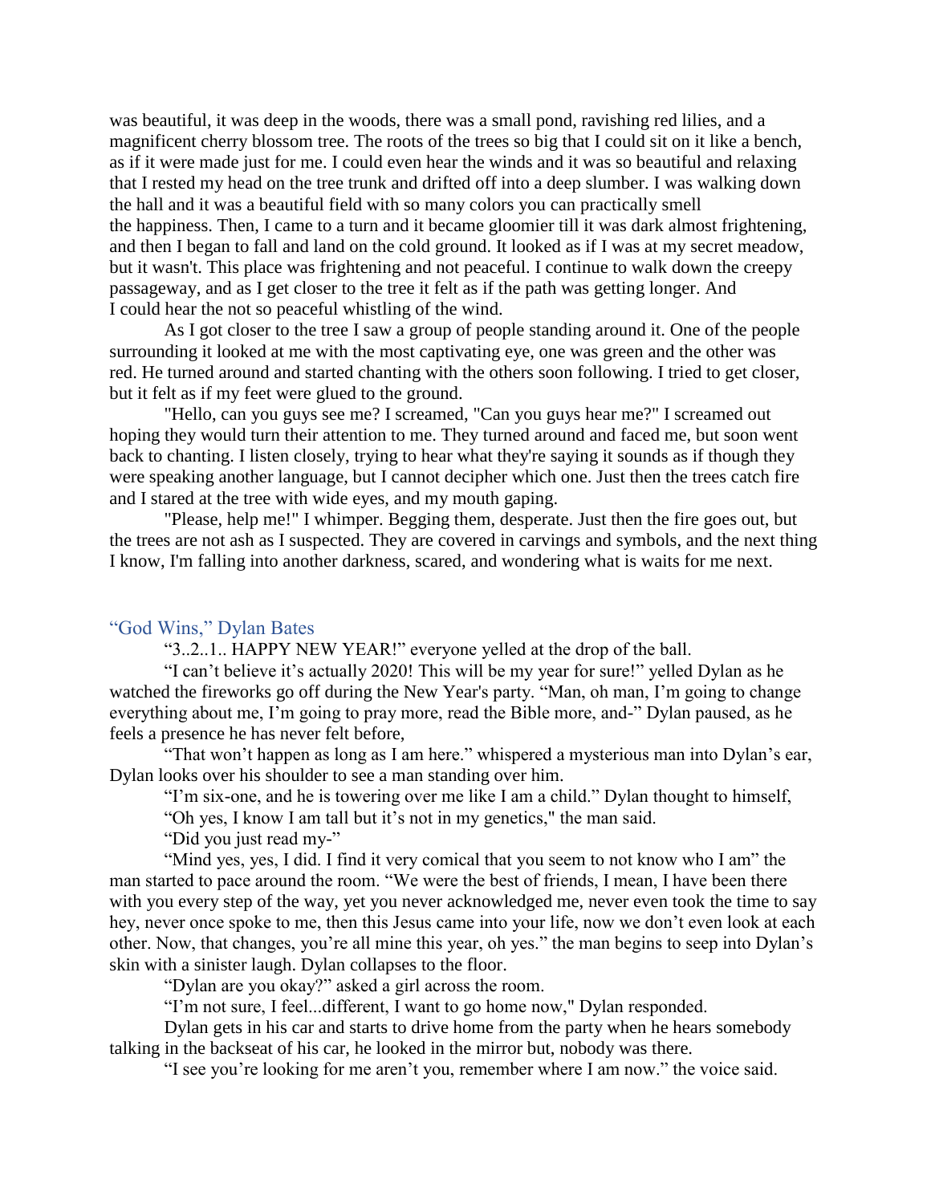was beautiful, it was deep in the woods, there was a small pond, ravishing red lilies, and a magnificent cherry blossom tree. The roots of the trees so big that I could sit on it like a bench, as if it were made just for me. I could even hear the winds and it was so beautiful and relaxing that I rested my head on the tree trunk and drifted off into a deep slumber. I was walking down the hall and it was a beautiful field with so many colors you can practically smell the happiness. Then, I came to a turn and it became gloomier till it was dark almost frightening, and then I began to fall and land on the cold ground. It looked as if I was at my secret meadow, but it wasn't. This place was frightening and not peaceful. I continue to walk down the creepy passageway, and as I get closer to the tree it felt as if the path was getting longer. And I could hear the not so peaceful whistling of the wind.

As I got closer to the tree I saw a group of people standing around it. One of the people surrounding it looked at me with the most captivating eye, one was green and the other was red. He turned around and started chanting with the others soon following. I tried to get closer, but it felt as if my feet were glued to the ground.

"Hello, can you guys see me? I screamed, "Can you guys hear me?" I screamed out hoping they would turn their attention to me. They turned around and faced me, but soon went back to chanting. I listen closely, trying to hear what they're saying it sounds as if though they were speaking another language, but I cannot decipher which one. Just then the trees catch fire and I stared at the tree with wide eyes, and my mouth gaping.

"Please, help me!" I whimper. Begging them, desperate. Just then the fire goes out, but the trees are not ash as I suspected. They are covered in carvings and symbols, and the next thing I know, I'm falling into another darkness, scared, and wondering what is waits for me next.

## "God Wins," Dylan Bates

"3..2..1.. HAPPY NEW YEAR!" everyone yelled at the drop of the ball.

"I can't believe it's actually 2020! This will be my year for sure!" yelled Dylan as he watched the fireworks go off during the New Year's party. "Man, oh man, I'm going to change everything about me, I'm going to pray more, read the Bible more, and-" Dylan paused, as he feels a presence he has never felt before,

"That won't happen as long as I am here." whispered a mysterious man into Dylan's ear, Dylan looks over his shoulder to see a man standing over him.

"I'm six-one, and he is towering over me like I am a child." Dylan thought to himself,

"Oh yes, I know I am tall but it's not in my genetics," the man said.

"Did you just read my-"

"Mind yes, yes, I did. I find it very comical that you seem to not know who I am" the man started to pace around the room. "We were the best of friends, I mean, I have been there with you every step of the way, yet you never acknowledged me, never even took the time to say hey, never once spoke to me, then this Jesus came into your life, now we don't even look at each other. Now, that changes, you're all mine this year, oh yes." the man begins to seep into Dylan's skin with a sinister laugh. Dylan collapses to the floor.

"Dylan are you okay?" asked a girl across the room.

"I'm not sure, I feel...different, I want to go home now," Dylan responded.

Dylan gets in his car and starts to drive home from the party when he hears somebody talking in the backseat of his car, he looked in the mirror but, nobody was there.

"I see you're looking for me aren't you, remember where I am now." the voice said.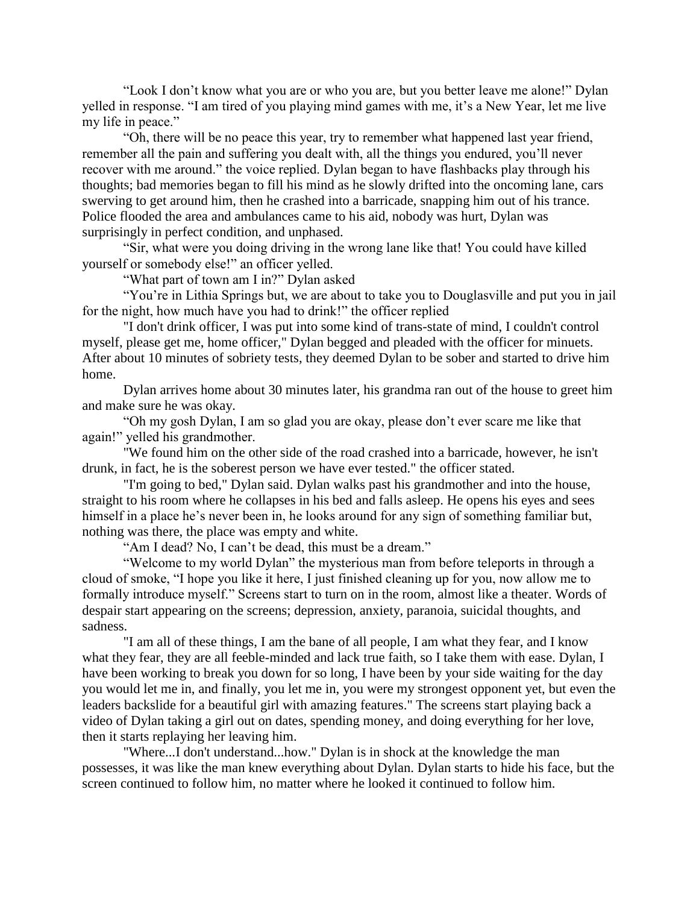“Look I don’t know what you are or who you are, but you better leave me alone!” Dylan yelled in response. “I am tired of you playing mind games with me, it’s a New Year, let me live my life in peace.”

“Oh, there will be no peace this year, try to remember what happened last year friend, remember all the pain and suffering you dealt with, all the things you endured, you’ll never recover with me around.” the voice replied. Dylan began to have flashbacks play through his thoughts; bad memories began to fill his mind as he slowly drifted into the oncoming lane, cars swerving to get around him, then he crashed into a barricade, snapping him out of his trance. Police flooded the area and ambulances came to his aid, nobody was hurt, Dylan was surprisingly in perfect condition, and unphased.

“Sir, what were you doing driving in the wrong lane like that! You could have killed yourself or somebody else!” an officer yelled.

“What part of town am I in?” Dylan asked

“You’re in Lithia Springs but, we are about to take you to Douglasville and put you in jail for the night, how much have you had to drink!” the officer replied

"I don't drink officer, I was put into some kind of trans-state of mind, I couldn't control myself, please get me, home officer," Dylan begged and pleaded with the officer for minuets. After about 10 minutes of sobriety tests, they deemed Dylan to be sober and started to drive him home.

Dylan arrives home about 30 minutes later, his grandma ran out of the house to greet him and make sure he was okay.

“Oh my gosh Dylan, I am so glad you are okay, please don’t ever scare me like that again!” yelled his grandmother.

"We found him on the other side of the road crashed into a barricade, however, he isn't drunk, in fact, he is the soberest person we have ever tested." the officer stated.

"I'm going to bed," Dylan said. Dylan walks past his grandmother and into the house, straight to his room where he collapses in his bed and falls asleep. He opens his eyes and sees himself in a place he’s never been in, he looks around for any sign of something familiar but, nothing was there, the place was empty and white.

“Am I dead? No, I can’t be dead, this must be a dream.”

“Welcome to my world Dylan” the mysterious man from before teleports in through a cloud of smoke, “I hope you like it here, I just finished cleaning up for you, now allow me to formally introduce myself.” Screens start to turn on in the room, almost like a theater. Words of despair start appearing on the screens; depression, anxiety, paranoia, suicidal thoughts, and sadness.

"I am all of these things, I am the bane of all people, I am what they fear, and I know what they fear, they are all feeble-minded and lack true faith, so I take them with ease. Dylan, I have been working to break you down for so long, I have been by your side waiting for the day you would let me in, and finally, you let me in, you were my strongest opponent yet, but even the leaders backslide for a beautiful girl with amazing features." The screens start playing back a video of Dylan taking a girl out on dates, spending money, and doing everything for her love, then it starts replaying her leaving him.

"Where...I don't understand...how." Dylan is in shock at the knowledge the man possesses, it was like the man knew everything about Dylan. Dylan starts to hide his face, but the screen continued to follow him, no matter where he looked it continued to follow him.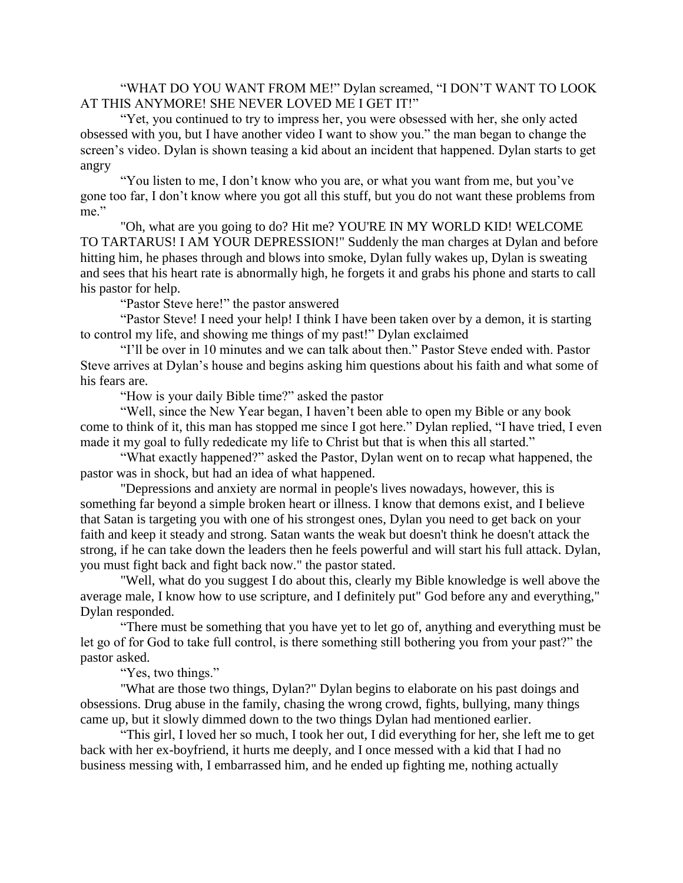"WHAT DO YOU WANT FROM ME!" Dylan screamed, "I DON'T WANT TO LOOK AT THIS ANYMORE! SHE NEVER LOVED ME I GET IT!"

"Yet, you continued to try to impress her, you were obsessed with her, she only acted obsessed with you, but I have another video I want to show you." the man began to change the screen's video. Dylan is shown teasing a kid about an incident that happened. Dylan starts to get angry

"You listen to me, I don't know who you are, or what you want from me, but you've gone too far, I don't know where you got all this stuff, but you do not want these problems from me."

"Oh, what are you going to do? Hit me? YOU'RE IN MY WORLD KID! WELCOME TO TARTARUS! I AM YOUR DEPRESSION!" Suddenly the man charges at Dylan and before hitting him, he phases through and blows into smoke, Dylan fully wakes up, Dylan is sweating and sees that his heart rate is abnormally high, he forgets it and grabs his phone and starts to call his pastor for help.

"Pastor Steve here!" the pastor answered

"Pastor Steve! I need your help! I think I have been taken over by a demon, it is starting to control my life, and showing me things of my past!" Dylan exclaimed

"I'll be over in 10 minutes and we can talk about then." Pastor Steve ended with. Pastor Steve arrives at Dylan's house and begins asking him questions about his faith and what some of his fears are.

"How is your daily Bible time?" asked the pastor

"Well, since the New Year began, I haven't been able to open my Bible or any book come to think of it, this man has stopped me since I got here." Dylan replied, "I have tried, I even made it my goal to fully rededicate my life to Christ but that is when this all started."

"What exactly happened?" asked the Pastor, Dylan went on to recap what happened, the pastor was in shock, but had an idea of what happened.

"Depressions and anxiety are normal in people's lives nowadays, however, this is something far beyond a simple broken heart or illness. I know that demons exist, and I believe that Satan is targeting you with one of his strongest ones, Dylan you need to get back on your faith and keep it steady and strong. Satan wants the weak but doesn't think he doesn't attack the strong, if he can take down the leaders then he feels powerful and will start his full attack. Dylan, you must fight back and fight back now." the pastor stated.

"Well, what do you suggest I do about this, clearly my Bible knowledge is well above the average male, I know how to use scripture, and I definitely put" God before any and everything," Dylan responded.

"There must be something that you have yet to let go of, anything and everything must be let go of for God to take full control, is there something still bothering you from your past?" the pastor asked.

"Yes, two things."

"What are those two things, Dylan?" Dylan begins to elaborate on his past doings and obsessions. Drug abuse in the family, chasing the wrong crowd, fights, bullying, many things came up, but it slowly dimmed down to the two things Dylan had mentioned earlier.

"This girl, I loved her so much, I took her out, I did everything for her, she left me to get back with her ex-boyfriend, it hurts me deeply, and I once messed with a kid that I had no business messing with, I embarrassed him, and he ended up fighting me, nothing actually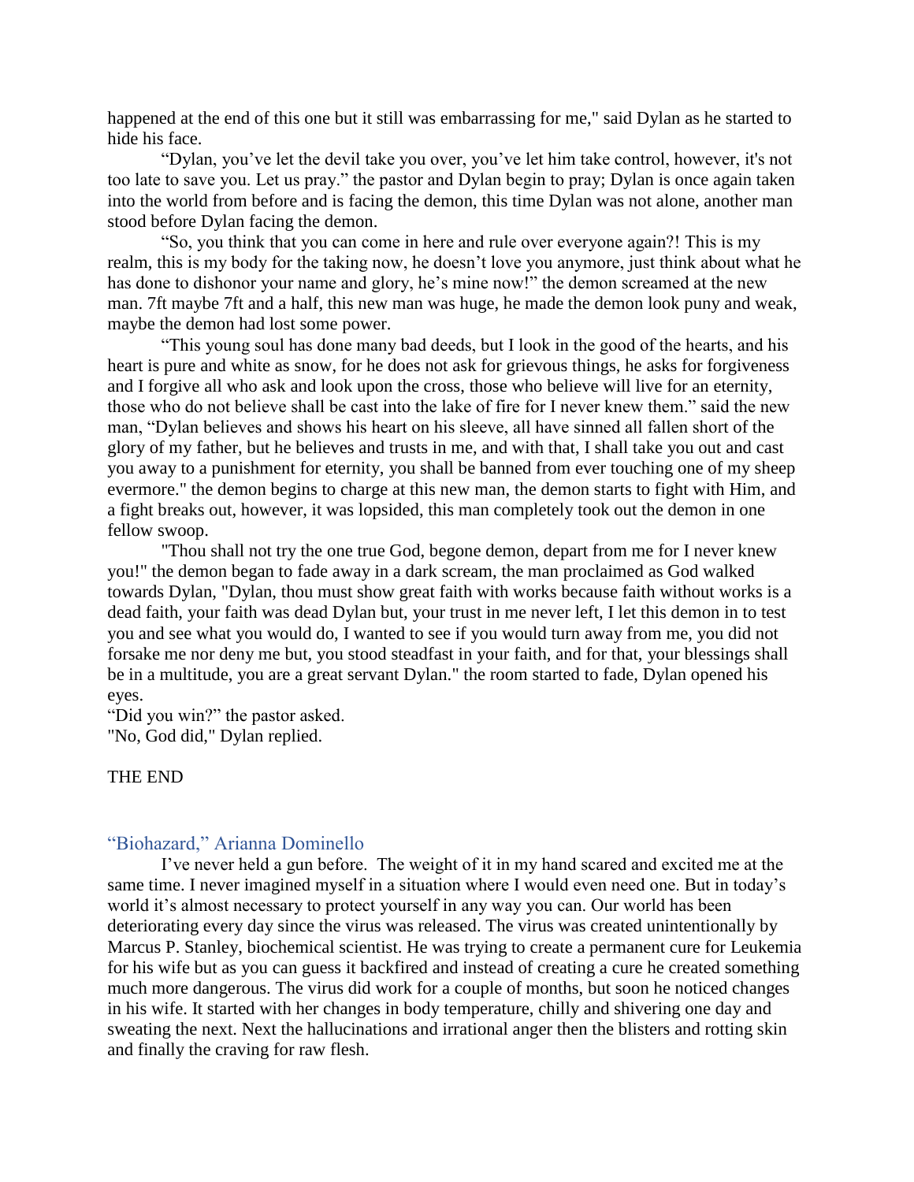happened at the end of this one but it still was embarrassing for me," said Dylan as he started to hide his face.

"Dylan, you've let the devil take you over, you've let him take control, however, it's not too late to save you. Let us pray." the pastor and Dylan begin to pray; Dylan is once again taken into the world from before and is facing the demon, this time Dylan was not alone, another man stood before Dylan facing the demon.

"So, you think that you can come in here and rule over everyone again?! This is my realm, this is my body for the taking now, he doesn't love you anymore, just think about what he has done to dishonor your name and glory, he's mine now!" the demon screamed at the new man. 7ft maybe 7ft and a half, this new man was huge, he made the demon look puny and weak, maybe the demon had lost some power.

"This young soul has done many bad deeds, but I look in the good of the hearts, and his heart is pure and white as snow, for he does not ask for grievous things, he asks for forgiveness and I forgive all who ask and look upon the cross, those who believe will live for an eternity, those who do not believe shall be cast into the lake of fire for I never knew them." said the new man, "Dylan believes and shows his heart on his sleeve, all have sinned all fallen short of the glory of my father, but he believes and trusts in me, and with that, I shall take you out and cast you away to a punishment for eternity, you shall be banned from ever touching one of my sheep evermore." the demon begins to charge at this new man, the demon starts to fight with Him, and a fight breaks out, however, it was lopsided, this man completely took out the demon in one fellow swoop.

"Thou shall not try the one true God, begone demon, depart from me for I never knew you!" the demon began to fade away in a dark scream, the man proclaimed as God walked towards Dylan, "Dylan, thou must show great faith with works because faith without works is a dead faith, your faith was dead Dylan but, your trust in me never left, I let this demon in to test you and see what you would do, I wanted to see if you would turn away from me, you did not forsake me nor deny me but, you stood steadfast in your faith, and for that, your blessings shall be in a multitude, you are a great servant Dylan." the room started to fade, Dylan opened his eyes.

"Did you win?" the pastor asked.

"No, God did," Dylan replied.

THE END

## "Biohazard," Arianna Dominello

I've never held a gun before. The weight of it in my hand scared and excited me at the same time. I never imagined myself in a situation where I would even need one. But in today's world it's almost necessary to protect yourself in any way you can. Our world has been deteriorating every day since the virus was released. The virus was created unintentionally by Marcus P. Stanley, biochemical scientist. He was trying to create a permanent cure for Leukemia for his wife but as you can guess it backfired and instead of creating a cure he created something much more dangerous. The virus did work for a couple of months, but soon he noticed changes in his wife. It started with her changes in body temperature, chilly and shivering one day and sweating the next. Next the hallucinations and irrational anger then the blisters and rotting skin and finally the craving for raw flesh.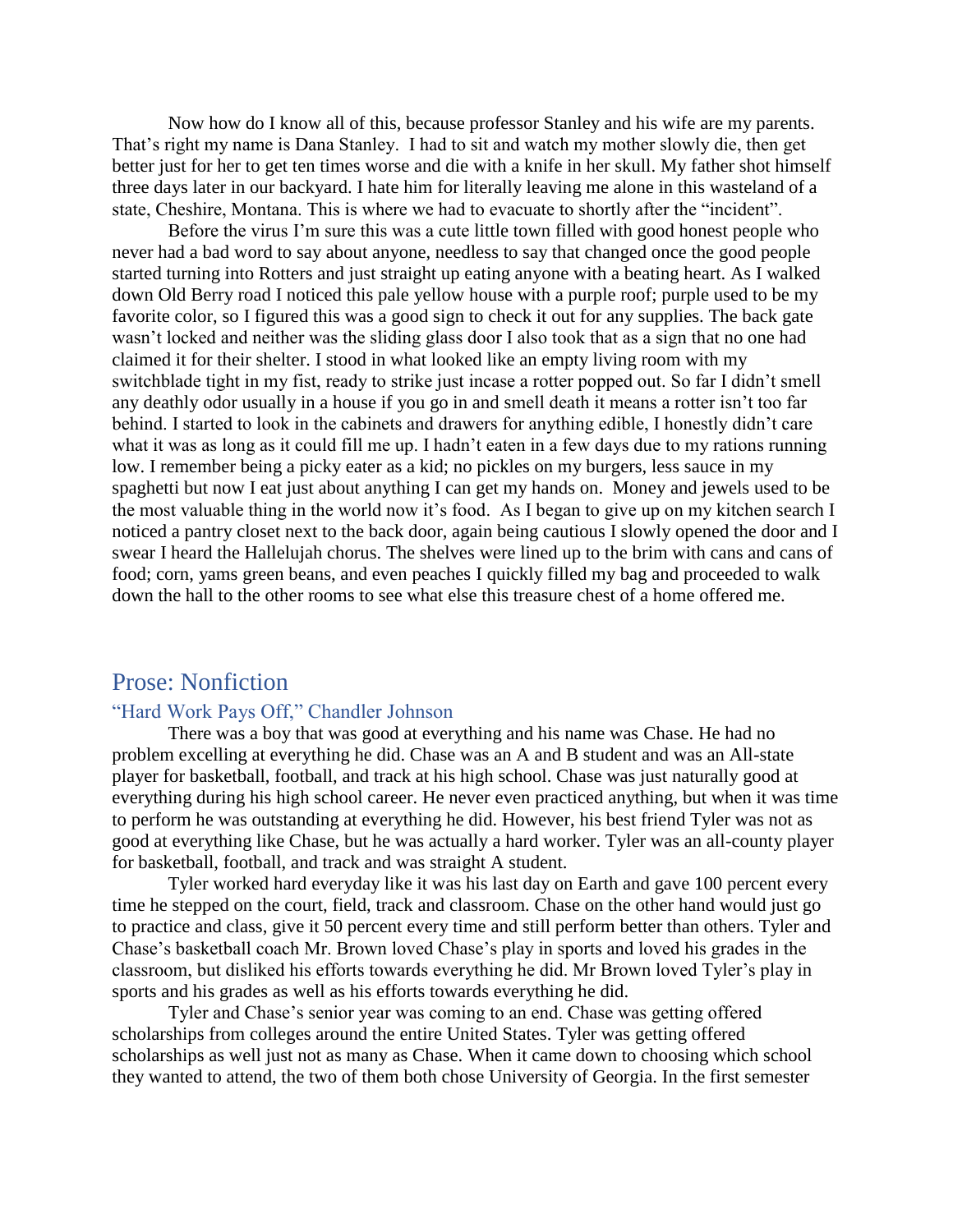Now how do I know all of this, because professor Stanley and his wife are my parents. That's right my name is Dana Stanley. I had to sit and watch my mother slowly die, then get better just for her to get ten times worse and die with a knife in her skull. My father shot himself three days later in our backyard. I hate him for literally leaving me alone in this wasteland of a state, Cheshire, Montana. This is where we had to evacuate to shortly after the "incident".

Before the virus I'm sure this was a cute little town filled with good honest people who never had a bad word to say about anyone, needless to say that changed once the good people started turning into Rotters and just straight up eating anyone with a beating heart. As I walked down Old Berry road I noticed this pale yellow house with a purple roof; purple used to be my favorite color, so I figured this was a good sign to check it out for any supplies. The back gate wasn't locked and neither was the sliding glass door I also took that as a sign that no one had claimed it for their shelter. I stood in what looked like an empty living room with my switchblade tight in my fist, ready to strike just incase a rotter popped out. So far I didn't smell any deathly odor usually in a house if you go in and smell death it means a rotter isn't too far behind. I started to look in the cabinets and drawers for anything edible, I honestly didn't care what it was as long as it could fill me up. I hadn't eaten in a few days due to my rations running low. I remember being a picky eater as a kid; no pickles on my burgers, less sauce in my spaghetti but now I eat just about anything I can get my hands on. Money and jewels used to be the most valuable thing in the world now it's food. As I began to give up on my kitchen search I noticed a pantry closet next to the back door, again being cautious I slowly opened the door and I swear I heard the Hallelujah chorus. The shelves were lined up to the brim with cans and cans of food; corn, yams green beans, and even peaches I quickly filled my bag and proceeded to walk down the hall to the other rooms to see what else this treasure chest of a home offered me.

## Prose: Nonfiction

### "Hard Work Pays Off," Chandler Johnson

There was a boy that was good at everything and his name was Chase. He had no problem excelling at everything he did. Chase was an A and B student and was an All-state player for basketball, football, and track at his high school. Chase was just naturally good at everything during his high school career. He never even practiced anything, but when it was time to perform he was outstanding at everything he did. However, his best friend Tyler was not as good at everything like Chase, but he was actually a hard worker. Tyler was an all-county player for basketball, football, and track and was straight A student.

Tyler worked hard everyday like it was his last day on Earth and gave 100 percent every time he stepped on the court, field, track and classroom. Chase on the other hand would just go to practice and class, give it 50 percent every time and still perform better than others. Tyler and Chase's basketball coach Mr. Brown loved Chase's play in sports and loved his grades in the classroom, but disliked his efforts towards everything he did. Mr Brown loved Tyler's play in sports and his grades as well as his efforts towards everything he did.

Tyler and Chase's senior year was coming to an end. Chase was getting offered scholarships from colleges around the entire United States. Tyler was getting offered scholarships as well just not as many as Chase. When it came down to choosing which school they wanted to attend, the two of them both chose University of Georgia. In the first semester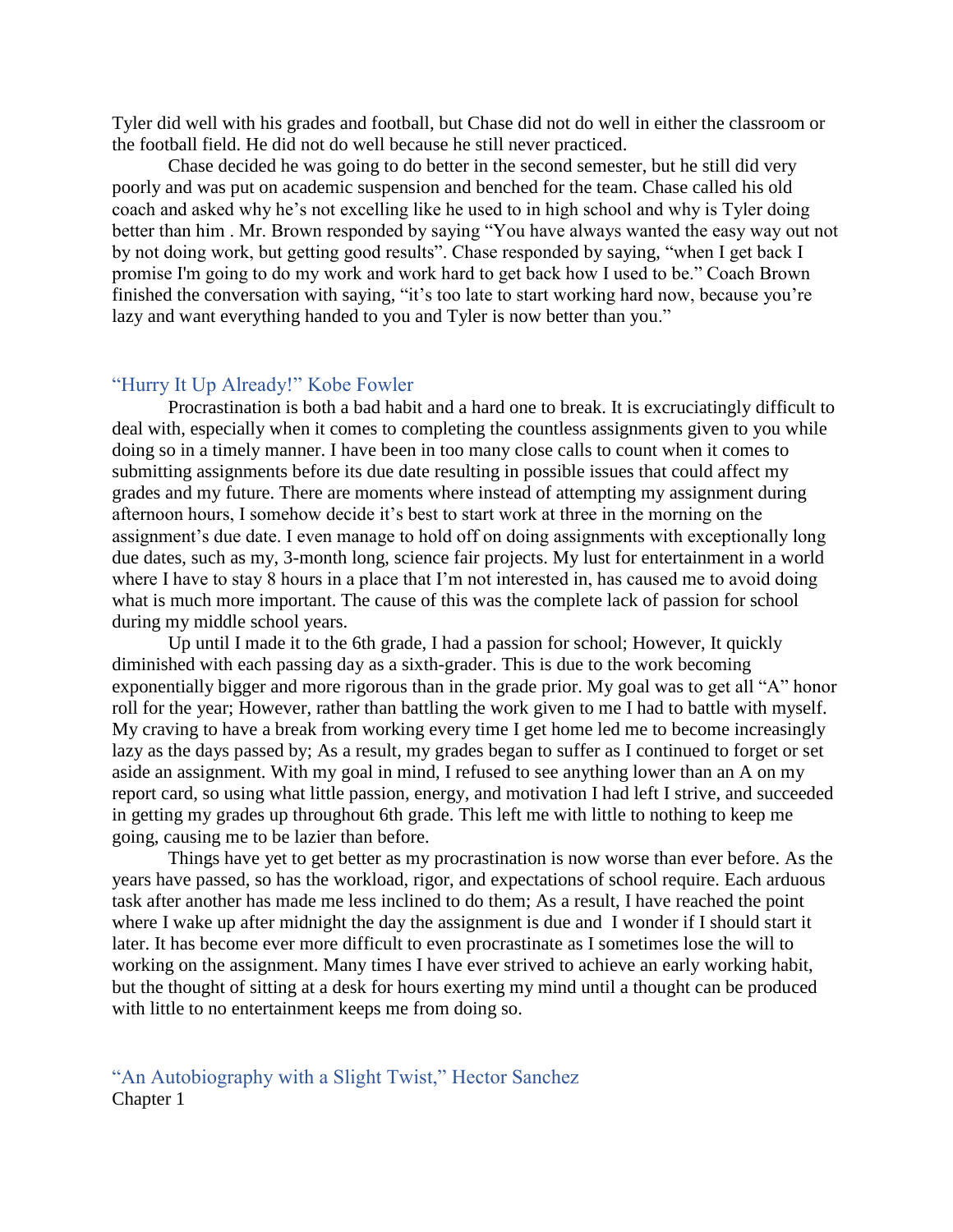Tyler did well with his grades and football, but Chase did not do well in either the classroom or the football field. He did not do well because he still never practiced.

Chase decided he was going to do better in the second semester, but he still did very poorly and was put on academic suspension and benched for the team. Chase called his old coach and asked why he's not excelling like he used to in high school and why is Tyler doing better than him . Mr. Brown responded by saying "You have always wanted the easy way out not by not doing work, but getting good results". Chase responded by saying, "when I get back I promise I'm going to do my work and work hard to get back how I used to be." Coach Brown finished the conversation with saying, "it's too late to start working hard now, because you're lazy and want everything handed to you and Tyler is now better than you."

## "Hurry It Up Already!" Kobe Fowler

Procrastination is both a bad habit and a hard one to break. It is excruciatingly difficult to deal with, especially when it comes to completing the countless assignments given to you while doing so in a timely manner. I have been in too many close calls to count when it comes to submitting assignments before its due date resulting in possible issues that could affect my grades and my future. There are moments where instead of attempting my assignment during afternoon hours, I somehow decide it's best to start work at three in the morning on the assignment's due date. I even manage to hold off on doing assignments with exceptionally long due dates, such as my, 3-month long, science fair projects. My lust for entertainment in a world where I have to stay 8 hours in a place that I'm not interested in, has caused me to avoid doing what is much more important. The cause of this was the complete lack of passion for school during my middle school years.

Up until I made it to the 6th grade, I had a passion for school; However, It quickly diminished with each passing day as a sixth-grader. This is due to the work becoming exponentially bigger and more rigorous than in the grade prior. My goal was to get all "A" honor roll for the year; However, rather than battling the work given to me I had to battle with myself. My craving to have a break from working every time I get home led me to become increasingly lazy as the days passed by; As a result, my grades began to suffer as I continued to forget or set aside an assignment. With my goal in mind, I refused to see anything lower than an A on my report card, so using what little passion, energy, and motivation I had left I strive, and succeeded in getting my grades up throughout 6th grade. This left me with little to nothing to keep me going, causing me to be lazier than before.

Things have yet to get better as my procrastination is now worse than ever before. As the years have passed, so has the workload, rigor, and expectations of school require. Each arduous task after another has made me less inclined to do them; As a result, I have reached the point where I wake up after midnight the day the assignment is due and I wonder if I should start it later. It has become ever more difficult to even procrastinate as I sometimes lose the will to working on the assignment. Many times I have ever strived to achieve an early working habit, but the thought of sitting at a desk for hours exerting my mind until a thought can be produced with little to no entertainment keeps me from doing so.

## "An Autobiography with a Slight Twist," Hector Sanchez

Chapter 1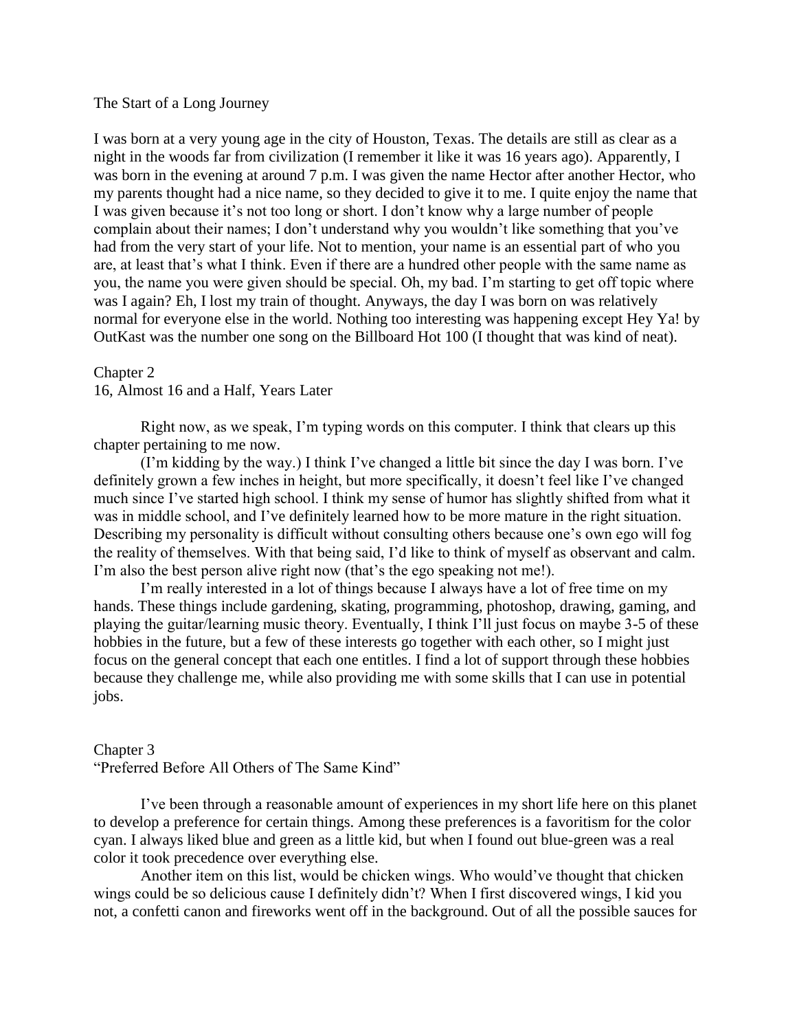## The Start of a Long Journey

I was born at a very young age in the city of Houston, Texas. The details are still as clear as a night in the woods far from civilization (I remember it like it was 16 years ago). Apparently, I was born in the evening at around 7 p.m. I was given the name Hector after another Hector, who my parents thought had a nice name, so they decided to give it to me. I quite enjoy the name that I was given because it's not too long or short. I don't know why a large number of people complain about their names; I don't understand why you wouldn't like something that you've had from the very start of your life. Not to mention, your name is an essential part of who you are, at least that's what I think. Even if there are a hundred other people with the same name as you, the name you were given should be special. Oh, my bad. I'm starting to get off topic where was I again? Eh, I lost my train of thought. Anyways, the day I was born on was relatively normal for everyone else in the world. Nothing too interesting was happening except Hey Ya! by OutKast was the number one song on the Billboard Hot 100 (I thought that was kind of neat).

## Chapter 2
### 16, Almost 16 and a Half, Years Later

Right now, as we speak, I'm typing words on this computer. I think that clears up this chapter pertaining to me now.

(I'm kidding by the way.) I think I've changed a little bit since the day I was born. I've definitely grown a few inches in height, but more specifically, it doesn't feel like I've changed much since I've started high school. I think my sense of humor has slightly shifted from what it was in middle school, and I've definitely learned how to be more mature in the right situation. Describing my personality is difficult without consulting others because one's own ego will fog the reality of themselves. With that being said, I'd like to think of myself as observant and calm. I'm also the best person alive right now (that's the ego speaking not me!).

I'm really interested in a lot of things because I always have a lot of free time on my hands. These things include gardening, skating, programming, photoshop, drawing, gaming, and playing the guitar/learning music theory. Eventually, I think I'll just focus on maybe 3-5 of these hobbies in the future, but a few of these interests go together with each other, so I might just focus on the general concept that each one entitles. I find a lot of support through these hobbies because they challenge me, while also providing me with some skills that I can use in potential jobs.

## Chapter 3
### "Preferred Before All Others of The Same Kind"

I've been through a reasonable amount of experiences in my short life here on this planet to develop a preference for certain things. Among these preferences is a favoritism for the color cyan. I always liked blue and green as a little kid, but when I found out blue-green was a real color it took precedence over everything else.

Another item on this list, would be chicken wings. Who would've thought that chicken wings could be so delicious cause I definitely didn't? When I first discovered wings, I kid you not, a confetti canon and fireworks went off in the background. Out of all the possible sauces for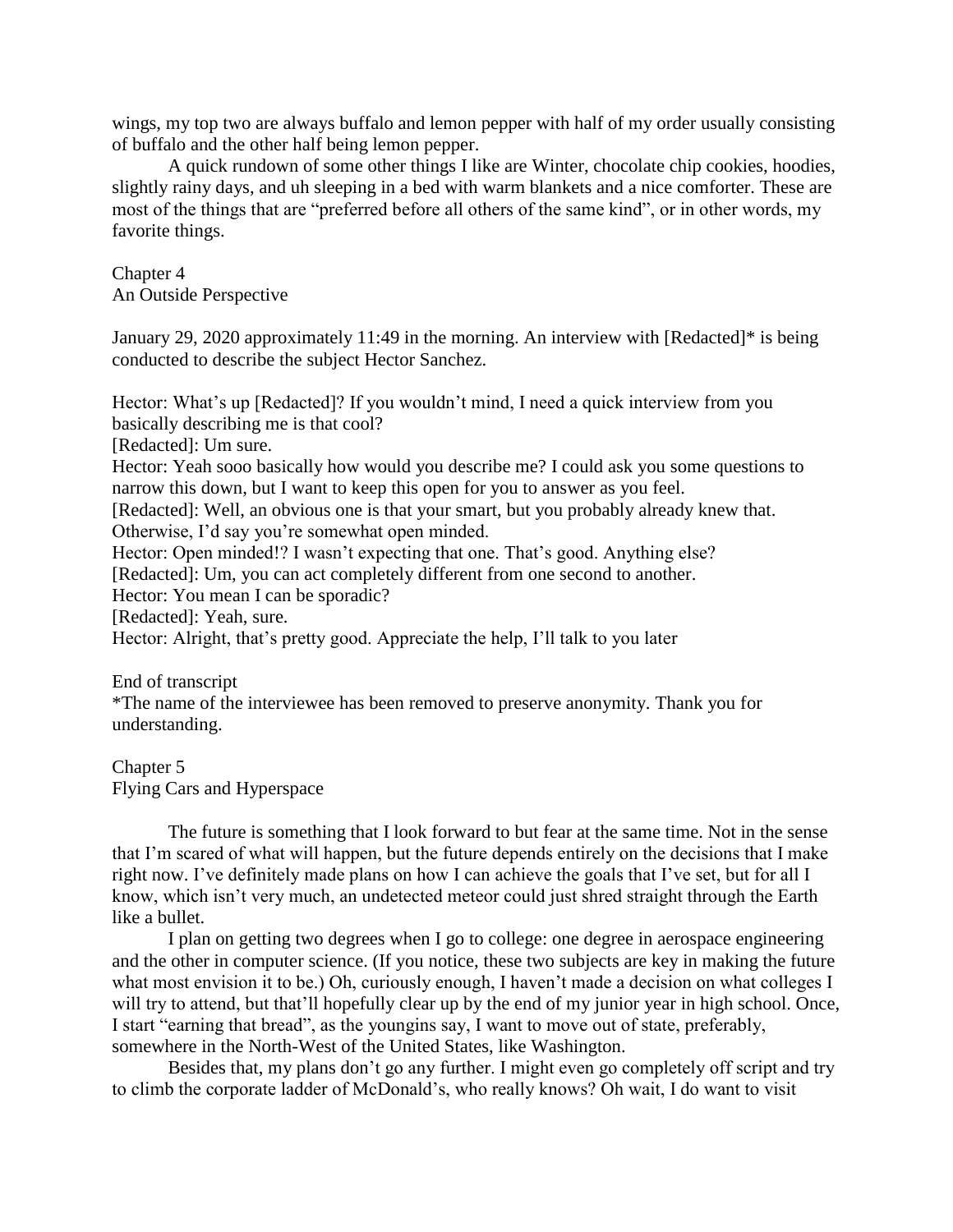wings, my top two are always buffalo and lemon pepper with half of my order usually consisting of buffalo and the other half being lemon pepper.

A quick rundown of some other things I like are Winter, chocolate chip cookies, hoodies, slightly rainy days, and uh sleeping in a bed with warm blankets and a nice comforter. These are most of the things that are "preferred before all others of the same kind", or in other words, my favorite things.

## Chapter 4
## An Outside Perspective

January 29, 2020 approximately 11:49 in the morning. An interview with [Redacted]* is being conducted to describe the subject Hector Sanchez.

Hector: What's up [Redacted]? If you wouldn't mind, I need a quick interview from you basically describing me is that cool?
[Redacted]: Um sure.
Hector: Yeah sooo basically how would you describe me? I could ask you some questions to narrow this down, but I want to keep this open for you to answer as you feel.
[Redacted]: Well, an obvious one is that your smart, but you probably already knew that. Otherwise, I'd say you're somewhat open minded.
Hector: Open minded!? I wasn't expecting that one. That's good. Anything else?
[Redacted]: Um, you can act completely different from one second to another.
Hector: You mean I can be sporadic?
[Redacted]: Yeah, sure.
Hector: Alright, that's pretty good. Appreciate the help, I'll talk to you later

End of transcript
*The name of the interviewee has been removed to preserve anonymity. Thank you for understanding.

## Chapter 5
## Flying Cars and Hyperspace

The future is something that I look forward to but fear at the same time. Not in the sense that I'm scared of what will happen, but the future depends entirely on the decisions that I make right now. I've definitely made plans on how I can achieve the goals that I've set, but for all I know, which isn't very much, an undetected meteor could just shred straight through the Earth like a bullet.

I plan on getting two degrees when I go to college: one degree in aerospace engineering and the other in computer science. (If you notice, these two subjects are key in making the future what most envision it to be.) Oh, curiously enough, I haven't made a decision on what colleges I will try to attend, but that'll hopefully clear up by the end of my junior year in high school. Once, I start "earning that bread", as the youngins say, I want to move out of state, preferably, somewhere in the North-West of the United States, like Washington.

Besides that, my plans don't go any further. I might even go completely off script and try to climb the corporate ladder of McDonald's, who really knows? Oh wait, I do want to visit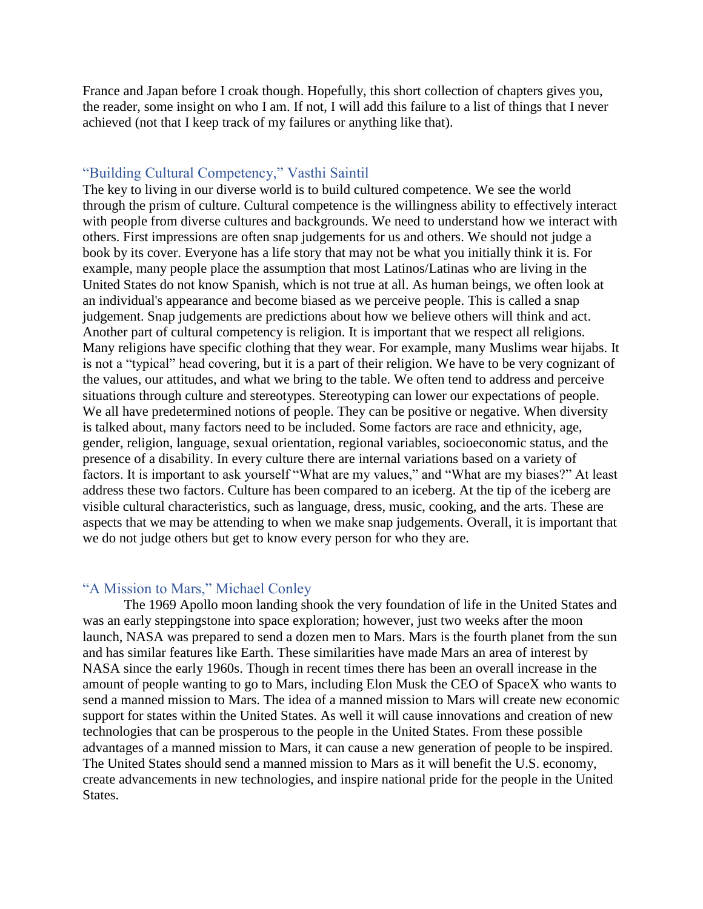France and Japan before I croak though. Hopefully, this short collection of chapters gives you, the reader, some insight on who I am. If not, I will add this failure to a list of things that I never achieved (not that I keep track of my failures or anything like that).

## "Building Cultural Competency," Vasthi Saintil

The key to living in our diverse world is to build cultured competence. We see the world through the prism of culture. Cultural competence is the willingness ability to effectively interact with people from diverse cultures and backgrounds. We need to understand how we interact with others. First impressions are often snap judgements for us and others. We should not judge a book by its cover. Everyone has a life story that may not be what you initially think it is. For example, many people place the assumption that most Latinos/Latinas who are living in the United States do not know Spanish, which is not true at all. As human beings, we often look at an individual's appearance and become biased as we perceive people. This is called a snap judgement. Snap judgements are predictions about how we believe others will think and act. Another part of cultural competency is religion. It is important that we respect all religions. Many religions have specific clothing that they wear. For example, many Muslims wear hijabs. It is not a "typical" head covering, but it is a part of their religion. We have to be very cognizant of the values, our attitudes, and what we bring to the table. We often tend to address and perceive situations through culture and stereotypes. Stereotyping can lower our expectations of people. We all have predetermined notions of people. They can be positive or negative. When diversity is talked about, many factors need to be included. Some factors are race and ethnicity, age, gender, religion, language, sexual orientation, regional variables, socioeconomic status, and the presence of a disability. In every culture there are internal variations based on a variety of factors. It is important to ask yourself "What are my values," and "What are my biases?" At least address these two factors. Culture has been compared to an iceberg. At the tip of the iceberg are visible cultural characteristics, such as language, dress, music, cooking, and the arts. These are aspects that we may be attending to when we make snap judgements. Overall, it is important that we do not judge others but get to know every person for who they are.

## "A Mission to Mars," Michael Conley

The 1969 Apollo moon landing shook the very foundation of life in the United States and was an early steppingstone into space exploration; however, just two weeks after the moon launch, NASA was prepared to send a dozen men to Mars. Mars is the fourth planet from the sun and has similar features like Earth. These similarities have made Mars an area of interest by NASA since the early 1960s. Though in recent times there has been an overall increase in the amount of people wanting to go to Mars, including Elon Musk the CEO of SpaceX who wants to send a manned mission to Mars. The idea of a manned mission to Mars will create new economic support for states within the United States. As well it will cause innovations and creation of new technologies that can be prosperous to the people in the United States. From these possible advantages of a manned mission to Mars, it can cause a new generation of people to be inspired. The United States should send a manned mission to Mars as it will benefit the U.S. economy, create advancements in new technologies, and inspire national pride for the people in the United States.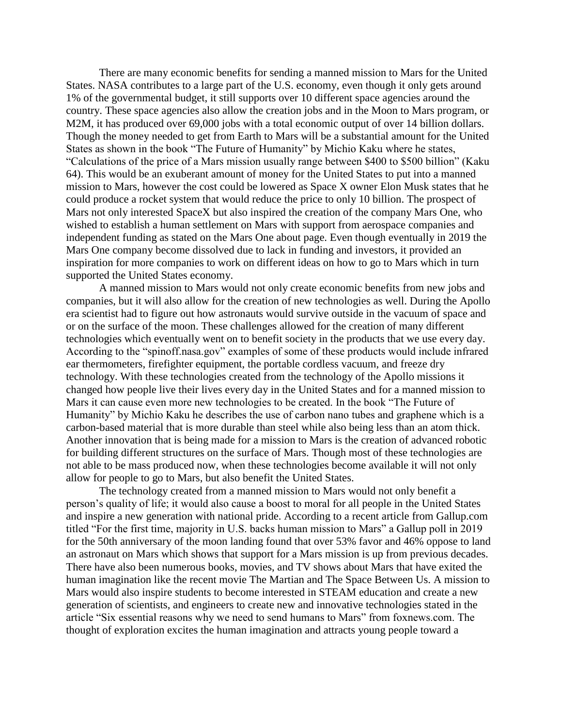There are many economic benefits for sending a manned mission to Mars for the United States. NASA contributes to a large part of the U.S. economy, even though it only gets around 1% of the governmental budget, it still supports over 10 different space agencies around the country. These space agencies also allow the creation jobs and in the Moon to Mars program, or M2M, it has produced over 69,000 jobs with a total economic output of over 14 billion dollars. Though the money needed to get from Earth to Mars will be a substantial amount for the United States as shown in the book "The Future of Humanity" by Michio Kaku where he states, "Calculations of the price of a Mars mission usually range between $400 to $500 billion" (Kaku 64). This would be an exuberant amount of money for the United States to put into a manned mission to Mars, however the cost could be lowered as Space X owner Elon Musk states that he could produce a rocket system that would reduce the price to only 10 billion. The prospect of Mars not only interested SpaceX but also inspired the creation of the company Mars One, who wished to establish a human settlement on Mars with support from aerospace companies and independent funding as stated on the Mars One about page. Even though eventually in 2019 the Mars One company become dissolved due to lack in funding and investors, it provided an inspiration for more companies to work on different ideas on how to go to Mars which in turn supported the United States economy.

A manned mission to Mars would not only create economic benefits from new jobs and companies, but it will also allow for the creation of new technologies as well. During the Apollo era scientist had to figure out how astronauts would survive outside in the vacuum of space and or on the surface of the moon. These challenges allowed for the creation of many different technologies which eventually went on to benefit society in the products that we use every day. According to the "spinoff.nasa.gov" examples of some of these products would include infrared ear thermometers, firefighter equipment, the portable cordless vacuum, and freeze dry technology. With these technologies created from the technology of the Apollo missions it changed how people live their lives every day in the United States and for a manned mission to Mars it can cause even more new technologies to be created. In the book "The Future of Humanity" by Michio Kaku he describes the use of carbon nano tubes and graphene which is a carbon-based material that is more durable than steel while also being less than an atom thick. Another innovation that is being made for a mission to Mars is the creation of advanced robotic for building different structures on the surface of Mars. Though most of these technologies are not able to be mass produced now, when these technologies become available it will not only allow for people to go to Mars, but also benefit the United States.

The technology created from a manned mission to Mars would not only benefit a person's quality of life; it would also cause a boost to moral for all people in the United States and inspire a new generation with national pride. According to a recent article from Gallup.com titled "For the first time, majority in U.S. backs human mission to Mars" a Gallup poll in 2019 for the 50th anniversary of the moon landing found that over 53% favor and 46% oppose to land an astronaut on Mars which shows that support for a Mars mission is up from previous decades. There have also been numerous books, movies, and TV shows about Mars that have exited the human imagination like the recent movie The Martian and The Space Between Us. A mission to Mars would also inspire students to become interested in STEAM education and create a new generation of scientists, and engineers to create new and innovative technologies stated in the article "Six essential reasons why we need to send humans to Mars" from foxnews.com. The thought of exploration excites the human imagination and attracts young people toward a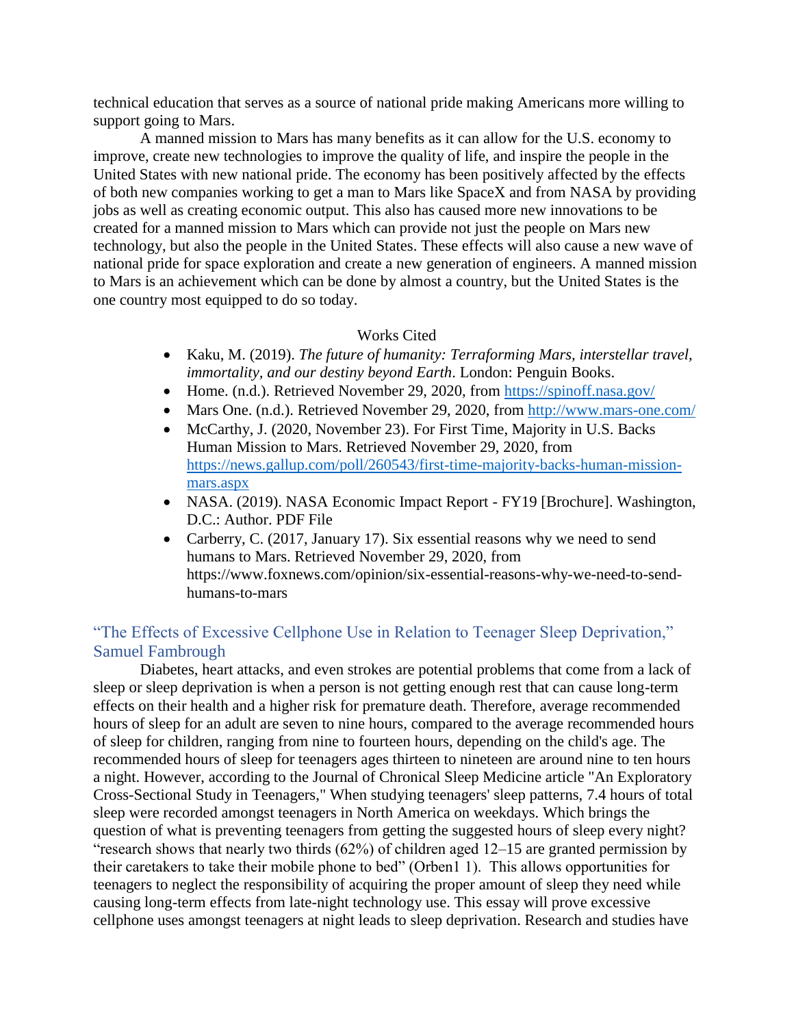technical education that serves as a source of national pride making Americans more willing to support going to Mars.

A manned mission to Mars has many benefits as it can allow for the U.S. economy to improve, create new technologies to improve the quality of life, and inspire the people in the United States with new national pride. The economy has been positively affected by the effects of both new companies working to get a man to Mars like SpaceX and from NASA by providing jobs as well as creating economic output. This also has caused more new innovations to be created for a manned mission to Mars which can provide not just the people on Mars new technology, but also the people in the United States. These effects will also cause a new wave of national pride for space exploration and create a new generation of engineers. A manned mission to Mars is an achievement which can be done by almost a country, but the United States is the one country most equipped to do so today.

Works Cited

- Kaku, M. (2019). *The future of humanity: Terraforming Mars, interstellar travel, immortality, and our destiny beyond Earth*. London: Penguin Books.
- Home. (n.d.). Retrieved November 29, 2020, from https://spinoff.nasa.gov/
- Mars One. (n.d.). Retrieved November 29, 2020, from http://www.mars-one.com/
- McCarthy, J. (2020, November 23). For First Time, Majority in U.S. Backs Human Mission to Mars. Retrieved November 29, 2020, from https://news.gallup.com/poll/260543/first-time-majority-backs-human-mission-mars.aspx
- NASA. (2019). NASA Economic Impact Report - FY19 [Brochure]. Washington, D.C.: Author. PDF File
- Carberry, C. (2017, January 17). Six essential reasons why we need to send humans to Mars. Retrieved November 29, 2020, from https://www.foxnews.com/opinion/six-essential-reasons-why-we-need-to-send-humans-to-mars

## "The Effects of Excessive Cellphone Use in Relation to Teenager Sleep Deprivation," Samuel Fambrough

Diabetes, heart attacks, and even strokes are potential problems that come from a lack of sleep or sleep deprivation is when a person is not getting enough rest that can cause long-term effects on their health and a higher risk for premature death. Therefore, average recommended hours of sleep for an adult are seven to nine hours, compared to the average recommended hours of sleep for children, ranging from nine to fourteen hours, depending on the child's age. The recommended hours of sleep for teenagers ages thirteen to nineteen are around nine to ten hours a night. However, according to the Journal of Chronical Sleep Medicine article "An Exploratory Cross-Sectional Study in Teenagers," When studying teenagers' sleep patterns, 7.4 hours of total sleep were recorded amongst teenagers in North America on weekdays. Which brings the question of what is preventing teenagers from getting the suggested hours of sleep every night? "research shows that nearly two thirds (62%) of children aged 12–15 are granted permission by their caretakers to take their mobile phone to bed" (Orben1 1). This allows opportunities for teenagers to neglect the responsibility of acquiring the proper amount of sleep they need while causing long-term effects from late-night technology use. This essay will prove excessive cellphone uses amongst teenagers at night leads to sleep deprivation. Research and studies have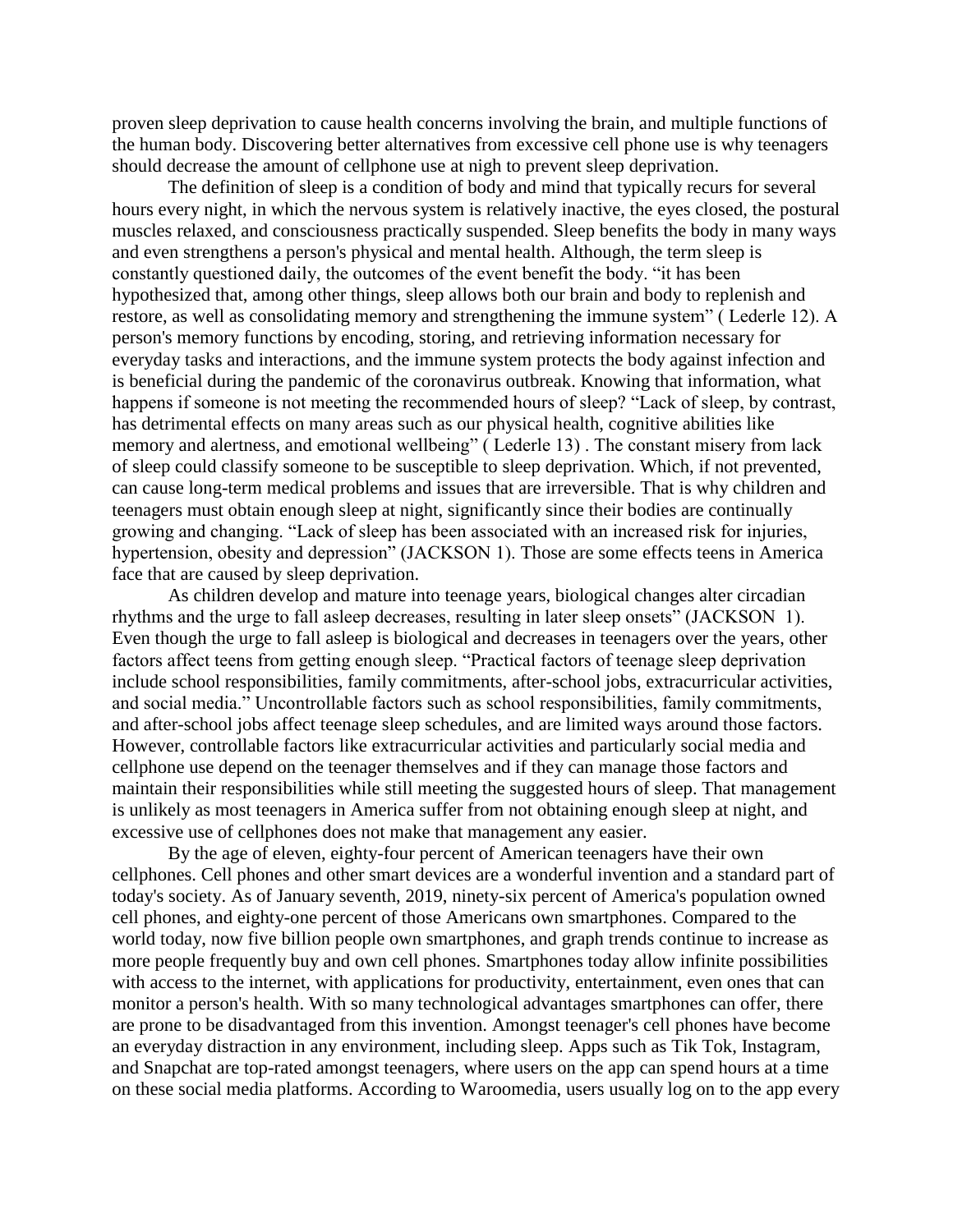proven sleep deprivation to cause health concerns involving the brain, and multiple functions of the human body. Discovering better alternatives from excessive cell phone use is why teenagers should decrease the amount of cellphone use at nigh to prevent sleep deprivation.

The definition of sleep is a condition of body and mind that typically recurs for several hours every night, in which the nervous system is relatively inactive, the eyes closed, the postural muscles relaxed, and consciousness practically suspended. Sleep benefits the body in many ways and even strengthens a person's physical and mental health. Although, the term sleep is constantly questioned daily, the outcomes of the event benefit the body. "it has been hypothesized that, among other things, sleep allows both our brain and body to replenish and restore, as well as consolidating memory and strengthening the immune system" ( Lederle 12). A person's memory functions by encoding, storing, and retrieving information necessary for everyday tasks and interactions, and the immune system protects the body against infection and is beneficial during the pandemic of the coronavirus outbreak. Knowing that information, what happens if someone is not meeting the recommended hours of sleep? "Lack of sleep, by contrast, has detrimental effects on many areas such as our physical health, cognitive abilities like memory and alertness, and emotional wellbeing" ( Lederle 13) . The constant misery from lack of sleep could classify someone to be susceptible to sleep deprivation. Which, if not prevented, can cause long-term medical problems and issues that are irreversible. That is why children and teenagers must obtain enough sleep at night, significantly since their bodies are continually growing and changing. "Lack of sleep has been associated with an increased risk for injuries, hypertension, obesity and depression" (JACKSON 1). Those are some effects teens in America face that are caused by sleep deprivation.

As children develop and mature into teenage years, biological changes alter circadian rhythms and the urge to fall asleep decreases, resulting in later sleep onsets" (JACKSON 1). Even though the urge to fall asleep is biological and decreases in teenagers over the years, other factors affect teens from getting enough sleep. "Practical factors of teenage sleep deprivation include school responsibilities, family commitments, after-school jobs, extracurricular activities, and social media." Uncontrollable factors such as school responsibilities, family commitments, and after-school jobs affect teenage sleep schedules, and are limited ways around those factors. However, controllable factors like extracurricular activities and particularly social media and cellphone use depend on the teenager themselves and if they can manage those factors and maintain their responsibilities while still meeting the suggested hours of sleep. That management is unlikely as most teenagers in America suffer from not obtaining enough sleep at night, and excessive use of cellphones does not make that management any easier.

By the age of eleven, eighty-four percent of American teenagers have their own cellphones. Cell phones and other smart devices are a wonderful invention and a standard part of today's society. As of January seventh, 2019, ninety-six percent of America's population owned cell phones, and eighty-one percent of those Americans own smartphones. Compared to the world today, now five billion people own smartphones, and graph trends continue to increase as more people frequently buy and own cell phones. Smartphones today allow infinite possibilities with access to the internet, with applications for productivity, entertainment, even ones that can monitor a person's health. With so many technological advantages smartphones can offer, there are prone to be disadvantaged from this invention. Amongst teenager's cell phones have become an everyday distraction in any environment, including sleep. Apps such as Tik Tok, Instagram, and Snapchat are top-rated amongst teenagers, where users on the app can spend hours at a time on these social media platforms. According to Waroomedia, users usually log on to the app every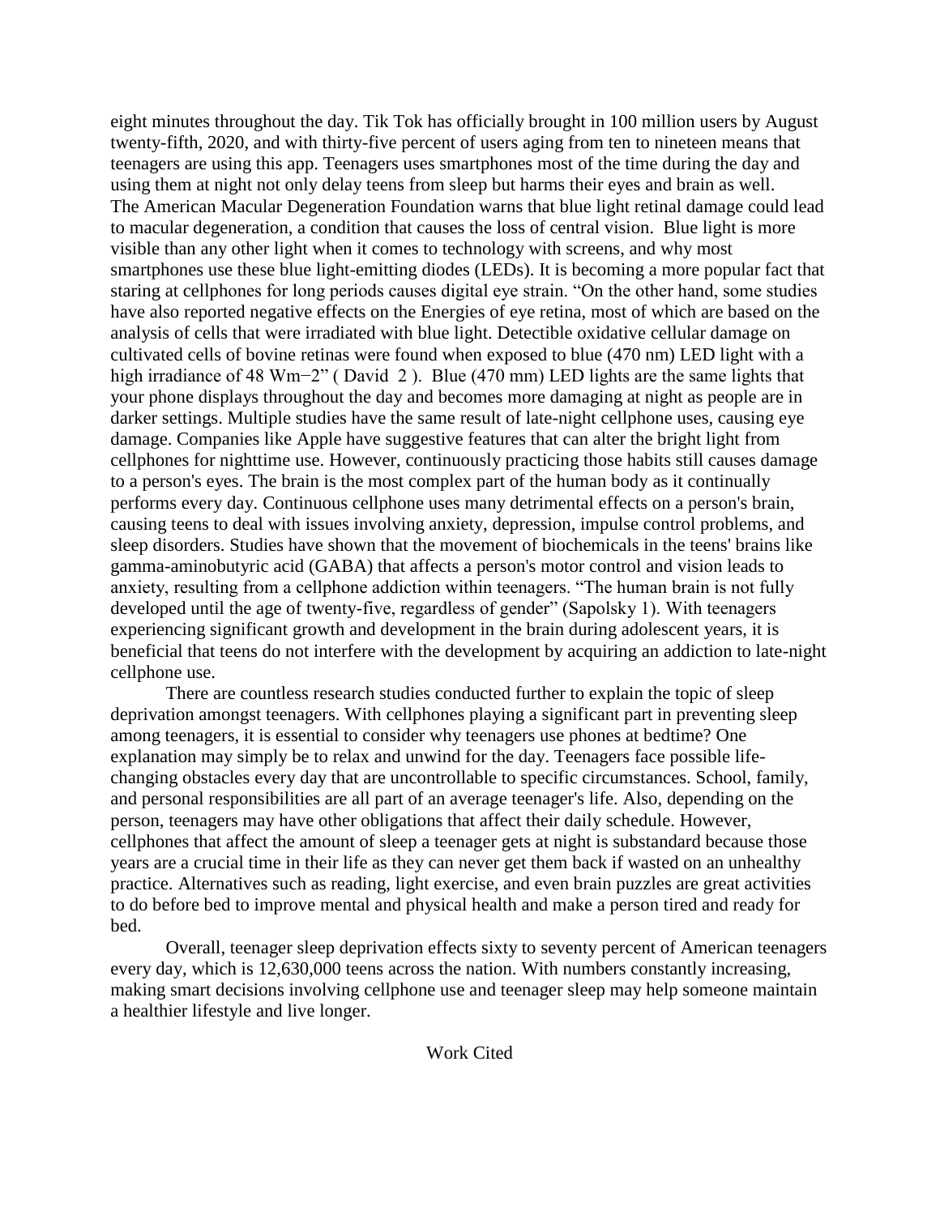eight minutes throughout the day. Tik Tok has officially brought in 100 million users by August twenty-fifth, 2020, and with thirty-five percent of users aging from ten to nineteen means that teenagers are using this app. Teenagers uses smartphones most of the time during the day and using them at night not only delay teens from sleep but harms their eyes and brain as well. The American Macular Degeneration Foundation warns that blue light retinal damage could lead to macular degeneration, a condition that causes the loss of central vision. Blue light is more visible than any other light when it comes to technology with screens, and why most smartphones use these blue light-emitting diodes (LEDs). It is becoming a more popular fact that staring at cellphones for long periods causes digital eye strain. "On the other hand, some studies have also reported negative effects on the Energies of eye retina, most of which are based on the analysis of cells that were irradiated with blue light. Detectible oxidative cellular damage on cultivated cells of bovine retinas were found when exposed to blue (470 nm) LED light with a high irradiance of 48 $Wm^{-2}$" ( David 2 ). Blue (470 mm) LED lights are the same lights that your phone displays throughout the day and becomes more damaging at night as people are in darker settings. Multiple studies have the same result of late-night cellphone uses, causing eye damage. Companies like Apple have suggestive features that can alter the bright light from cellphones for nighttime use. However, continuously practicing those habits still causes damage to a person's eyes. The brain is the most complex part of the human body as it continually performs every day. Continuous cellphone uses many detrimental effects on a person's brain, causing teens to deal with issues involving anxiety, depression, impulse control problems, and sleep disorders. Studies have shown that the movement of biochemicals in the teens' brains like gamma-aminobutyric acid (GABA) that affects a person's motor control and vision leads to anxiety, resulting from a cellphone addiction within teenagers. "The human brain is not fully developed until the age of twenty-five, regardless of gender" (Sapolsky 1). With teenagers experiencing significant growth and development in the brain during adolescent years, it is beneficial that teens do not interfere with the development by acquiring an addiction to late-night cellphone use.

There are countless research studies conducted further to explain the topic of sleep deprivation amongst teenagers. With cellphones playing a significant part in preventing sleep among teenagers, it is essential to consider why teenagers use phones at bedtime? One explanation may simply be to relax and unwind for the day. Teenagers face possible life-changing obstacles every day that are uncontrollable to specific circumstances. School, family, and personal responsibilities are all part of an average teenager's life. Also, depending on the person, teenagers may have other obligations that affect their daily schedule. However, cellphones that affect the amount of sleep a teenager gets at night is substandard because those years are a crucial time in their life as they can never get them back if wasted on an unhealthy practice. Alternatives such as reading, light exercise, and even brain puzzles are great activities to do before bed to improve mental and physical health and make a person tired and ready for bed.

Overall, teenager sleep deprivation effects sixty to seventy percent of American teenagers every day, which is 12,630,000 teens across the nation. With numbers constantly increasing, making smart decisions involving cellphone use and teenager sleep may help someone maintain a healthier lifestyle and live longer.

## Work Cited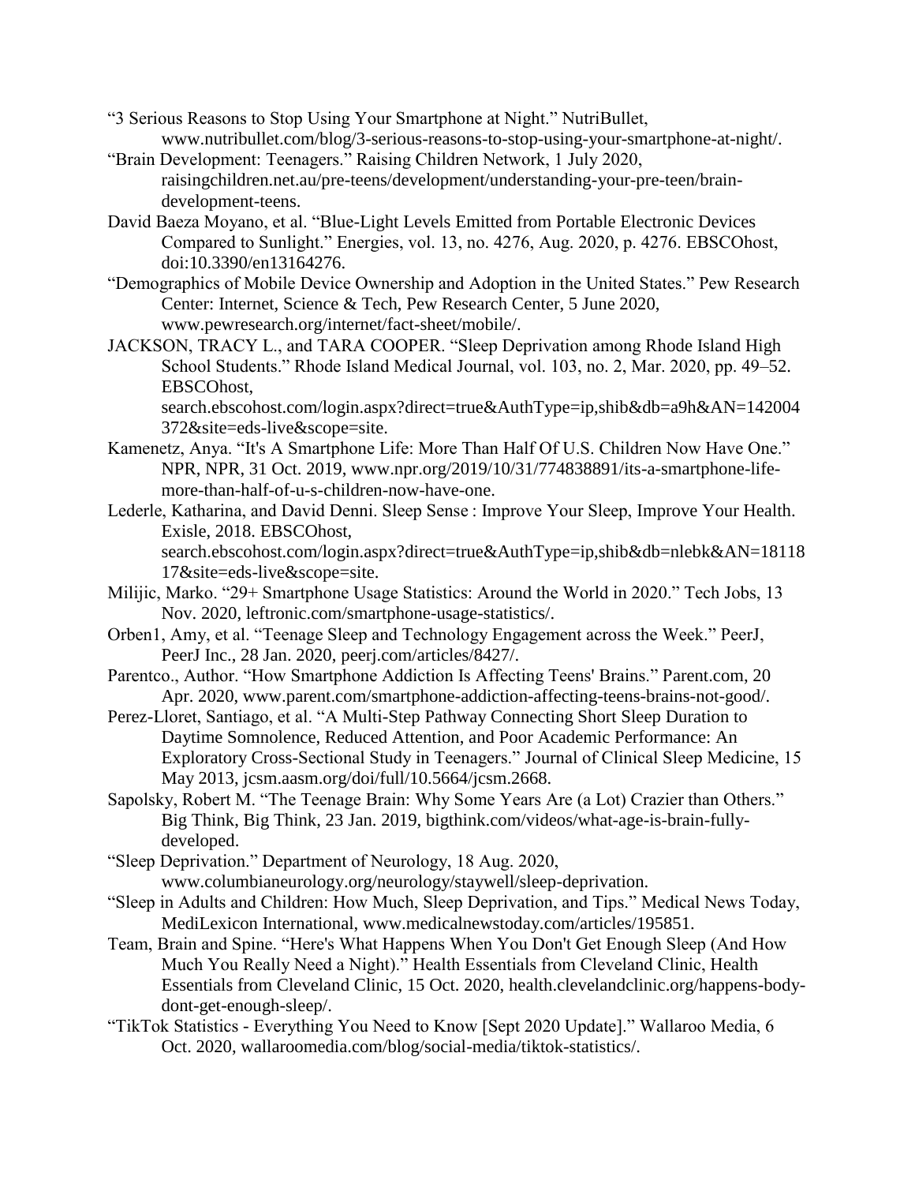“3 Serious Reasons to Stop Using Your Smartphone at Night.” NutriBullet, www.nutribullet.com/blog/3-serious-reasons-to-stop-using-your-smartphone-at-night/.

“Brain Development: Teenagers.” Raising Children Network, 1 July 2020, raisingchildren.net.au/pre-teens/development/understanding-your-pre-teen/brain-development-teens.

David Baeza Moyano, et al. “Blue-Light Levels Emitted from Portable Electronic Devices Compared to Sunlight.” Energies, vol. 13, no. 4276, Aug. 2020, p. 4276. EBSCOhost, doi:10.3390/en13164276.

“Demographics of Mobile Device Ownership and Adoption in the United States.” Pew Research Center: Internet, Science & Tech, Pew Research Center, 5 June 2020, www.pewresearch.org/internet/fact-sheet/mobile/.

JACKSON, TRACY L., and TARA COOPER. “Sleep Deprivation among Rhode Island High School Students.” Rhode Island Medical Journal, vol. 103, no. 2, Mar. 2020, pp. 49–52. EBSCOhost, search.ebscohost.com/login.aspx?direct=true&AuthType=ip,shib&db=a9h&AN=142004372&site=eds-live&scope=site.

Kamenetz, Anya. “It's A Smartphone Life: More Than Half Of U.S. Children Now Have One.” NPR, NPR, 31 Oct. 2019, www.npr.org/2019/10/31/774838891/its-a-smartphone-life-more-than-half-of-u-s-children-now-have-one.

Lederle, Katharina, and David Denni. Sleep Sense : Improve Your Sleep, Improve Your Health. Exisle, 2018. EBSCOhost, search.ebscohost.com/login.aspx?direct=true&AuthType=ip,shib&db=nlebk&AN=1811817&site=eds-live&scope=site.

Milijic, Marko. “29+ Smartphone Usage Statistics: Around the World in 2020.” Tech Jobs, 13 Nov. 2020, leftronic.com/smartphone-usage-statistics/.

Orben1, Amy, et al. “Teenage Sleep and Technology Engagement across the Week.” PeerJ, PeerJ Inc., 28 Jan. 2020, peerj.com/articles/8427/.

Parentco., Author. “How Smartphone Addiction Is Affecting Teens' Brains.” Parent.com, 20 Apr. 2020, www.parent.com/smartphone-addiction-affecting-teens-brains-not-good/.

Perez-Lloret, Santiago, et al. “A Multi-Step Pathway Connecting Short Sleep Duration to Daytime Somnolence, Reduced Attention, and Poor Academic Performance: An Exploratory Cross-Sectional Study in Teenagers.” Journal of Clinical Sleep Medicine, 15 May 2013, jcsm.aasm.org/doi/full/10.5664/jcsm.2668.

Sapolsky, Robert M. “The Teenage Brain: Why Some Years Are (a Lot) Crazier than Others.” Big Think, Big Think, 23 Jan. 2019, bigthink.com/videos/what-age-is-brain-fully-developed.

“Sleep Deprivation.” Department of Neurology, 18 Aug. 2020, www.columbianeurology.org/neurology/staywell/sleep-deprivation.

“Sleep in Adults and Children: How Much, Sleep Deprivation, and Tips.” Medical News Today, MediLexicon International, www.medicalnewstoday.com/articles/195851.

Team, Brain and Spine. “Here's What Happens When You Don't Get Enough Sleep (And How Much You Really Need a Night).” Health Essentials from Cleveland Clinic, Health Essentials from Cleveland Clinic, 15 Oct. 2020, health.clevelandclinic.org/happens-body-dont-get-enough-sleep/.

“TikTok Statistics - Everything You Need to Know [Sept 2020 Update].” Wallaroo Media, 6 Oct. 2020, wallaroomedia.com/blog/social-media/tiktok-statistics/.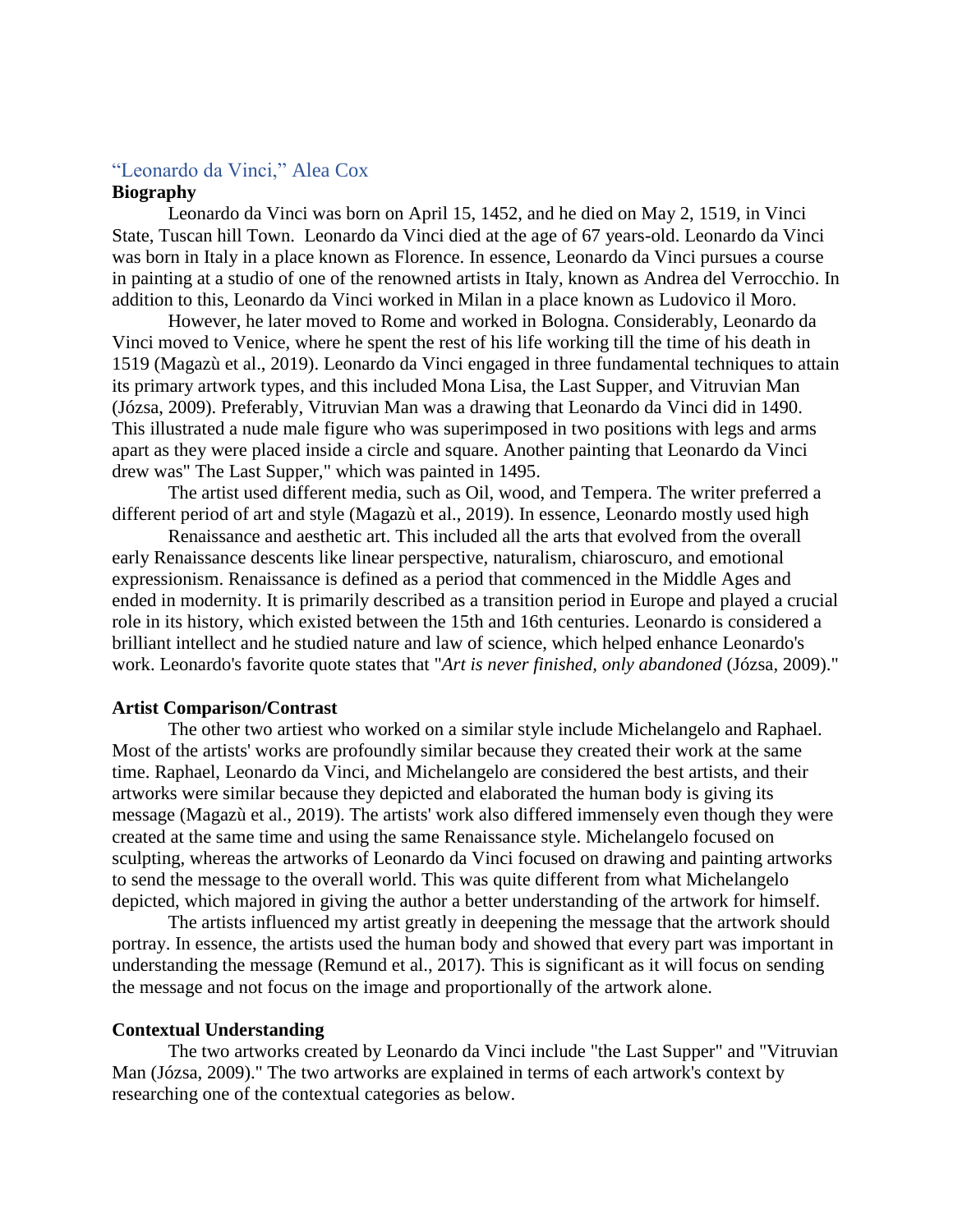## "Leonardo da Vinci," Alea Cox

**Biography**

Leonardo da Vinci was born on April 15, 1452, and he died on May 2, 1519, in Vinci State, Tuscan hill Town. Leonardo da Vinci died at the age of 67 years-old. Leonardo da Vinci was born in Italy in a place known as Florence. In essence, Leonardo da Vinci pursues a course in painting at a studio of one of the renowned artists in Italy, known as Andrea del Verrocchio. In addition to this, Leonardo da Vinci worked in Milan in a place known as Ludovico il Moro.

However, he later moved to Rome and worked in Bologna. Considerably, Leonardo da Vinci moved to Venice, where he spent the rest of his life working till the time of his death in 1519 (Magazù et al., 2019). Leonardo da Vinci engaged in three fundamental techniques to attain its primary artwork types, and this included Mona Lisa, the Last Supper, and Vitruvian Man (Józsa, 2009). Preferably, Vitruvian Man was a drawing that Leonardo da Vinci did in 1490. This illustrated a nude male figure who was superimposed in two positions with legs and arms apart as they were placed inside a circle and square. Another painting that Leonardo da Vinci drew was" The Last Supper," which was painted in 1495.

The artist used different media, such as Oil, wood, and Tempera. The writer preferred a different period of art and style (Magazù et al., 2019). In essence, Leonardo mostly used high

Renaissance and aesthetic art. This included all the arts that evolved from the overall early Renaissance descents like linear perspective, naturalism, chiaroscuro, and emotional expressionism. Renaissance is defined as a period that commenced in the Middle Ages and ended in modernity. It is primarily described as a transition period in Europe and played a crucial role in its history, which existed between the 15th and 16th centuries. Leonardo is considered a brilliant intellect and he studied nature and law of science, which helped enhance Leonardo's work. Leonardo's favorite quote states that "*Art is never finished, only abandoned* (Józsa, 2009)."

**Artist Comparison/Contrast**

The other two artiest who worked on a similar style include Michelangelo and Raphael. Most of the artists' works are profoundly similar because they created their work at the same time. Raphael, Leonardo da Vinci, and Michelangelo are considered the best artists, and their artworks were similar because they depicted and elaborated the human body is giving its message (Magazù et al., 2019). The artists' work also differed immensely even though they were created at the same time and using the same Renaissance style. Michelangelo focused on sculpting, whereas the artworks of Leonardo da Vinci focused on drawing and painting artworks to send the message to the overall world. This was quite different from what Michelangelo depicted, which majored in giving the author a better understanding of the artwork for himself.

The artists influenced my artist greatly in deepening the message that the artwork should portray. In essence, the artists used the human body and showed that every part was important in understanding the message (Remund et al., 2017). This is significant as it will focus on sending the message and not focus on the image and proportionally of the artwork alone.

**Contextual Understanding**

The two artworks created by Leonardo da Vinci include "the Last Supper" and "Vitruvian Man (Józsa, 2009)." The two artworks are explained in terms of each artwork's context by researching one of the contextual categories as below.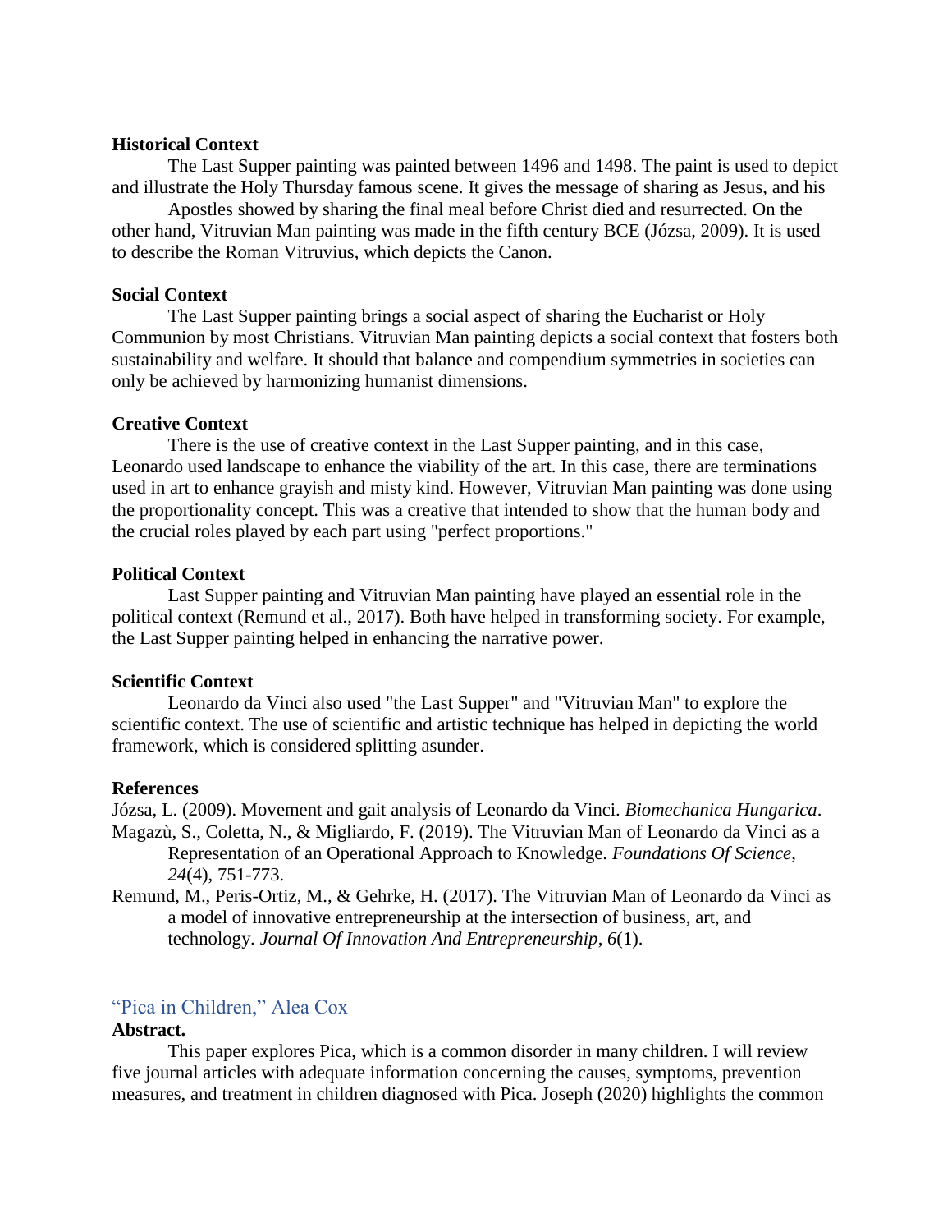**Historical Context**

The Last Supper painting was painted between 1496 and 1498. The paint is used to depict and illustrate the Holy Thursday famous scene. It gives the message of sharing as Jesus, and his

Apostles showed by sharing the final meal before Christ died and resurrected. On the other hand, Vitruvian Man painting was made in the fifth century BCE (Józsa, 2009). It is used to describe the Roman Vitruvius, which depicts the Canon.

**Social Context**

The Last Supper painting brings a social aspect of sharing the Eucharist or Holy Communion by most Christians. Vitruvian Man painting depicts a social context that fosters both sustainability and welfare. It should that balance and compendium symmetries in societies can only be achieved by harmonizing humanist dimensions.

**Creative Context**

There is the use of creative context in the Last Supper painting, and in this case, Leonardo used landscape to enhance the viability of the art. In this case, there are terminations used in art to enhance grayish and misty kind. However, Vitruvian Man painting was done using the proportionality concept. This was a creative that intended to show that the human body and the crucial roles played by each part using "perfect proportions."

**Political Context**

Last Supper painting and Vitruvian Man painting have played an essential role in the political context (Remund et al., 2017). Both have helped in transforming society. For example, the Last Supper painting helped in enhancing the narrative power.

**Scientific Context**

Leonardo da Vinci also used "the Last Supper" and "Vitruvian Man" to explore the scientific context. The use of scientific and artistic technique has helped in depicting the world framework, which is considered splitting asunder.

**References**

Józsa, L. (2009). Movement and gait analysis of Leonardo da Vinci. *Biomechanica Hungarica*.

Magazù, S., Coletta, N., & Migliardo, F. (2019). The Vitruvian Man of Leonardo da Vinci as a Representation of an Operational Approach to Knowledge. *Foundations Of Science*, *24*(4), 751-773.

Remund, M., Peris-Ortiz, M., & Gehrke, H. (2017). The Vitruvian Man of Leonardo da Vinci as a model of innovative entrepreneurship at the intersection of business, art, and technology. *Journal Of Innovation And Entrepreneurship*, *6*(1).

## "Pica in Children," Alea Cox

**Abstract.**

This paper explores Pica, which is a common disorder in many children. I will review five journal articles with adequate information concerning the causes, symptoms, prevention measures, and treatment in children diagnosed with Pica. Joseph (2020) highlights the common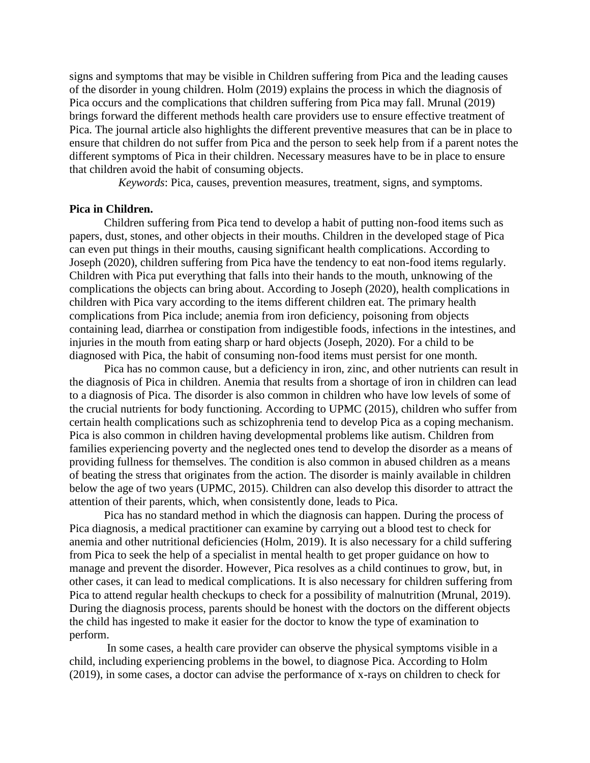signs and symptoms that may be visible in Children suffering from Pica and the leading causes of the disorder in young children. Holm (2019) explains the process in which the diagnosis of Pica occurs and the complications that children suffering from Pica may fall. Mrunal (2019) brings forward the different methods health care providers use to ensure effective treatment of Pica. The journal article also highlights the different preventive measures that can be in place to ensure that children do not suffer from Pica and the person to seek help from if a parent notes the different symptoms of Pica in their children. Necessary measures have to be in place to ensure that children avoid the habit of consuming objects.

*Keywords*: Pica, causes, prevention measures, treatment, signs, and symptoms.

**Pica in Children.**

Children suffering from Pica tend to develop a habit of putting non-food items such as papers, dust, stones, and other objects in their mouths. Children in the developed stage of Pica can even put things in their mouths, causing significant health complications. According to Joseph (2020), children suffering from Pica have the tendency to eat non-food items regularly. Children with Pica put everything that falls into their hands to the mouth, unknowing of the complications the objects can bring about. According to Joseph (2020), health complications in children with Pica vary according to the items different children eat. The primary health complications from Pica include; anemia from iron deficiency, poisoning from objects containing lead, diarrhea or constipation from indigestible foods, infections in the intestines, and injuries in the mouth from eating sharp or hard objects (Joseph, 2020). For a child to be diagnosed with Pica, the habit of consuming non-food items must persist for one month.

Pica has no common cause, but a deficiency in iron, zinc, and other nutrients can result in the diagnosis of Pica in children. Anemia that results from a shortage of iron in children can lead to a diagnosis of Pica. The disorder is also common in children who have low levels of some of the crucial nutrients for body functioning. According to UPMC (2015), children who suffer from certain health complications such as schizophrenia tend to develop Pica as a coping mechanism. Pica is also common in children having developmental problems like autism. Children from families experiencing poverty and the neglected ones tend to develop the disorder as a means of providing fullness for themselves. The condition is also common in abused children as a means of beating the stress that originates from the action. The disorder is mainly available in children below the age of two years (UPMC, 2015). Children can also develop this disorder to attract the attention of their parents, which, when consistently done, leads to Pica.

Pica has no standard method in which the diagnosis can happen. During the process of Pica diagnosis, a medical practitioner can examine by carrying out a blood test to check for anemia and other nutritional deficiencies (Holm, 2019). It is also necessary for a child suffering from Pica to seek the help of a specialist in mental health to get proper guidance on how to manage and prevent the disorder. However, Pica resolves as a child continues to grow, but, in other cases, it can lead to medical complications. It is also necessary for children suffering from Pica to attend regular health checkups to check for a possibility of malnutrition (Mrunal, 2019). During the diagnosis process, parents should be honest with the doctors on the different objects the child has ingested to make it easier for the doctor to know the type of examination to perform.

In some cases, a health care provider can observe the physical symptoms visible in a child, including experiencing problems in the bowel, to diagnose Pica. According to Holm (2019), in some cases, a doctor can advise the performance of x-rays on children to check for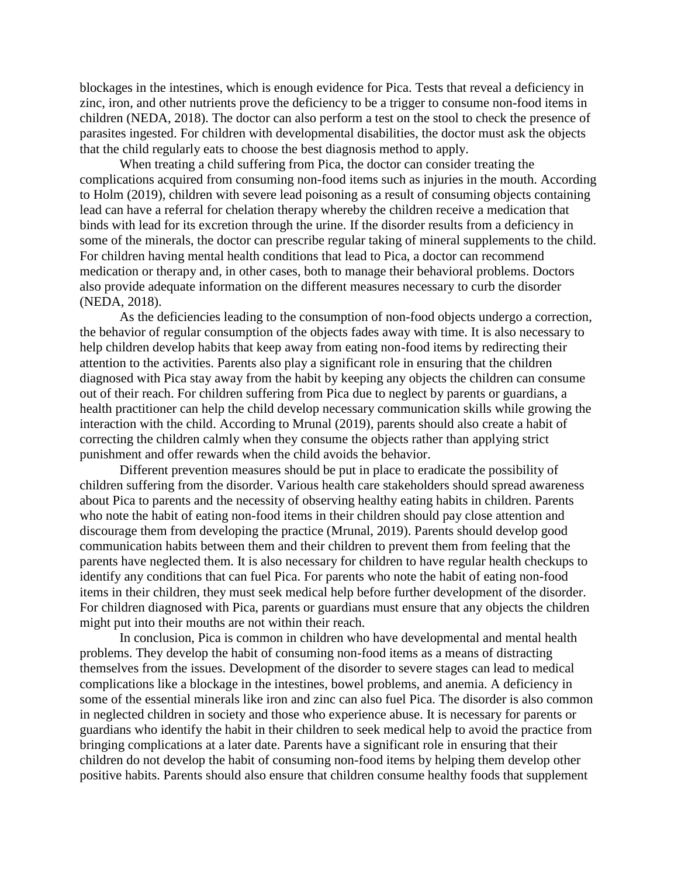blockages in the intestines, which is enough evidence for Pica. Tests that reveal a deficiency in zinc, iron, and other nutrients prove the deficiency to be a trigger to consume non-food items in children (NEDA, 2018). The doctor can also perform a test on the stool to check the presence of parasites ingested. For children with developmental disabilities, the doctor must ask the objects that the child regularly eats to choose the best diagnosis method to apply.

When treating a child suffering from Pica, the doctor can consider treating the complications acquired from consuming non-food items such as injuries in the mouth. According to Holm (2019), children with severe lead poisoning as a result of consuming objects containing lead can have a referral for chelation therapy whereby the children receive a medication that binds with lead for its excretion through the urine. If the disorder results from a deficiency in some of the minerals, the doctor can prescribe regular taking of mineral supplements to the child. For children having mental health conditions that lead to Pica, a doctor can recommend medication or therapy and, in other cases, both to manage their behavioral problems. Doctors also provide adequate information on the different measures necessary to curb the disorder (NEDA, 2018).

As the deficiencies leading to the consumption of non-food objects undergo a correction, the behavior of regular consumption of the objects fades away with time. It is also necessary to help children develop habits that keep away from eating non-food items by redirecting their attention to the activities. Parents also play a significant role in ensuring that the children diagnosed with Pica stay away from the habit by keeping any objects the children can consume out of their reach. For children suffering from Pica due to neglect by parents or guardians, a health practitioner can help the child develop necessary communication skills while growing the interaction with the child. According to Mrunal (2019), parents should also create a habit of correcting the children calmly when they consume the objects rather than applying strict punishment and offer rewards when the child avoids the behavior.

Different prevention measures should be put in place to eradicate the possibility of children suffering from the disorder. Various health care stakeholders should spread awareness about Pica to parents and the necessity of observing healthy eating habits in children. Parents who note the habit of eating non-food items in their children should pay close attention and discourage them from developing the practice (Mrunal, 2019). Parents should develop good communication habits between them and their children to prevent them from feeling that the parents have neglected them. It is also necessary for children to have regular health checkups to identify any conditions that can fuel Pica. For parents who note the habit of eating non-food items in their children, they must seek medical help before further development of the disorder. For children diagnosed with Pica, parents or guardians must ensure that any objects the children might put into their mouths are not within their reach.

In conclusion, Pica is common in children who have developmental and mental health problems. They develop the habit of consuming non-food items as a means of distracting themselves from the issues. Development of the disorder to severe stages can lead to medical complications like a blockage in the intestines, bowel problems, and anemia. A deficiency in some of the essential minerals like iron and zinc can also fuel Pica. The disorder is also common in neglected children in society and those who experience abuse. It is necessary for parents or guardians who identify the habit in their children to seek medical help to avoid the practice from bringing complications at a later date. Parents have a significant role in ensuring that their children do not develop the habit of consuming non-food items by helping them develop other positive habits. Parents should also ensure that children consume healthy foods that supplement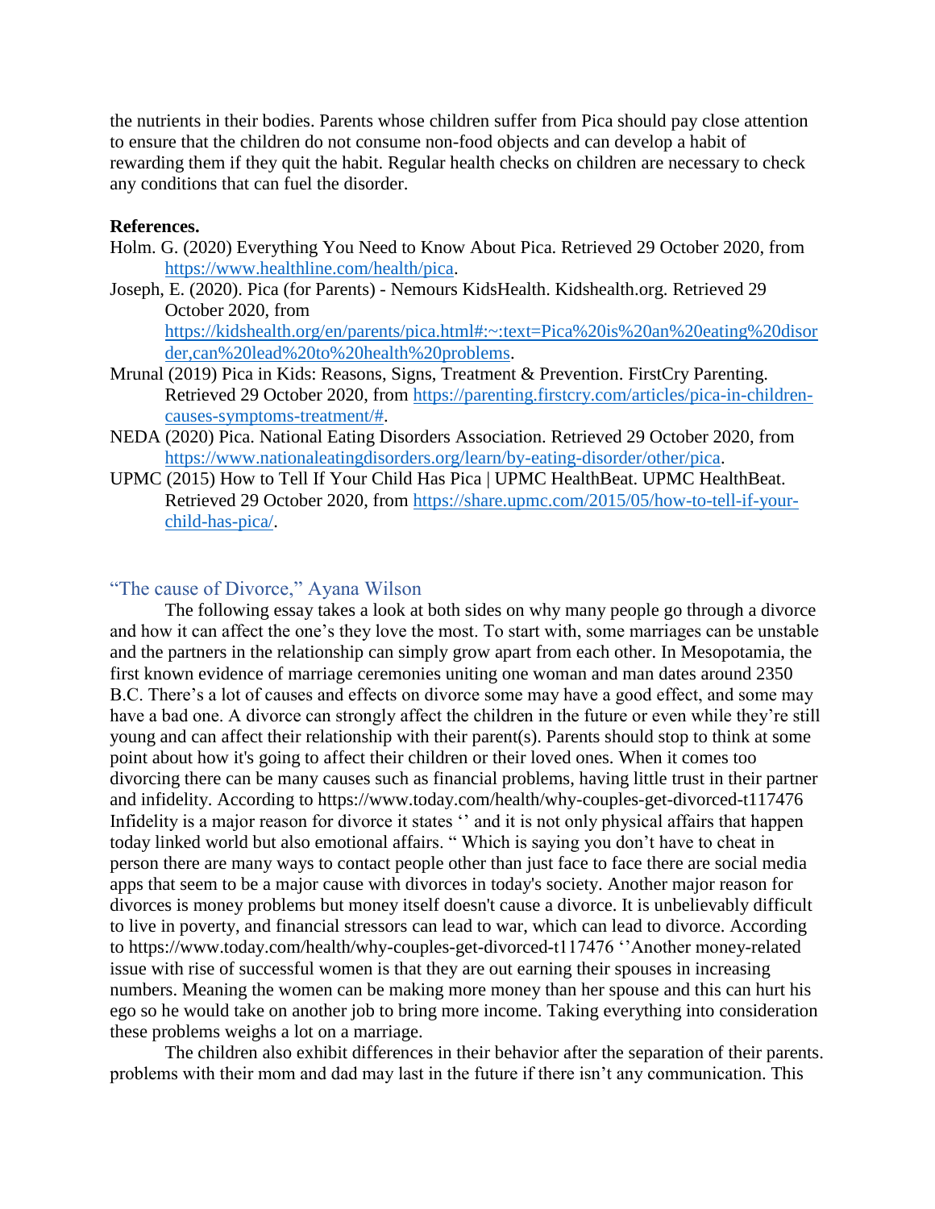the nutrients in their bodies. Parents whose children suffer from Pica should pay close attention to ensure that the children do not consume non-food objects and can develop a habit of rewarding them if they quit the habit. Regular health checks on children are necessary to check any conditions that can fuel the disorder.

**References.**

Holm. G. (2020) Everything You Need to Know About Pica. Retrieved 29 October 2020, from https://www.healthline.com/health/pica.

Joseph, E. (2020). Pica (for Parents) - Nemours KidsHealth. Kidshealth.org. Retrieved 29 October 2020, from https://kidshealth.org/en/parents/pica.html#:~:text=Pica%20is%20an%20eating%20disorder,can%20lead%20to%20health%20problems.

Mrunal (2019) Pica in Kids: Reasons, Signs, Treatment & Prevention. FirstCry Parenting. Retrieved 29 October 2020, from https://parenting.firstcry.com/articles/pica-in-children-causes-symptoms-treatment/#.

NEDA (2020) Pica. National Eating Disorders Association. Retrieved 29 October 2020, from https://www.nationaleatingdisorders.org/learn/by-eating-disorder/other/pica.

UPMC (2015) How to Tell If Your Child Has Pica | UPMC HealthBeat. UPMC HealthBeat. Retrieved 29 October 2020, from https://share.upmc.com/2015/05/how-to-tell-if-your-child-has-pica/.

## “The cause of Divorce,” Ayana Wilson

The following essay takes a look at both sides on why many people go through a divorce and how it can affect the one’s they love the most. To start with, some marriages can be unstable and the partners in the relationship can simply grow apart from each other. In Mesopotamia, the first known evidence of marriage ceremonies uniting one woman and man dates around 2350 B.C. There’s a lot of causes and effects on divorce some may have a good effect, and some may have a bad one. A divorce can strongly affect the children in the future or even while they’re still young and can affect their relationship with their parent(s). Parents should stop to think at some point about how it's going to affect their children or their loved ones. When it comes too divorcing there can be many causes such as financial problems, having little trust in their partner and infidelity. According to https://www.today.com/health/why-couples-get-divorced-t117476 Infidelity is a major reason for divorce it states ‘‘ and it is not only physical affairs that happen today linked world but also emotional affairs. “ Which is saying you don’t have to cheat in person there are many ways to contact people other than just face to face there are social media apps that seem to be a major cause with divorces in today's society. Another major reason for divorces is money problems but money itself doesn't cause a divorce. It is unbelievably difficult to live in poverty, and financial stressors can lead to war, which can lead to divorce. According to https://www.today.com/health/why-couples-get-divorced-t117476 ‘’Another money-related issue with rise of successful women is that they are out earning their spouses in increasing numbers. Meaning the women can be making more money than her spouse and this can hurt his ego so he would take on another job to bring more income. Taking everything into consideration these problems weighs a lot on a marriage.

The children also exhibit differences in their behavior after the separation of their parents. problems with their mom and dad may last in the future if there isn’t any communication. This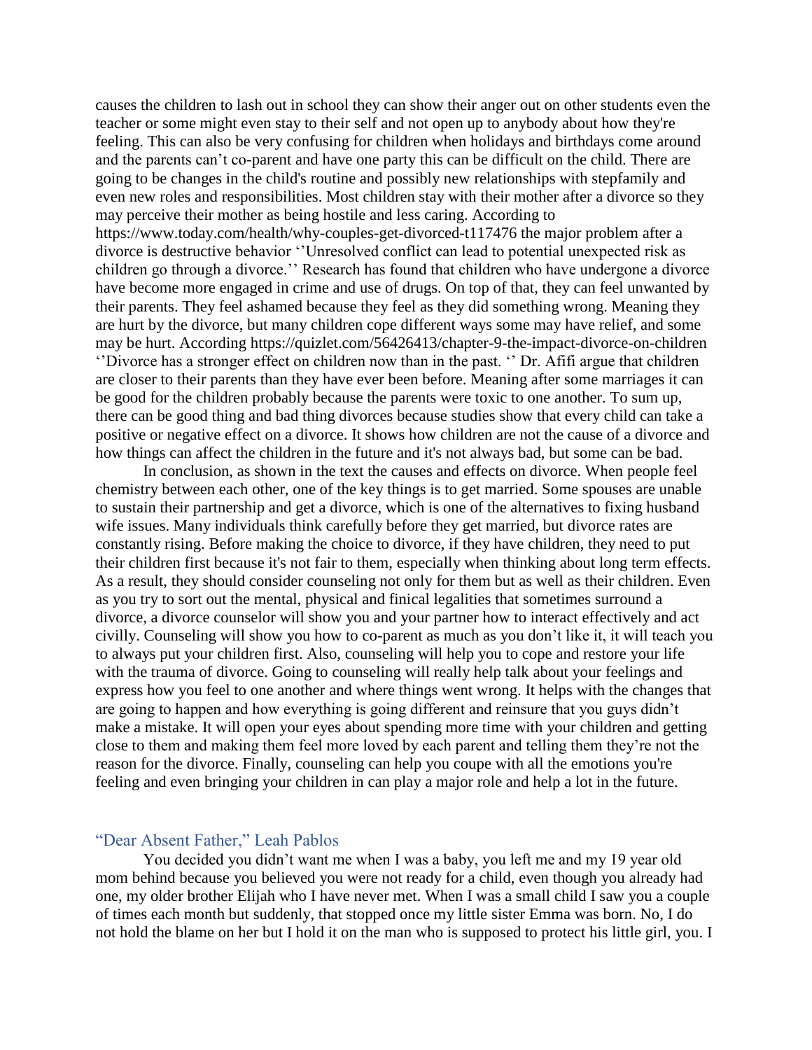causes the children to lash out in school they can show their anger out on other students even the teacher or some might even stay to their self and not open up to anybody about how they're feeling. This can also be very confusing for children when holidays and birthdays come around and the parents can't co-parent and have one party this can be difficult on the child. There are going to be changes in the child's routine and possibly new relationships with stepfamily and even new roles and responsibilities. Most children stay with their mother after a divorce so they may perceive their mother as being hostile and less caring. According to https://www.today.com/health/why-couples-get-divorced-t117476 the major problem after a divorce is destructive behavior ''Unresolved conflict can lead to potential unexpected risk as children go through a divorce.'' Research has found that children who have undergone a divorce have become more engaged in crime and use of drugs. On top of that, they can feel unwanted by their parents. They feel ashamed because they feel as they did something wrong. Meaning they are hurt by the divorce, but many children cope different ways some may have relief, and some may be hurt. According https://quizlet.com/56426413/chapter-9-the-impact-divorce-on-children ''Divorce has a stronger effect on children now than in the past. '' Dr. Afifi argue that children are closer to their parents than they have ever been before. Meaning after some marriages it can be good for the children probably because the parents were toxic to one another. To sum up, there can be good thing and bad thing divorces because studies show that every child can take a positive or negative effect on a divorce. It shows how children are not the cause of a divorce and how things can affect the children in the future and it's not always bad, but some can be bad.

In conclusion, as shown in the text the causes and effects on divorce. When people feel chemistry between each other, one of the key things is to get married. Some spouses are unable to sustain their partnership and get a divorce, which is one of the alternatives to fixing husband wife issues. Many individuals think carefully before they get married, but divorce rates are constantly rising. Before making the choice to divorce, if they have children, they need to put their children first because it's not fair to them, especially when thinking about long term effects. As a result, they should consider counseling not only for them but as well as their children. Even as you try to sort out the mental, physical and finical legalities that sometimes surround a divorce, a divorce counselor will show you and your partner how to interact effectively and act civilly. Counseling will show you how to co-parent as much as you don't like it, it will teach you to always put your children first. Also, counseling will help you to cope and restore your life with the trauma of divorce. Going to counseling will really help talk about your feelings and express how you feel to one another and where things went wrong. It helps with the changes that are going to happen and how everything is going different and reinsure that you guys didn't make a mistake. It will open your eyes about spending more time with your children and getting close to them and making them feel more loved by each parent and telling them they're not the reason for the divorce. Finally, counseling can help you coupe with all the emotions you're feeling and even bringing your children in can play a major role and help a lot in the future.

## "Dear Absent Father," Leah Pablos

You decided you didn't want me when I was a baby, you left me and my 19 year old mom behind because you believed you were not ready for a child, even though you already had one, my older brother Elijah who I have never met. When I was a small child I saw you a couple of times each month but suddenly, that stopped once my little sister Emma was born. No, I do not hold the blame on her but I hold it on the man who is supposed to protect his little girl, you. I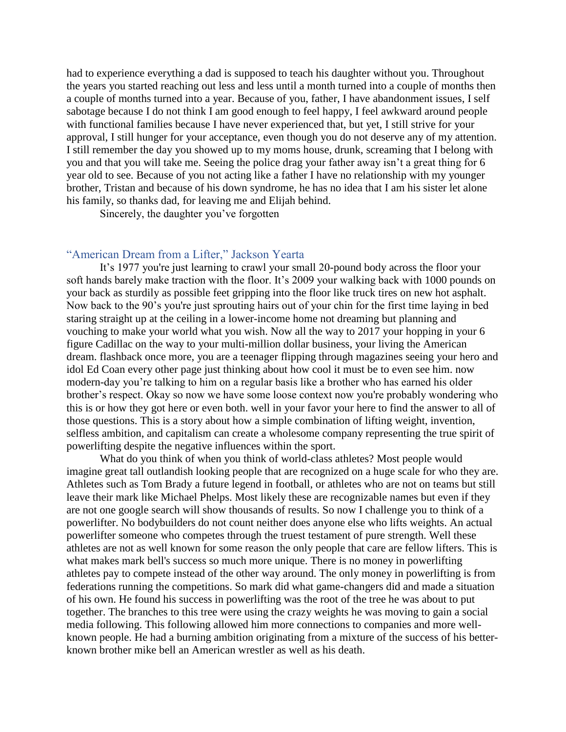had to experience everything a dad is supposed to teach his daughter without you. Throughout the years you started reaching out less and less until a month turned into a couple of months then a couple of months turned into a year. Because of you, father, I have abandonment issues, I self sabotage because I do not think I am good enough to feel happy, I feel awkward around people with functional families because I have never experienced that, but yet, I still strive for your approval, I still hunger for your acceptance, even though you do not deserve any of my attention. I still remember the day you showed up to my moms house, drunk, screaming that I belong with you and that you will take me. Seeing the police drag your father away isn't a great thing for 6 year old to see. Because of you not acting like a father I have no relationship with my younger brother, Tristan and because of his down syndrome, he has no idea that I am his sister let alone his family, so thanks dad, for leaving me and Elijah behind.

Sincerely, the daughter you've forgotten

### "American Dream from a Lifter," Jackson Yearta

It's 1977 you're just learning to crawl your small 20-pound body across the floor your soft hands barely make traction with the floor. It's 2009 your walking back with 1000 pounds on your back as sturdily as possible feet gripping into the floor like truck tires on new hot asphalt. Now back to the 90's you're just sprouting hairs out of your chin for the first time laying in bed staring straight up at the ceiling in a lower-income home not dreaming but planning and vouching to make your world what you wish. Now all the way to 2017 your hopping in your 6 figure Cadillac on the way to your multi-million dollar business, your living the American dream. flashback once more, you are a teenager flipping through magazines seeing your hero and idol Ed Coan every other page just thinking about how cool it must be to even see him. now modern-day you're talking to him on a regular basis like a brother who has earned his older brother's respect. Okay so now we have some loose context now you're probably wondering who this is or how they got here or even both. well in your favor your here to find the answer to all of those questions. This is a story about how a simple combination of lifting weight, invention, selfless ambition, and capitalism can create a wholesome company representing the true spirit of powerlifting despite the negative influences within the sport.

What do you think of when you think of world-class athletes? Most people would imagine great tall outlandish looking people that are recognized on a huge scale for who they are. Athletes such as Tom Brady a future legend in football, or athletes who are not on teams but still leave their mark like Michael Phelps. Most likely these are recognizable names but even if they are not one google search will show thousands of results. So now I challenge you to think of a powerlifter. No bodybuilders do not count neither does anyone else who lifts weights. An actual powerlifter someone who competes through the truest testament of pure strength. Well these athletes are not as well known for some reason the only people that care are fellow lifters. This is what makes mark bell's success so much more unique. There is no money in powerlifting athletes pay to compete instead of the other way around. The only money in powerlifting is from federations running the competitions. So mark did what game-changers did and made a situation of his own. He found his success in powerlifting was the root of the tree he was about to put together. The branches to this tree were using the crazy weights he was moving to gain a social media following. This following allowed him more connections to companies and more well-known people. He had a burning ambition originating from a mixture of the success of his better-known brother mike bell an American wrestler as well as his death.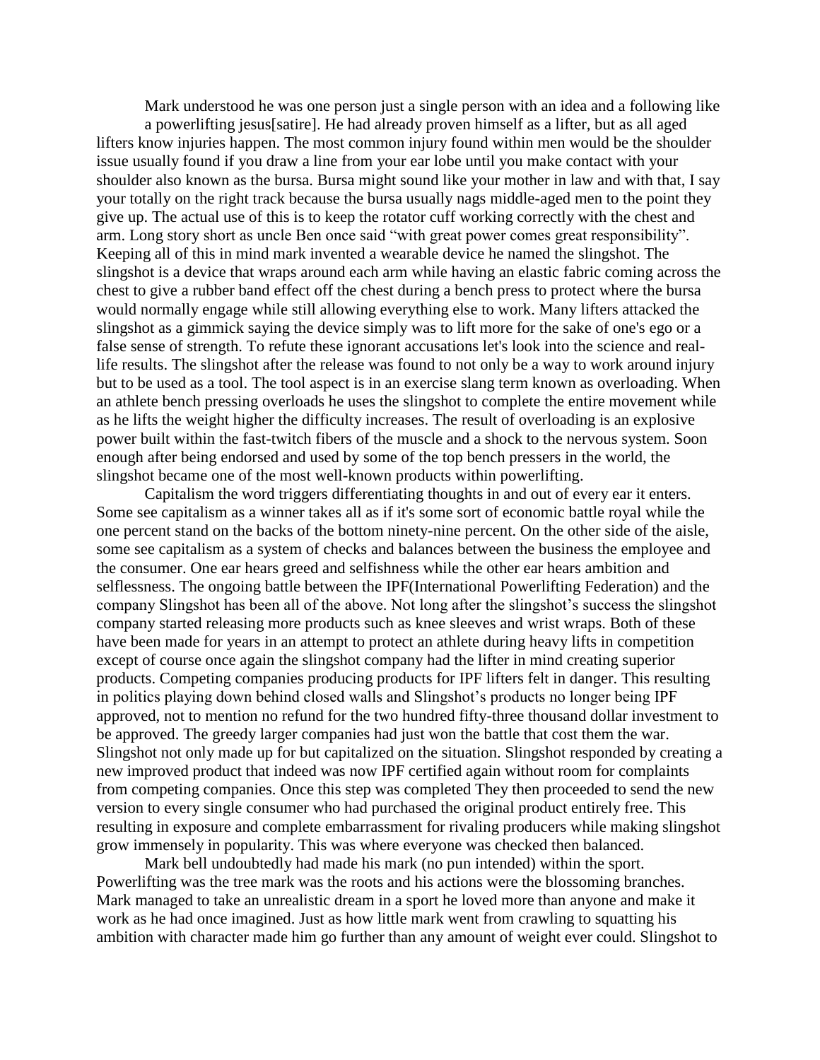Mark understood he was one person just a single person with an idea and a following like a powerlifting jesus[satire]. He had already proven himself as a lifter, but as all aged lifters know injuries happen. The most common injury found within men would be the shoulder issue usually found if you draw a line from your ear lobe until you make contact with your shoulder also known as the bursa. Bursa might sound like your mother in law and with that, I say your totally on the right track because the bursa usually nags middle-aged men to the point they give up. The actual use of this is to keep the rotator cuff working correctly with the chest and arm. Long story short as uncle Ben once said "with great power comes great responsibility". Keeping all of this in mind mark invented a wearable device he named the slingshot. The slingshot is a device that wraps around each arm while having an elastic fabric coming across the chest to give a rubber band effect off the chest during a bench press to protect where the bursa would normally engage while still allowing everything else to work. Many lifters attacked the slingshot as a gimmick saying the device simply was to lift more for the sake of one's ego or a false sense of strength. To refute these ignorant accusations let's look into the science and real-life results. The slingshot after the release was found to not only be a way to work around injury but to be used as a tool. The tool aspect is in an exercise slang term known as overloading. When an athlete bench pressing overloads he uses the slingshot to complete the entire movement while as he lifts the weight higher the difficulty increases. The result of overloading is an explosive power built within the fast-twitch fibers of the muscle and a shock to the nervous system. Soon enough after being endorsed and used by some of the top bench pressers in the world, the slingshot became one of the most well-known products within powerlifting.

Capitalism the word triggers differentiating thoughts in and out of every ear it enters. Some see capitalism as a winner takes all as if it's some sort of economic battle royal while the one percent stand on the backs of the bottom ninety-nine percent. On the other side of the aisle, some see capitalism as a system of checks and balances between the business the employee and the consumer. One ear hears greed and selfishness while the other ear hears ambition and selflessness. The ongoing battle between the IPF(International Powerlifting Federation) and the company Slingshot has been all of the above. Not long after the slingshot's success the slingshot company started releasing more products such as knee sleeves and wrist wraps. Both of these have been made for years in an attempt to protect an athlete during heavy lifts in competition except of course once again the slingshot company had the lifter in mind creating superior products. Competing companies producing products for IPF lifters felt in danger. This resulting in politics playing down behind closed walls and Slingshot's products no longer being IPF approved, not to mention no refund for the two hundred fifty-three thousand dollar investment to be approved. The greedy larger companies had just won the battle that cost them the war. Slingshot not only made up for but capitalized on the situation. Slingshot responded by creating a new improved product that indeed was now IPF certified again without room for complaints from competing companies. Once this step was completed They then proceeded to send the new version to every single consumer who had purchased the original product entirely free. This resulting in exposure and complete embarrassment for rivaling producers while making slingshot grow immensely in popularity. This was where everyone was checked then balanced.

Mark bell undoubtedly had made his mark (no pun intended) within the sport. Powerlifting was the tree mark was the roots and his actions were the blossoming branches. Mark managed to take an unrealistic dream in a sport he loved more than anyone and make it work as he had once imagined. Just as how little mark went from crawling to squatting his ambition with character made him go further than any amount of weight ever could. Slingshot to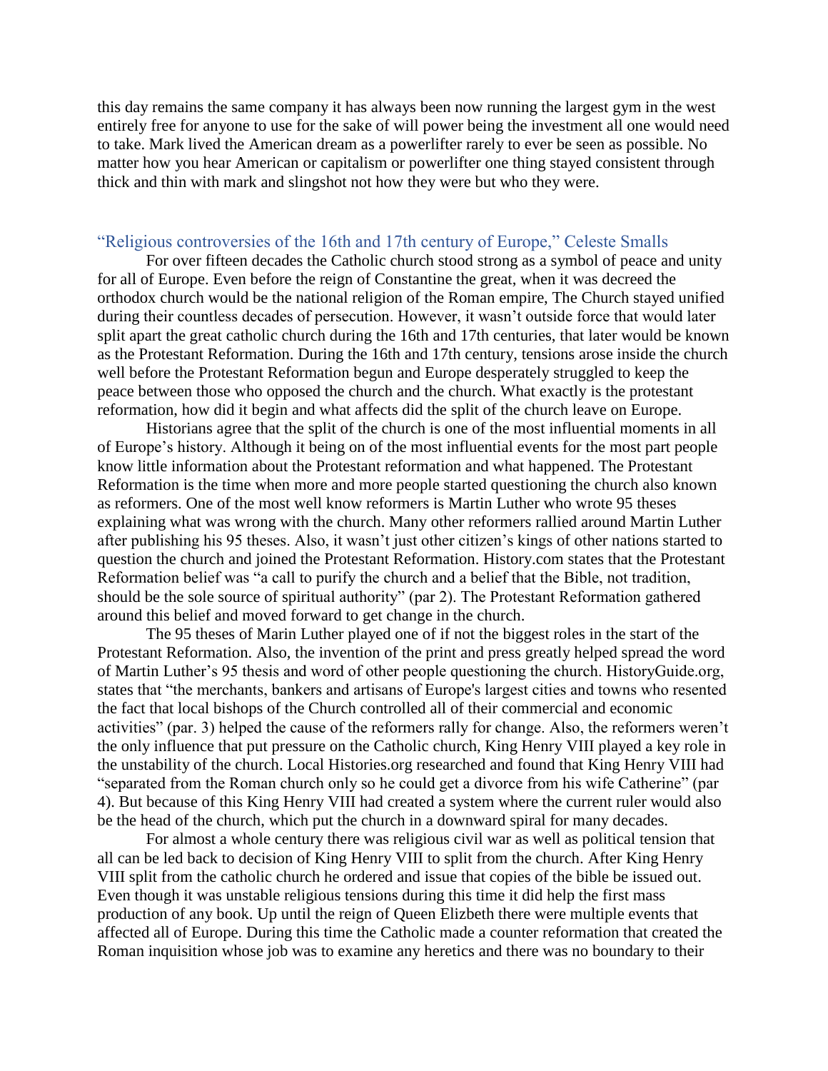this day remains the same company it has always been now running the largest gym in the west entirely free for anyone to use for the sake of will power being the investment all one would need to take. Mark lived the American dream as a powerlifter rarely to ever be seen as possible. No matter how you hear American or capitalism or powerlifter one thing stayed consistent through thick and thin with mark and slingshot not how they were but who they were.

## "Religious controversies of the 16th and 17th century of Europe," Celeste Smalls

For over fifteen decades the Catholic church stood strong as a symbol of peace and unity for all of Europe. Even before the reign of Constantine the great, when it was decreed the orthodox church would be the national religion of the Roman empire, The Church stayed unified during their countless decades of persecution. However, it wasn't outside force that would later split apart the great catholic church during the 16th and 17th centuries, that later would be known as the Protestant Reformation. During the 16th and 17th century, tensions arose inside the church well before the Protestant Reformation begun and Europe desperately struggled to keep the peace between those who opposed the church and the church. What exactly is the protestant reformation, how did it begin and what affects did the split of the church leave on Europe.

Historians agree that the split of the church is one of the most influential moments in all of Europe's history. Although it being on of the most influential events for the most part people know little information about the Protestant reformation and what happened. The Protestant Reformation is the time when more and more people started questioning the church also known as reformers. One of the most well know reformers is Martin Luther who wrote 95 theses explaining what was wrong with the church. Many other reformers rallied around Martin Luther after publishing his 95 theses. Also, it wasn't just other citizen's kings of other nations started to question the church and joined the Protestant Reformation. History.com states that the Protestant Reformation belief was "a call to purify the church and a belief that the Bible, not tradition, should be the sole source of spiritual authority" (par 2). The Protestant Reformation gathered around this belief and moved forward to get change in the church.

The 95 theses of Marin Luther played one of if not the biggest roles in the start of the Protestant Reformation. Also, the invention of the print and press greatly helped spread the word of Martin Luther's 95 thesis and word of other people questioning the church. HistoryGuide.org, states that "the merchants, bankers and artisans of Europe's largest cities and towns who resented the fact that local bishops of the Church controlled all of their commercial and economic activities" (par. 3) helped the cause of the reformers rally for change. Also, the reformers weren't the only influence that put pressure on the Catholic church, King Henry VIII played a key role in the unstability of the church. Local Histories.org researched and found that King Henry VIII had "separated from the Roman church only so he could get a divorce from his wife Catherine" (par 4). But because of this King Henry VIII had created a system where the current ruler would also be the head of the church, which put the church in a downward spiral for many decades.

For almost a whole century there was religious civil war as well as political tension that all can be led back to decision of King Henry VIII to split from the church. After King Henry VIII split from the catholic church he ordered and issue that copies of the bible be issued out. Even though it was unstable religious tensions during this time it did help the first mass production of any book. Up until the reign of Queen Elizbeth there were multiple events that affected all of Europe. During this time the Catholic made a counter reformation that created the Roman inquisition whose job was to examine any heretics and there was no boundary to their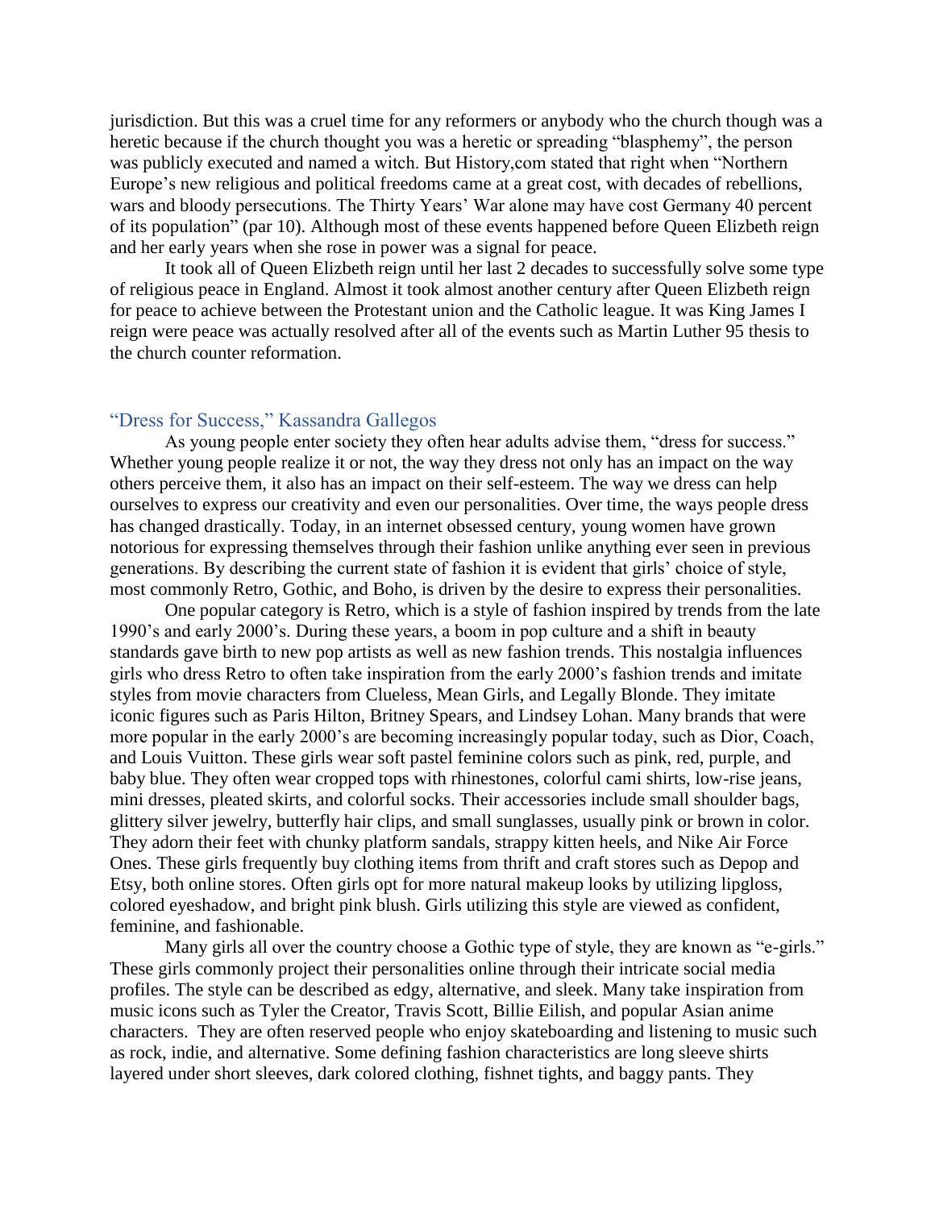jurisdiction. But this was a cruel time for any reformers or anybody who the church though was a heretic because if the church thought you was a heretic or spreading "blasphemy", the person was publicly executed and named a witch. But History,com stated that right when "Northern Europe's new religious and political freedoms came at a great cost, with decades of rebellions, wars and bloody persecutions. The Thirty Years' War alone may have cost Germany 40 percent of its population" (par 10). Although most of these events happened before Queen Elizbeth reign and her early years when she rose in power was a signal for peace.

It took all of Queen Elizbeth reign until her last 2 decades to successfully solve some type of religious peace in England. Almost it took almost another century after Queen Elizbeth reign for peace to achieve between the Protestant union and the Catholic league. It was King James I reign were peace was actually resolved after all of the events such as Martin Luther 95 thesis to the church counter reformation.

## "Dress for Success," Kassandra Gallegos

As young people enter society they often hear adults advise them, "dress for success." Whether young people realize it or not, the way they dress not only has an impact on the way others perceive them, it also has an impact on their self-esteem. The way we dress can help ourselves to express our creativity and even our personalities. Over time, the ways people dress has changed drastically. Today, in an internet obsessed century, young women have grown notorious for expressing themselves through their fashion unlike anything ever seen in previous generations. By describing the current state of fashion it is evident that girls' choice of style, most commonly Retro, Gothic, and Boho, is driven by the desire to express their personalities.

One popular category is Retro, which is a style of fashion inspired by trends from the late 1990's and early 2000's. During these years, a boom in pop culture and a shift in beauty standards gave birth to new pop artists as well as new fashion trends. This nostalgia influences girls who dress Retro to often take inspiration from the early 2000's fashion trends and imitate styles from movie characters from Clueless, Mean Girls, and Legally Blonde. They imitate iconic figures such as Paris Hilton, Britney Spears, and Lindsey Lohan. Many brands that were more popular in the early 2000's are becoming increasingly popular today, such as Dior, Coach, and Louis Vuitton. These girls wear soft pastel feminine colors such as pink, red, purple, and baby blue. They often wear cropped tops with rhinestones, colorful cami shirts, low-rise jeans, mini dresses, pleated skirts, and colorful socks. Their accessories include small shoulder bags, glittery silver jewelry, butterfly hair clips, and small sunglasses, usually pink or brown in color. They adorn their feet with chunky platform sandals, strappy kitten heels, and Nike Air Force Ones. These girls frequently buy clothing items from thrift and craft stores such as Depop and Etsy, both online stores. Often girls opt for more natural makeup looks by utilizing lipgloss, colored eyeshadow, and bright pink blush. Girls utilizing this style are viewed as confident, feminine, and fashionable.

Many girls all over the country choose a Gothic type of style, they are known as "e-girls." These girls commonly project their personalities online through their intricate social media profiles. The style can be described as edgy, alternative, and sleek. Many take inspiration from music icons such as Tyler the Creator, Travis Scott, Billie Eilish, and popular Asian anime characters. They are often reserved people who enjoy skateboarding and listening to music such as rock, indie, and alternative. Some defining fashion characteristics are long sleeve shirts layered under short sleeves, dark colored clothing, fishnet tights, and baggy pants. They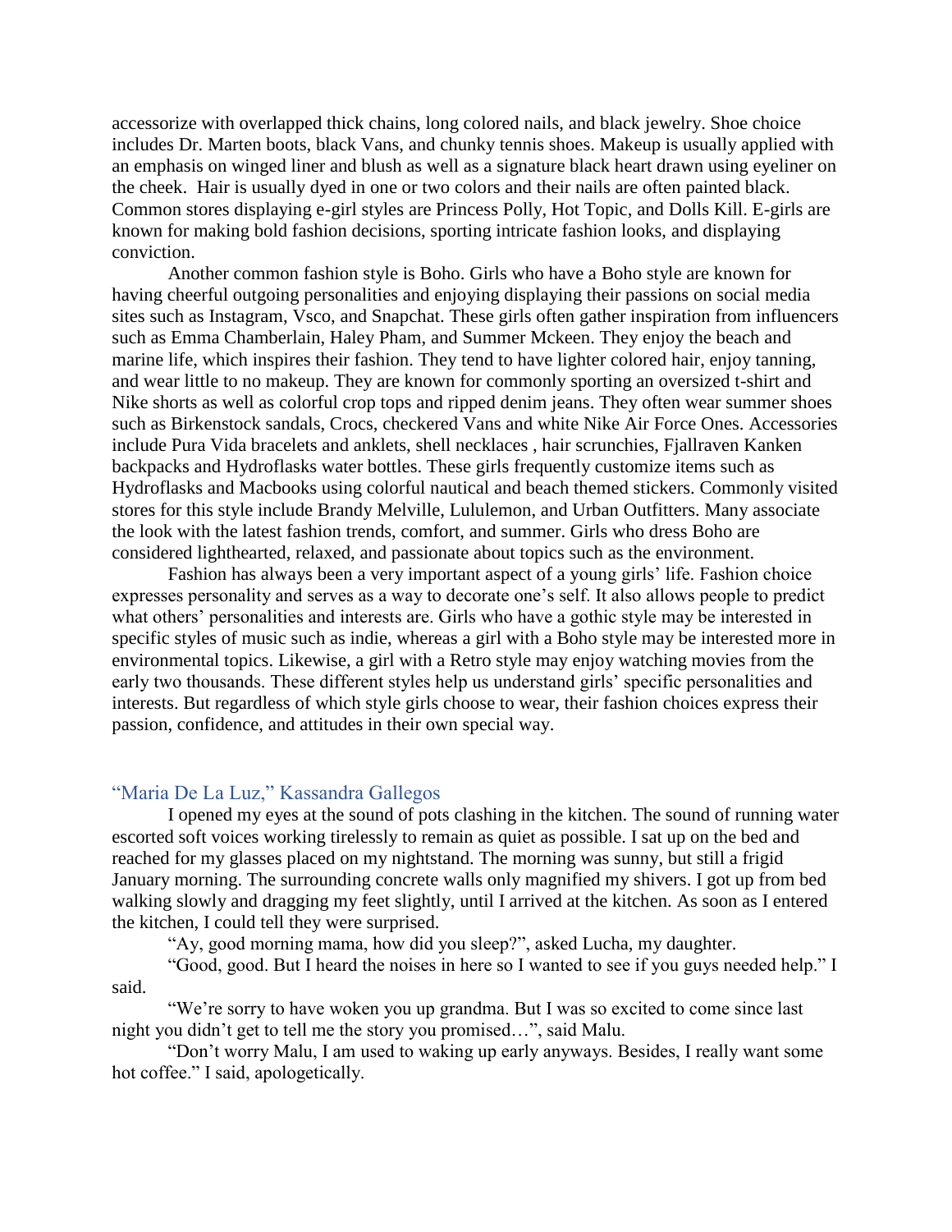accessorize with overlapped thick chains, long colored nails, and black jewelry. Shoe choice includes Dr. Marten boots, black Vans, and chunky tennis shoes. Makeup is usually applied with an emphasis on winged liner and blush as well as a signature black heart drawn using eyeliner on the cheek. Hair is usually dyed in one or two colors and their nails are often painted black. Common stores displaying e-girl styles are Princess Polly, Hot Topic, and Dolls Kill. E-girls are known for making bold fashion decisions, sporting intricate fashion looks, and displaying conviction.

Another common fashion style is Boho. Girls who have a Boho style are known for having cheerful outgoing personalities and enjoying displaying their passions on social media sites such as Instagram, Vsco, and Snapchat. These girls often gather inspiration from influencers such as Emma Chamberlain, Haley Pham, and Summer Mckeen. They enjoy the beach and marine life, which inspires their fashion. They tend to have lighter colored hair, enjoy tanning, and wear little to no makeup. They are known for commonly sporting an oversized t-shirt and Nike shorts as well as colorful crop tops and ripped denim jeans. They often wear summer shoes such as Birkenstock sandals, Crocs, checkered Vans and white Nike Air Force Ones. Accessories include Pura Vida bracelets and anklets, shell necklaces , hair scrunchies, Fjallraven Kanken backpacks and Hydroflasks water bottles. These girls frequently customize items such as Hydroflasks and Macbooks using colorful nautical and beach themed stickers. Commonly visited stores for this style include Brandy Melville, Lululemon, and Urban Outfitters. Many associate the look with the latest fashion trends, comfort, and summer. Girls who dress Boho are considered lighthearted, relaxed, and passionate about topics such as the environment.

Fashion has always been a very important aspect of a young girls' life. Fashion choice expresses personality and serves as a way to decorate one's self. It also allows people to predict what others' personalities and interests are. Girls who have a gothic style may be interested in specific styles of music such as indie, whereas a girl with a Boho style may be interested more in environmental topics. Likewise, a girl with a Retro style may enjoy watching movies from the early two thousands. These different styles help us understand girls' specific personalities and interests. But regardless of which style girls choose to wear, their fashion choices express their passion, confidence, and attitudes in their own special way.

### "Maria De La Luz," Kassandra Gallegos

I opened my eyes at the sound of pots clashing in the kitchen. The sound of running water escorted soft voices working tirelessly to remain as quiet as possible. I sat up on the bed and reached for my glasses placed on my nightstand. The morning was sunny, but still a frigid January morning. The surrounding concrete walls only magnified my shivers. I got up from bed walking slowly and dragging my feet slightly, until I arrived at the kitchen. As soon as I entered the kitchen, I could tell they were surprised.

"Ay, good morning mama, how did you sleep?", asked Lucha, my daughter.

"Good, good. But I heard the noises in here so I wanted to see if you guys needed help." I said.

"We're sorry to have woken you up grandma. But I was so excited to come since last night you didn't get to tell me the story you promised…", said Malu.

"Don't worry Malu, I am used to waking up early anyways. Besides, I really want some hot coffee." I said, apologetically.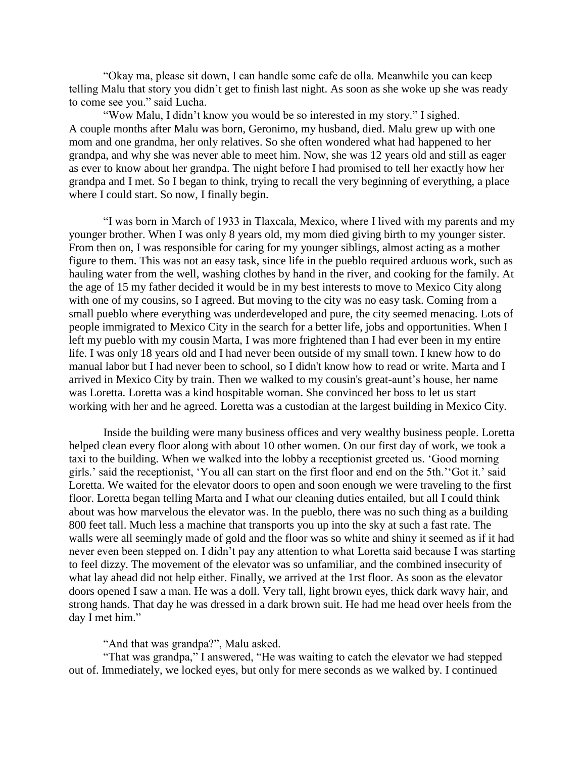"Okay ma, please sit down, I can handle some cafe de olla. Meanwhile you can keep telling Malu that story you didn't get to finish last night. As soon as she woke up she was ready to come see you." said Lucha.

"Wow Malu, I didn't know you would be so interested in my story." I sighed.
A couple months after Malu was born, Geronimo, my husband, died. Malu grew up with one mom and one grandma, her only relatives. So she often wondered what had happened to her grandpa, and why she was never able to meet him. Now, she was 12 years old and still as eager as ever to know about her grandpa. The night before I had promised to tell her exactly how her grandpa and I met. So I began to think, trying to recall the very beginning of everything, a place where I could start. So now, I finally begin.

"I was born in March of 1933 in Tlaxcala, Mexico, where I lived with my parents and my younger brother. When I was only 8 years old, my mom died giving birth to my younger sister. From then on, I was responsible for caring for my younger siblings, almost acting as a mother figure to them. This was not an easy task, since life in the pueblo required arduous work, such as hauling water from the well, washing clothes by hand in the river, and cooking for the family. At the age of 15 my father decided it would be in my best interests to move to Mexico City along with one of my cousins, so I agreed. But moving to the city was no easy task. Coming from a small pueblo where everything was underdeveloped and pure, the city seemed menacing. Lots of people immigrated to Mexico City in the search for a better life, jobs and opportunities. When I left my pueblo with my cousin Marta, I was more frightened than I had ever been in my entire life. I was only 18 years old and I had never been outside of my small town. I knew how to do manual labor but I had never been to school, so I didn't know how to read or write. Marta and I arrived in Mexico City by train. Then we walked to my cousin's great-aunt's house, her name was Loretta. Loretta was a kind hospitable woman. She convinced her boss to let us start working with her and he agreed. Loretta was a custodian at the largest building in Mexico City.

Inside the building were many business offices and very wealthy business people. Loretta helped clean every floor along with about 10 other women. On our first day of work, we took a taxi to the building. When we walked into the lobby a receptionist greeted us. 'Good morning girls.' said the receptionist, 'You all can start on the first floor and end on the 5th.''Got it.' said Loretta. We waited for the elevator doors to open and soon enough we were traveling to the first floor. Loretta began telling Marta and I what our cleaning duties entailed, but all I could think about was how marvelous the elevator was. In the pueblo, there was no such thing as a building 800 feet tall. Much less a machine that transports you up into the sky at such a fast rate. The walls were all seemingly made of gold and the floor was so white and shiny it seemed as if it had never even been stepped on. I didn't pay any attention to what Loretta said because I was starting to feel dizzy. The movement of the elevator was so unfamiliar, and the combined insecurity of what lay ahead did not help either. Finally, we arrived at the 1rst floor. As soon as the elevator doors opened I saw a man. He was a doll. Very tall, light brown eyes, thick dark wavy hair, and strong hands. That day he was dressed in a dark brown suit. He had me head over heels from the day I met him."

"And that was grandpa?", Malu asked.

"That was grandpa," I answered, "He was waiting to catch the elevator we had stepped out of. Immediately, we locked eyes, but only for mere seconds as we walked by. I continued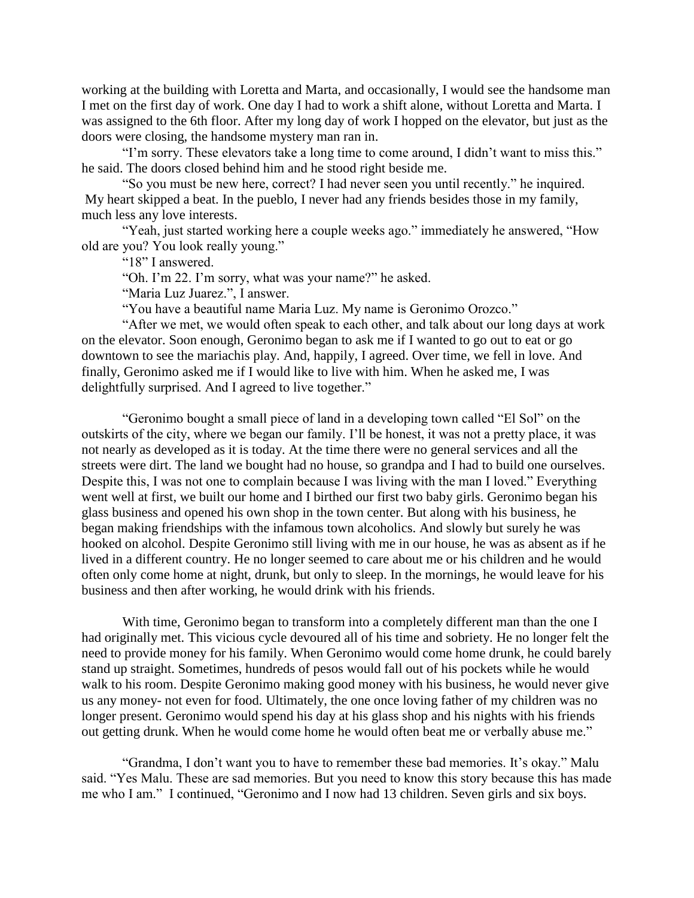working at the building with Loretta and Marta, and occasionally, I would see the handsome man I met on the first day of work. One day I had to work a shift alone, without Loretta and Marta. I was assigned to the 6th floor. After my long day of work I hopped on the elevator, but just as the doors were closing, the handsome mystery man ran in.

"I'm sorry. These elevators take a long time to come around, I didn't want to miss this." he said. The doors closed behind him and he stood right beside me.

"So you must be new here, correct? I had never seen you until recently." he inquired. My heart skipped a beat. In the pueblo, I never had any friends besides those in my family, much less any love interests.

"Yeah, just started working here a couple weeks ago." immediately he answered, "How old are you? You look really young."

"18" I answered.

"Oh. I'm 22. I'm sorry, what was your name?" he asked.

"Maria Luz Juarez.", I answer.

"You have a beautiful name Maria Luz. My name is Geronimo Orozco."

"After we met, we would often speak to each other, and talk about our long days at work on the elevator. Soon enough, Geronimo began to ask me if I wanted to go out to eat or go downtown to see the mariachis play. And, happily, I agreed. Over time, we fell in love. And finally, Geronimo asked me if I would like to live with him. When he asked me, I was delightfully surprised. And I agreed to live together."

"Geronimo bought a small piece of land in a developing town called "El Sol" on the outskirts of the city, where we began our family. I'll be honest, it was not a pretty place, it was not nearly as developed as it is today. At the time there were no general services and all the streets were dirt. The land we bought had no house, so grandpa and I had to build one ourselves. Despite this, I was not one to complain because I was living with the man I loved." Everything went well at first, we built our home and I birthed our first two baby girls. Geronimo began his glass business and opened his own shop in the town center. But along with his business, he began making friendships with the infamous town alcoholics. And slowly but surely he was hooked on alcohol. Despite Geronimo still living with me in our house, he was as absent as if he lived in a different country. He no longer seemed to care about me or his children and he would often only come home at night, drunk, but only to sleep. In the mornings, he would leave for his business and then after working, he would drink with his friends.

With time, Geronimo began to transform into a completely different man than the one I had originally met. This vicious cycle devoured all of his time and sobriety. He no longer felt the need to provide money for his family. When Geronimo would come home drunk, he could barely stand up straight. Sometimes, hundreds of pesos would fall out of his pockets while he would walk to his room. Despite Geronimo making good money with his business, he would never give us any money- not even for food. Ultimately, the one once loving father of my children was no longer present. Geronimo would spend his day at his glass shop and his nights with his friends out getting drunk. When he would come home he would often beat me or verbally abuse me."

"Grandma, I don't want you to have to remember these bad memories. It's okay." Malu said. "Yes Malu. These are sad memories. But you need to know this story because this has made me who I am." I continued, "Geronimo and I now had 13 children. Seven girls and six boys.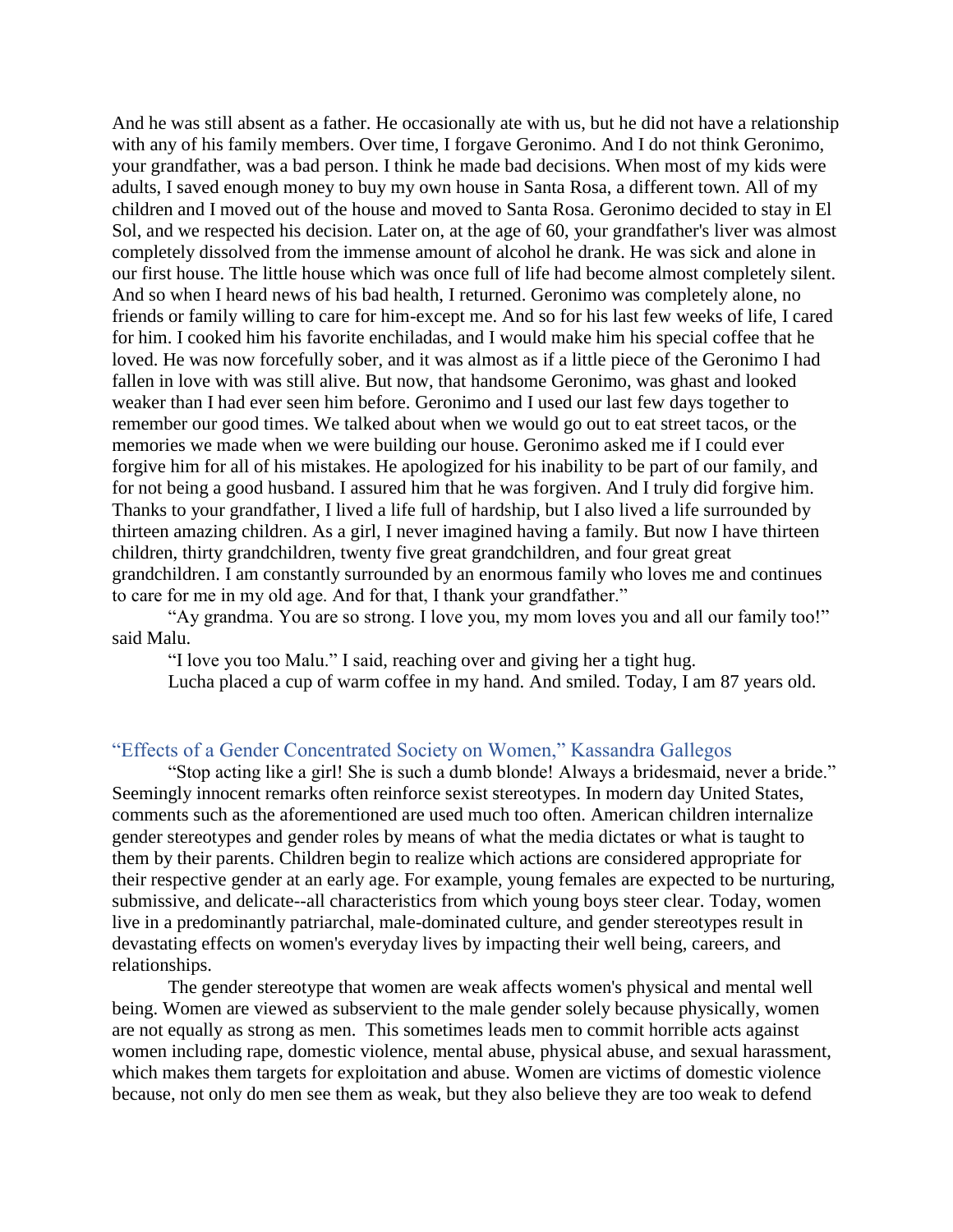And he was still absent as a father. He occasionally ate with us, but he did not have a relationship with any of his family members. Over time, I forgave Geronimo. And I do not think Geronimo, your grandfather, was a bad person. I think he made bad decisions. When most of my kids were adults, I saved enough money to buy my own house in Santa Rosa, a different town. All of my children and I moved out of the house and moved to Santa Rosa. Geronimo decided to stay in El Sol, and we respected his decision. Later on, at the age of 60, your grandfather's liver was almost completely dissolved from the immense amount of alcohol he drank. He was sick and alone in our first house. The little house which was once full of life had become almost completely silent. And so when I heard news of his bad health, I returned. Geronimo was completely alone, no friends or family willing to care for him-except me. And so for his last few weeks of life, I cared for him. I cooked him his favorite enchiladas, and I would make him his special coffee that he loved. He was now forcefully sober, and it was almost as if a little piece of the Geronimo I had fallen in love with was still alive. But now, that handsome Geronimo, was ghast and looked weaker than I had ever seen him before. Geronimo and I used our last few days together to remember our good times. We talked about when we would go out to eat street tacos, or the memories we made when we were building our house. Geronimo asked me if I could ever forgive him for all of his mistakes. He apologized for his inability to be part of our family, and for not being a good husband. I assured him that he was forgiven. And I truly did forgive him. Thanks to your grandfather, I lived a life full of hardship, but I also lived a life surrounded by thirteen amazing children. As a girl, I never imagined having a family. But now I have thirteen children, thirty grandchildren, twenty five great grandchildren, and four great great grandchildren. I am constantly surrounded by an enormous family who loves me and continues to care for me in my old age. And for that, I thank your grandfather."

"Ay grandma. You are so strong. I love you, my mom loves you and all our family too!" said Malu.

"I love you too Malu." I said, reaching over and giving her a tight hug.

Lucha placed a cup of warm coffee in my hand. And smiled. Today, I am 87 years old.

## "Effects of a Gender Concentrated Society on Women," Kassandra Gallegos

"Stop acting like a girl! She is such a dumb blonde! Always a bridesmaid, never a bride." Seemingly innocent remarks often reinforce sexist stereotypes. In modern day United States, comments such as the aforementioned are used much too often. American children internalize gender stereotypes and gender roles by means of what the media dictates or what is taught to them by their parents. Children begin to realize which actions are considered appropriate for their respective gender at an early age. For example, young females are expected to be nurturing, submissive, and delicate--all characteristics from which young boys steer clear. Today, women live in a predominantly patriarchal, male-dominated culture, and gender stereotypes result in devastating effects on women's everyday lives by impacting their well being, careers, and relationships.

The gender stereotype that women are weak affects women's physical and mental well being. Women are viewed as subservient to the male gender solely because physically, women are not equally as strong as men. This sometimes leads men to commit horrible acts against women including rape, domestic violence, mental abuse, physical abuse, and sexual harassment, which makes them targets for exploitation and abuse. Women are victims of domestic violence because, not only do men see them as weak, but they also believe they are too weak to defend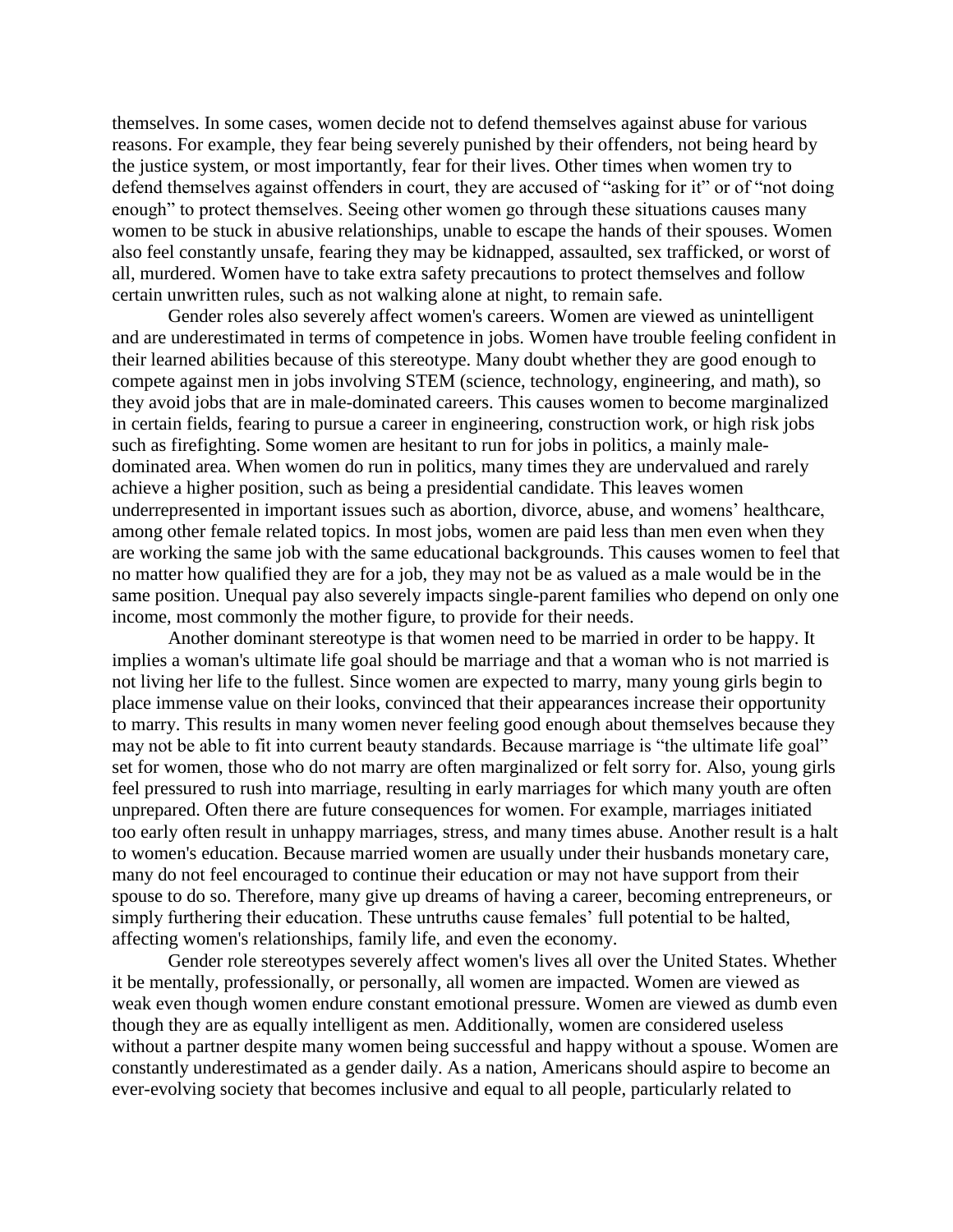themselves. In some cases, women decide not to defend themselves against abuse for various reasons. For example, they fear being severely punished by their offenders, not being heard by the justice system, or most importantly, fear for their lives. Other times when women try to defend themselves against offenders in court, they are accused of "asking for it" or of "not doing enough" to protect themselves. Seeing other women go through these situations causes many women to be stuck in abusive relationships, unable to escape the hands of their spouses. Women also feel constantly unsafe, fearing they may be kidnapped, assaulted, sex trafficked, or worst of all, murdered. Women have to take extra safety precautions to protect themselves and follow certain unwritten rules, such as not walking alone at night, to remain safe.

Gender roles also severely affect women's careers. Women are viewed as unintelligent and are underestimated in terms of competence in jobs. Women have trouble feeling confident in their learned abilities because of this stereotype. Many doubt whether they are good enough to compete against men in jobs involving STEM (science, technology, engineering, and math), so they avoid jobs that are in male-dominated careers. This causes women to become marginalized in certain fields, fearing to pursue a career in engineering, construction work, or high risk jobs such as firefighting. Some women are hesitant to run for jobs in politics, a mainly male-dominated area. When women do run in politics, many times they are undervalued and rarely achieve a higher position, such as being a presidential candidate. This leaves women underrepresented in important issues such as abortion, divorce, abuse, and womens' healthcare, among other female related topics. In most jobs, women are paid less than men even when they are working the same job with the same educational backgrounds. This causes women to feel that no matter how qualified they are for a job, they may not be as valued as a male would be in the same position. Unequal pay also severely impacts single-parent families who depend on only one income, most commonly the mother figure, to provide for their needs.

Another dominant stereotype is that women need to be married in order to be happy. It implies a woman's ultimate life goal should be marriage and that a woman who is not married is not living her life to the fullest. Since women are expected to marry, many young girls begin to place immense value on their looks, convinced that their appearances increase their opportunity to marry. This results in many women never feeling good enough about themselves because they may not be able to fit into current beauty standards. Because marriage is "the ultimate life goal" set for women, those who do not marry are often marginalized or felt sorry for. Also, young girls feel pressured to rush into marriage, resulting in early marriages for which many youth are often unprepared. Often there are future consequences for women. For example, marriages initiated too early often result in unhappy marriages, stress, and many times abuse. Another result is a halt to women's education. Because married women are usually under their husbands monetary care, many do not feel encouraged to continue their education or may not have support from their spouse to do so. Therefore, many give up dreams of having a career, becoming entrepreneurs, or simply furthering their education. These untruths cause females' full potential to be halted, affecting women's relationships, family life, and even the economy.

Gender role stereotypes severely affect women's lives all over the United States. Whether it be mentally, professionally, or personally, all women are impacted. Women are viewed as weak even though women endure constant emotional pressure. Women are viewed as dumb even though they are as equally intelligent as men. Additionally, women are considered useless without a partner despite many women being successful and happy without a spouse. Women are constantly underestimated as a gender daily. As a nation, Americans should aspire to become an ever-evolving society that becomes inclusive and equal to all people, particularly related to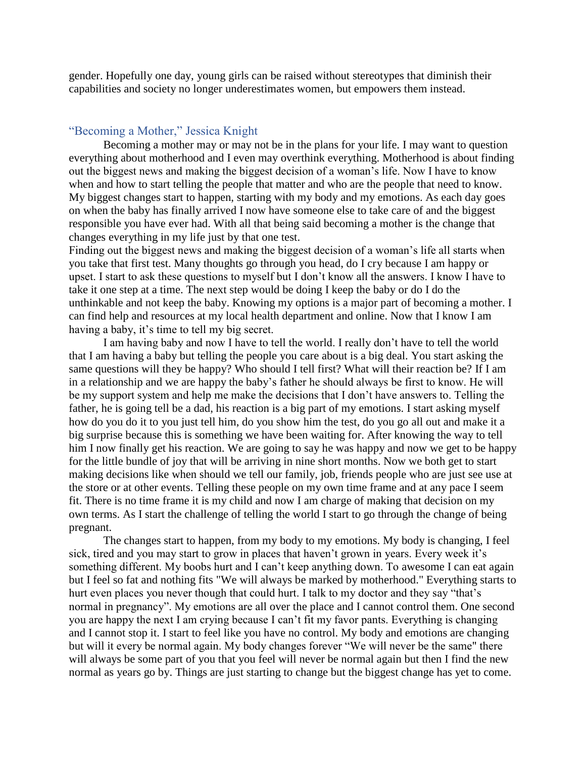gender. Hopefully one day, young girls can be raised without stereotypes that diminish their capabilities and society no longer underestimates women, but empowers them instead.

## "Becoming a Mother," Jessica Knight

Becoming a mother may or may not be in the plans for your life. I may want to question everything about motherhood and I even may overthink everything. Motherhood is about finding out the biggest news and making the biggest decision of a woman's life. Now I have to know when and how to start telling the people that matter and who are the people that need to know. My biggest changes start to happen, starting with my body and my emotions. As each day goes on when the baby has finally arrived I now have someone else to take care of and the biggest responsible you have ever had. With all that being said becoming a mother is the change that changes everything in my life just by that one test.

Finding out the biggest news and making the biggest decision of a woman's life all starts when you take that first test. Many thoughts go through you head, do I cry because I am happy or upset. I start to ask these questions to myself but I don't know all the answers. I know I have to take it one step at a time. The next step would be doing I keep the baby or do I do the unthinkable and not keep the baby. Knowing my options is a major part of becoming a mother. I can find help and resources at my local health department and online. Now that I know I am having a baby, it's time to tell my big secret.

I am having baby and now I have to tell the world. I really don't have to tell the world that I am having a baby but telling the people you care about is a big deal. You start asking the same questions will they be happy? Who should I tell first? What will their reaction be? If I am in a relationship and we are happy the baby's father he should always be first to know. He will be my support system and help me make the decisions that I don't have answers to. Telling the father, he is going tell be a dad, his reaction is a big part of my emotions. I start asking myself how do you do it to you just tell him, do you show him the test, do you go all out and make it a big surprise because this is something we have been waiting for. After knowing the way to tell him I now finally get his reaction. We are going to say he was happy and now we get to be happy for the little bundle of joy that will be arriving in nine short months. Now we both get to start making decisions like when should we tell our family, job, friends people who are just see use at the store or at other events. Telling these people on my own time frame and at any pace I seem fit. There is no time frame it is my child and now I am charge of making that decision on my own terms. As I start the challenge of telling the world I start to go through the change of being pregnant.

The changes start to happen, from my body to my emotions. My body is changing, I feel sick, tired and you may start to grow in places that haven't grown in years. Every week it's something different. My boobs hurt and I can't keep anything down. To awesome I can eat again but I feel so fat and nothing fits "We will always be marked by motherhood." Everything starts to hurt even places you never though that could hurt. I talk to my doctor and they say "that's normal in pregnancy". My emotions are all over the place and I cannot control them. One second you are happy the next I am crying because I can't fit my favor pants. Everything is changing and I cannot stop it. I start to feel like you have no control. My body and emotions are changing but will it every be normal again. My body changes forever "We will never be the same" there will always be some part of you that you feel will never be normal again but then I find the new normal as years go by. Things are just starting to change but the biggest change has yet to come.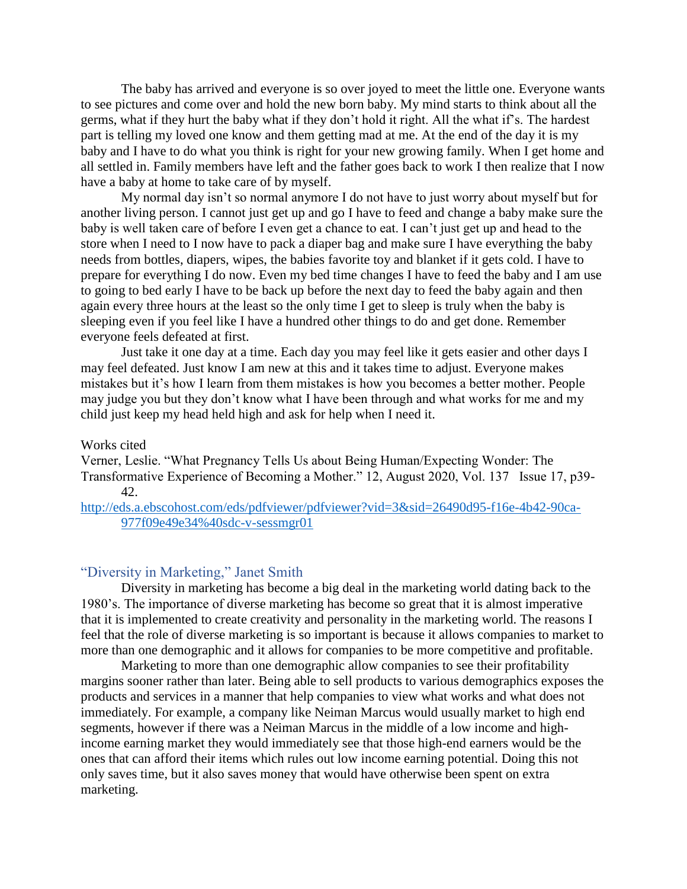The baby has arrived and everyone is so over joyed to meet the little one. Everyone wants to see pictures and come over and hold the new born baby. My mind starts to think about all the germs, what if they hurt the baby what if they don't hold it right. All the what if's. The hardest part is telling my loved one know and them getting mad at me. At the end of the day it is my baby and I have to do what you think is right for your new growing family. When I get home and all settled in. Family members have left and the father goes back to work I then realize that I now have a baby at home to take care of by myself.

My normal day isn't so normal anymore I do not have to just worry about myself but for another living person. I cannot just get up and go I have to feed and change a baby make sure the baby is well taken care of before I even get a chance to eat. I can't just get up and head to the store when I need to I now have to pack a diaper bag and make sure I have everything the baby needs from bottles, diapers, wipes, the babies favorite toy and blanket if it gets cold. I have to prepare for everything I do now. Even my bed time changes I have to feed the baby and I am use to going to bed early I have to be back up before the next day to feed the baby again and then again every three hours at the least so the only time I get to sleep is truly when the baby is sleeping even if you feel like I have a hundred other things to do and get done. Remember everyone feels defeated at first.

Just take it one day at a time. Each day you may feel like it gets easier and other days I may feel defeated. Just know I am new at this and it takes time to adjust. Everyone makes mistakes but it's how I learn from them mistakes is how you becomes a better mother. People may judge you but they don't know what I have been through and what works for me and my child just keep my head held high and ask for help when I need it.

Works cited

Verner, Leslie. "What Pregnancy Tells Us about Being Human/Expecting Wonder: The Transformative Experience of Becoming a Mother." 12, August 2020, Vol. 137 Issue 17, p39-42.
http://eds.a.ebscohost.com/eds/pdfviewer/pdfviewer?vid=3&sid=26490d95-f16e-4b42-90ca-977f09e49e34%40sdc-v-sessmgr01

## "Diversity in Marketing," Janet Smith

Diversity in marketing has become a big deal in the marketing world dating back to the 1980's. The importance of diverse marketing has become so great that it is almost imperative that it is implemented to create creativity and personality in the marketing world. The reasons I feel that the role of diverse marketing is so important is because it allows companies to market to more than one demographic and it allows for companies to be more competitive and profitable.

Marketing to more than one demographic allow companies to see their profitability margins sooner rather than later. Being able to sell products to various demographics exposes the products and services in a manner that help companies to view what works and what does not immediately. For example, a company like Neiman Marcus would usually market to high end segments, however if there was a Neiman Marcus in the middle of a low income and high-income earning market they would immediately see that those high-end earners would be the ones that can afford their items which rules out low income earning potential. Doing this not only saves time, but it also saves money that would have otherwise been spent on extra marketing.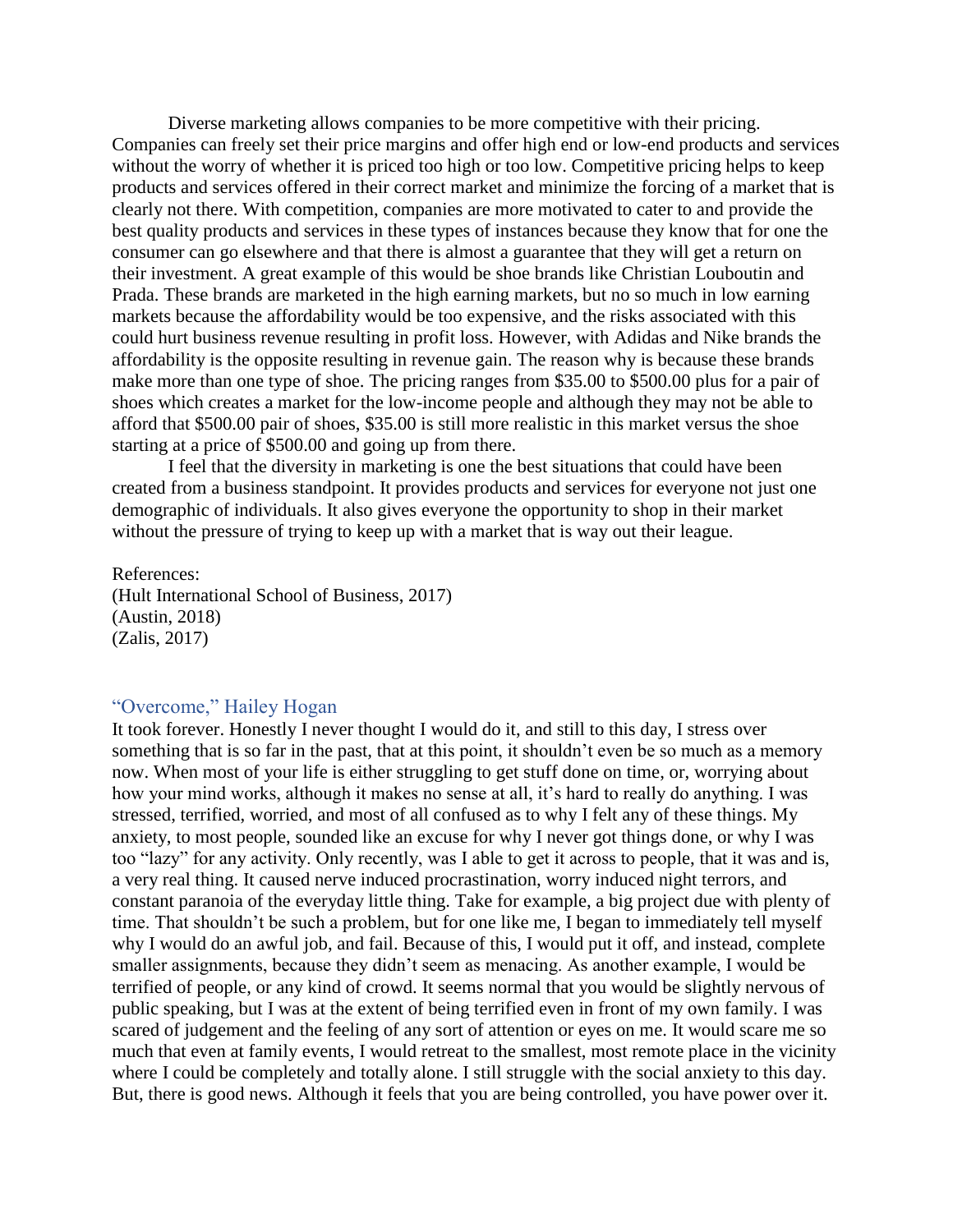Diverse marketing allows companies to be more competitive with their pricing. Companies can freely set their price margins and offer high end or low-end products and services without the worry of whether it is priced too high or too low. Competitive pricing helps to keep products and services offered in their correct market and minimize the forcing of a market that is clearly not there. With competition, companies are more motivated to cater to and provide the best quality products and services in these types of instances because they know that for one the consumer can go elsewhere and that there is almost a guarantee that they will get a return on their investment. A great example of this would be shoe brands like Christian Louboutin and Prada. These brands are marketed in the high earning markets, but no so much in low earning markets because the affordability would be too expensive, and the risks associated with this could hurt business revenue resulting in profit loss. However, with Adidas and Nike brands the affordability is the opposite resulting in revenue gain. The reason why is because these brands make more than one type of shoe. The pricing ranges from $35.00 to $500.00 plus for a pair of shoes which creates a market for the low-income people and although they may not be able to afford that $500.00 pair of shoes, $35.00 is still more realistic in this market versus the shoe starting at a price of $500.00 and going up from there.

I feel that the diversity in marketing is one the best situations that could have been created from a business standpoint. It provides products and services for everyone not just one demographic of individuals. It also gives everyone the opportunity to shop in their market without the pressure of trying to keep up with a market that is way out their league.

References:
(Hult International School of Business, 2017)
(Austin, 2018)
(Zalis, 2017)

### "Overcome," Hailey Hogan

It took forever. Honestly I never thought I would do it, and still to this day, I stress over something that is so far in the past, that at this point, it shouldn't even be so much as a memory now. When most of your life is either struggling to get stuff done on time, or, worrying about how your mind works, although it makes no sense at all, it's hard to really do anything. I was stressed, terrified, worried, and most of all confused as to why I felt any of these things. My anxiety, to most people, sounded like an excuse for why I never got things done, or why I was too "lazy" for any activity. Only recently, was I able to get it across to people, that it was and is, a very real thing. It caused nerve induced procrastination, worry induced night terrors, and constant paranoia of the everyday little thing. Take for example, a big project due with plenty of time. That shouldn't be such a problem, but for one like me, I began to immediately tell myself why I would do an awful job, and fail. Because of this, I would put it off, and instead, complete smaller assignments, because they didn't seem as menacing. As another example, I would be terrified of people, or any kind of crowd. It seems normal that you would be slightly nervous of public speaking, but I was at the extent of being terrified even in front of my own family. I was scared of judgement and the feeling of any sort of attention or eyes on me. It would scare me so much that even at family events, I would retreat to the smallest, most remote place in the vicinity where I could be completely and totally alone. I still struggle with the social anxiety to this day. But, there is good news. Although it feels that you are being controlled, you have power over it.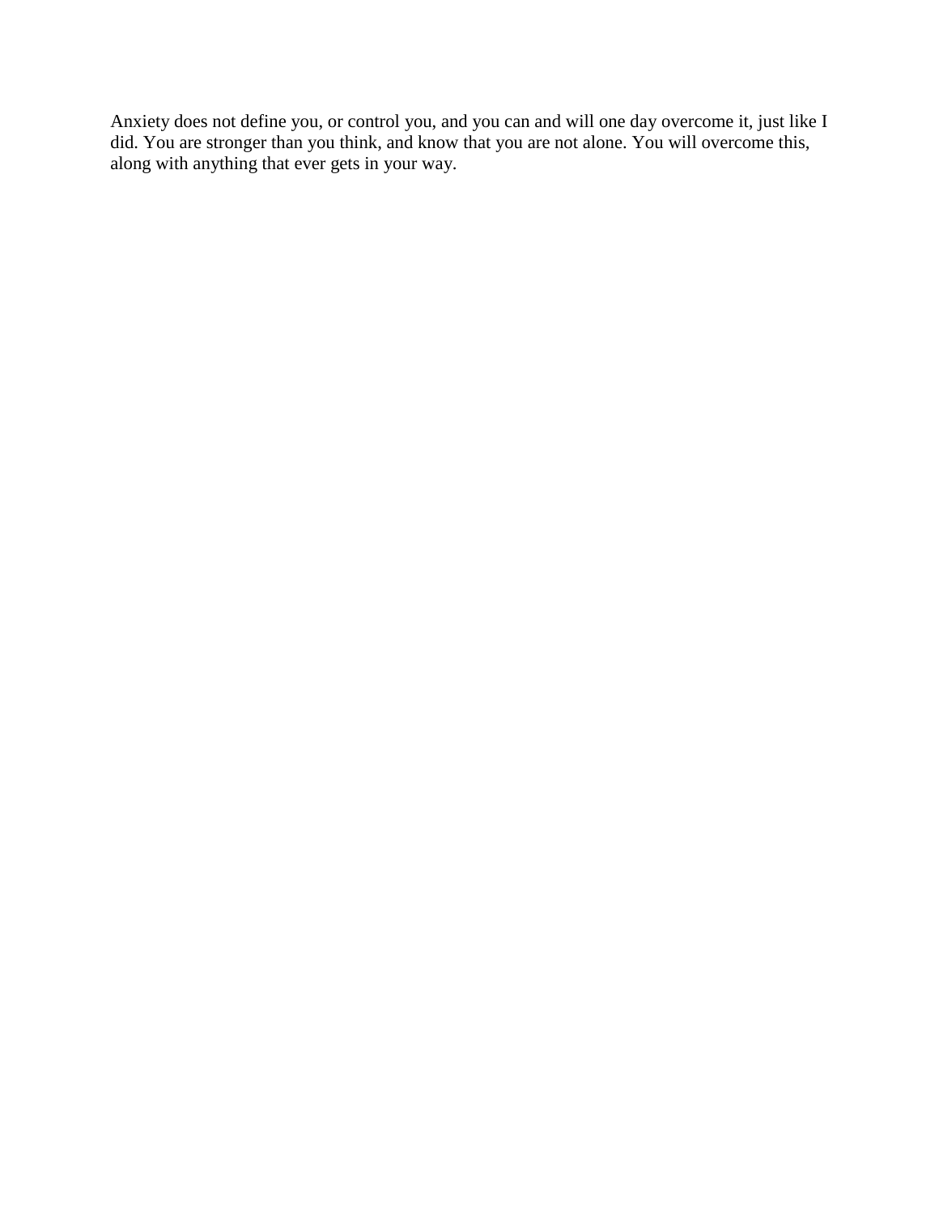Anxiety does not define you, or control you, and you can and will one day overcome it, just like I did. You are stronger than you think, and know that you are not alone. You will overcome this, along with anything that ever gets in your way.